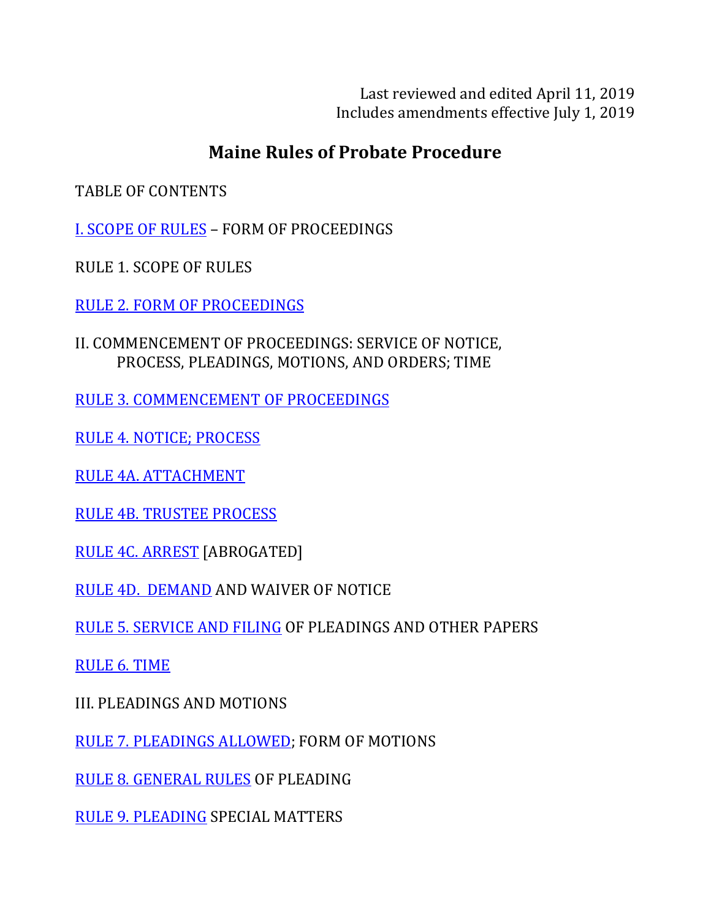Last reviewed and edited April 11, 2019
Includes amendments effective July 1, 2019

# Maine Rules of Probate Procedure

TABLE OF CONTENTS

I. SCOPE OF RULES – FORM OF PROCEEDINGS

RULE 1. SCOPE OF RULES

RULE 2. FORM OF PROCEEDINGS

II. COMMENCEMENT OF PROCEEDINGS: SERVICE OF NOTICE, PROCESS, PLEADINGS, MOTIONS, AND ORDERS; TIME

RULE 3. COMMENCEMENT OF PROCEEDINGS

RULE 4. NOTICE; PROCESS

RULE 4A. ATTACHMENT

RULE 4B. TRUSTEE PROCESS

RULE 4C. ARREST [ABROGATED]

RULE 4D. DEMAND AND WAIVER OF NOTICE

RULE 5. SERVICE AND FILING OF PLEADINGS AND OTHER PAPERS

RULE 6. TIME

III. PLEADINGS AND MOTIONS

RULE 7. PLEADINGS ALLOWED; FORM OF MOTIONS

RULE 8. GENERAL RULES OF PLEADING

RULE 9. PLEADING SPECIAL MATTERS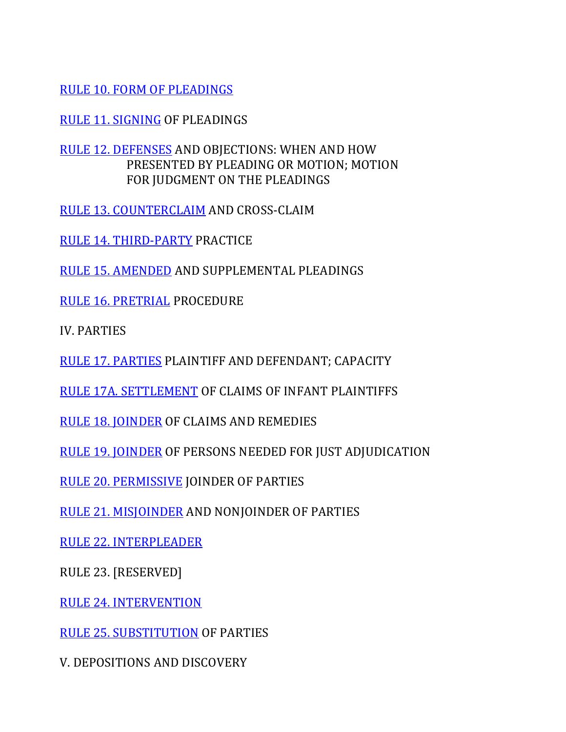RULE 10. FORM OF PLEADINGS

RULE 11. SIGNING OF PLEADINGS

RULE 12. DEFENSES AND OBJECTIONS: WHEN AND HOW PRESENTED BY PLEADING OR MOTION; MOTION FOR JUDGMENT ON THE PLEADINGS

RULE 13. COUNTERCLAIM AND CROSS-CLAIM

RULE 14. THIRD-PARTY PRACTICE

RULE 15. AMENDED AND SUPPLEMENTAL PLEADINGS

RULE 16. PRETRIAL PROCEDURE

IV. PARTIES

RULE 17. PARTIES PLAINTIFF AND DEFENDANT; CAPACITY

RULE 17A. SETTLEMENT OF CLAIMS OF INFANT PLAINTIFFS

RULE 18. JOINDER OF CLAIMS AND REMEDIES

RULE 19. JOINDER OF PERSONS NEEDED FOR JUST ADJUDICATION

RULE 20. PERMISSIVE JOINDER OF PARTIES

RULE 21. MISJOINDER AND NONJOINDER OF PARTIES

RULE 22. INTERPLEADER

RULE 23. [RESERVED]

RULE 24. INTERVENTION

RULE 25. SUBSTITUTION OF PARTIES

V. DEPOSITIONS AND DISCOVERY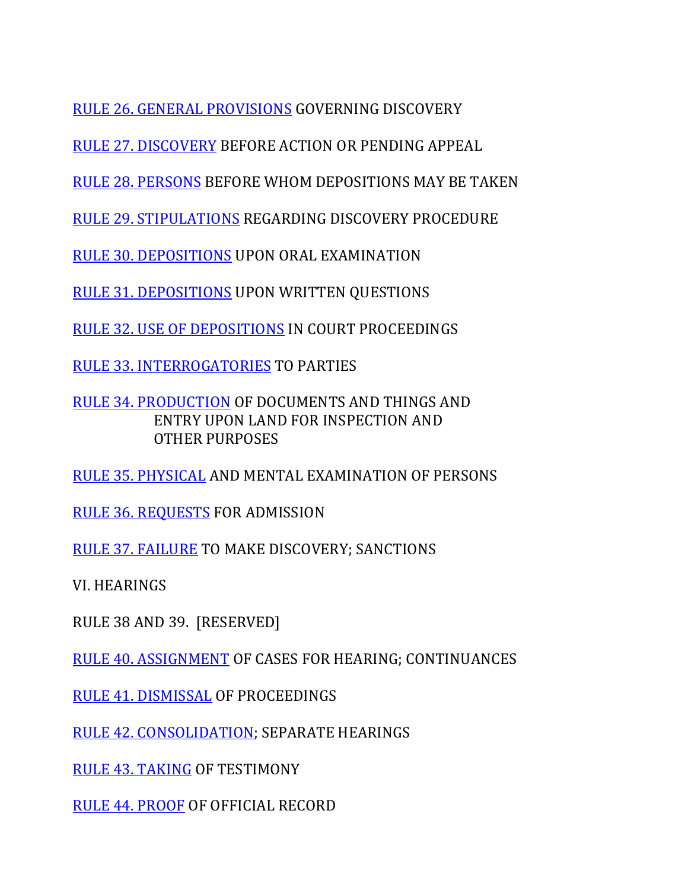RULE 26. GENERAL PROVISIONS GOVERNING DISCOVERY

RULE 27. DISCOVERY BEFORE ACTION OR PENDING APPEAL

RULE 28. PERSONS BEFORE WHOM DEPOSITIONS MAY BE TAKEN

RULE 29. STIPULATIONS REGARDING DISCOVERY PROCEDURE

RULE 30. DEPOSITIONS UPON ORAL EXAMINATION

RULE 31. DEPOSITIONS UPON WRITTEN QUESTIONS

RULE 32. USE OF DEPOSITIONS IN COURT PROCEEDINGS

RULE 33. INTERROGATORIES TO PARTIES

RULE 34. PRODUCTION OF DOCUMENTS AND THINGS AND ENTRY UPON LAND FOR INSPECTION AND OTHER PURPOSES

RULE 35. PHYSICAL AND MENTAL EXAMINATION OF PERSONS

RULE 36. REQUESTS FOR ADMISSION

RULE 37. FAILURE TO MAKE DISCOVERY; SANCTIONS

VI. HEARINGS

RULE 38 AND 39. [RESERVED]

RULE 40. ASSIGNMENT OF CASES FOR HEARING; CONTINUANCES

RULE 41. DISMISSAL OF PROCEEDINGS

RULE 42. CONSOLIDATION; SEPARATE HEARINGS

RULE 43. TAKING OF TESTIMONY

RULE 44. PROOF OF OFFICIAL RECORD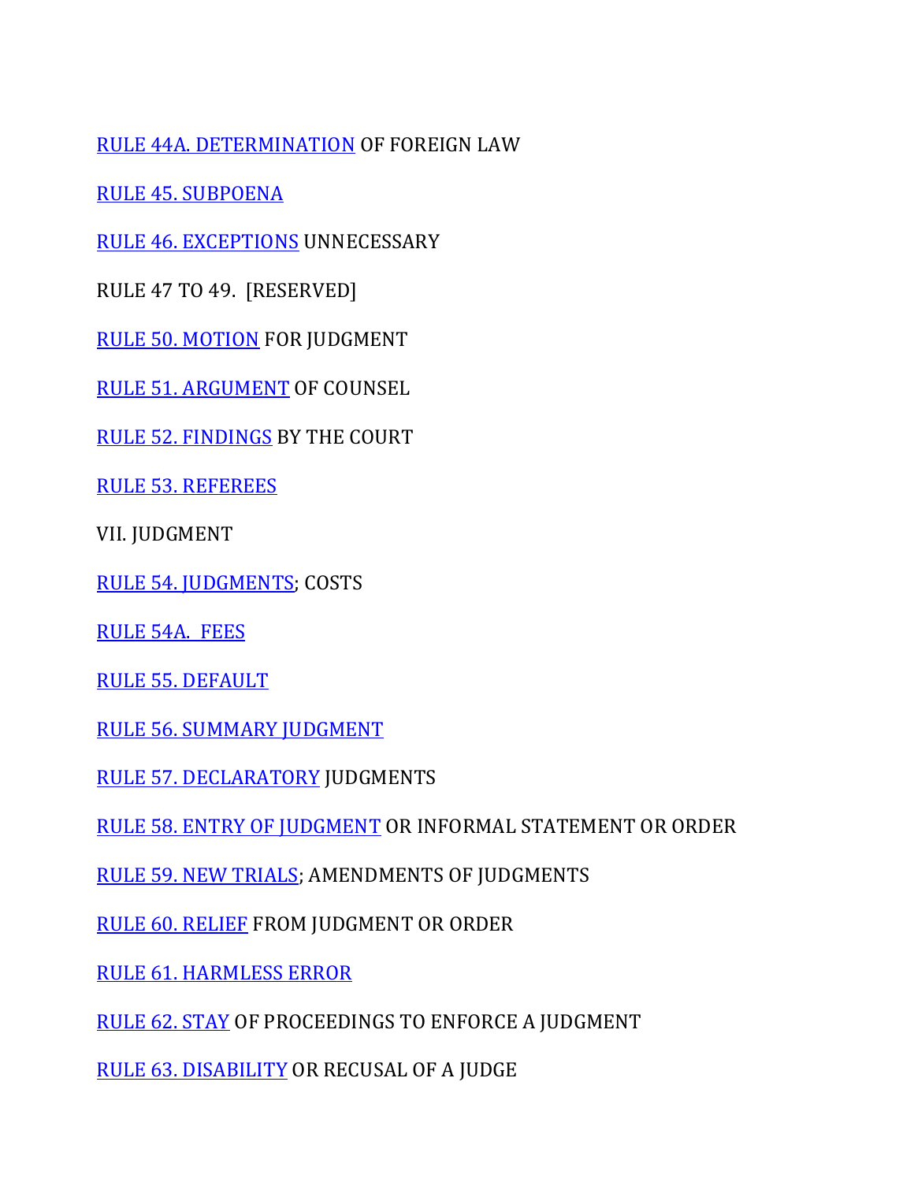RULE 44A. DETERMINATION OF FOREIGN LAW

RULE 45. SUBPOENA

RULE 46. EXCEPTIONS UNNECESSARY

RULE 47 TO 49. [RESERVED]

RULE 50. MOTION FOR JUDGMENT

RULE 51. ARGUMENT OF COUNSEL

RULE 52. FINDINGS BY THE COURT

RULE 53. REFEREES

VII. JUDGMENT

RULE 54. JUDGMENTS; COSTS

RULE 54A. FEES

RULE 55. DEFAULT

RULE 56. SUMMARY JUDGMENT

RULE 57. DECLARATORY JUDGMENTS

RULE 58. ENTRY OF JUDGMENT OR INFORMAL STATEMENT OR ORDER

RULE 59. NEW TRIALS; AMENDMENTS OF JUDGMENTS

RULE 60. RELIEF FROM JUDGMENT OR ORDER

RULE 61. HARMLESS ERROR

RULE 62. STAY OF PROCEEDINGS TO ENFORCE A JUDGMENT

RULE 63. DISABILITY OR RECUSAL OF A JUDGE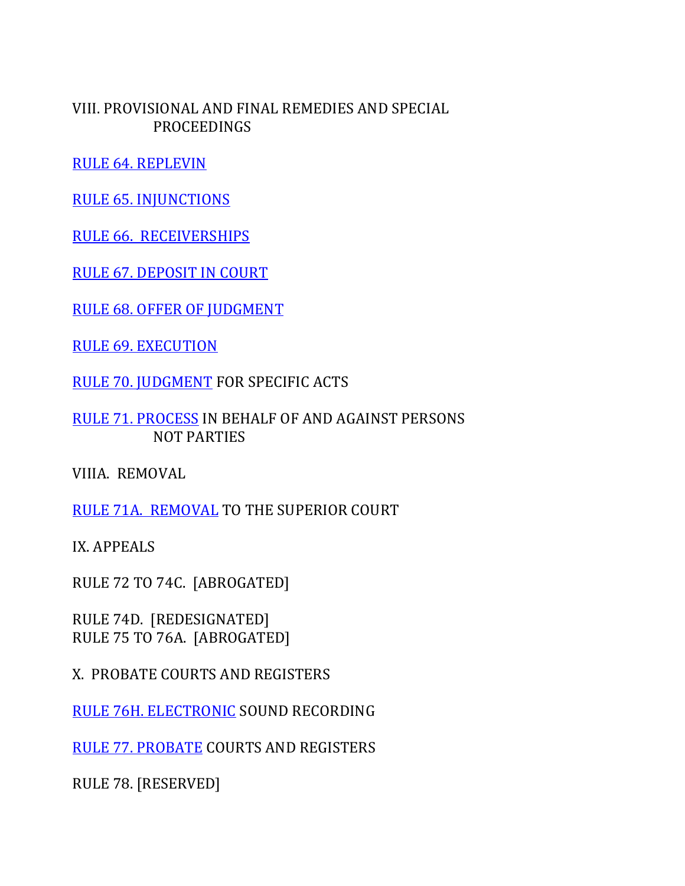VIII. PROVISIONAL AND FINAL REMEDIES AND SPECIAL PROCEEDINGS

RULE 64. REPLEVIN

RULE 65. INJUNCTIONS

RULE 66. RECEIVERSHIPS

RULE 67. DEPOSIT IN COURT

RULE 68. OFFER OF JUDGMENT

RULE 69. EXECUTION

RULE 70. JUDGMENT FOR SPECIFIC ACTS

RULE 71. PROCESS IN BEHALF OF AND AGAINST PERSONS NOT PARTIES

VIIIA. REMOVAL

RULE 71A. REMOVAL TO THE SUPERIOR COURT

IX. APPEALS

RULE 72 TO 74C. [ABROGATED]

RULE 74D. [REDESIGNATED]
RULE 75 TO 76A. [ABROGATED]

X. PROBATE COURTS AND REGISTERS

RULE 76H. ELECTRONIC SOUND RECORDING

RULE 77. PROBATE COURTS AND REGISTERS

RULE 78. [RESERVED]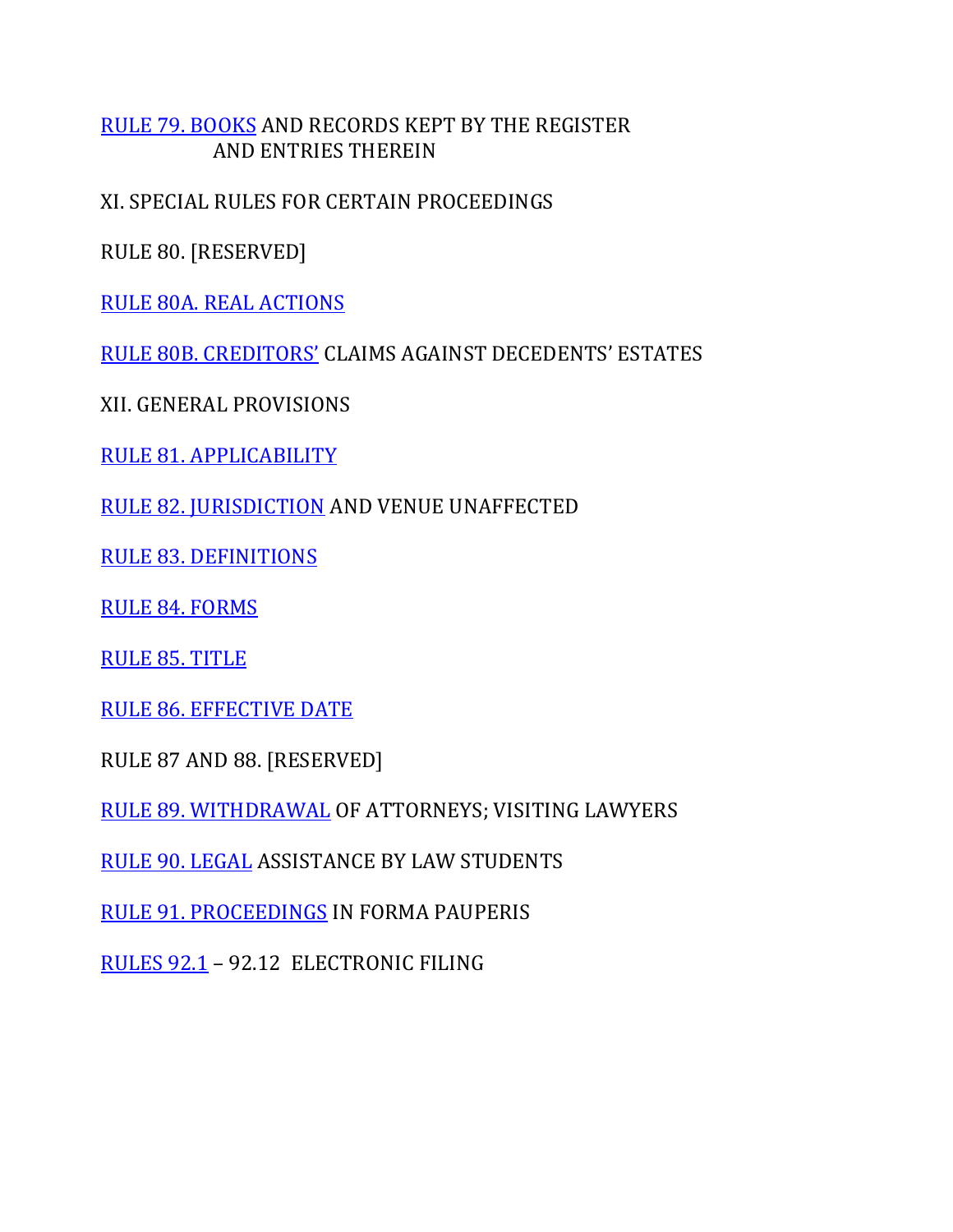RULE 79. BOOKS AND RECORDS KEPT BY THE REGISTER AND ENTRIES THEREIN

XI. SPECIAL RULES FOR CERTAIN PROCEEDINGS

RULE 80. [RESERVED]

RULE 80A. REAL ACTIONS

RULE 80B. CREDITORS' CLAIMS AGAINST DECEDENTS' ESTATES

XII. GENERAL PROVISIONS

RULE 81. APPLICABILITY

RULE 82. JURISDICTION AND VENUE UNAFFECTED

RULE 83. DEFINITIONS

RULE 84. FORMS

RULE 85. TITLE

RULE 86. EFFECTIVE DATE

RULE 87 AND 88. [RESERVED]

RULE 89. WITHDRAWAL OF ATTORNEYS; VISITING LAWYERS

RULE 90. LEGAL ASSISTANCE BY LAW STUDENTS

RULE 91. PROCEEDINGS IN FORMA PAUPERIS

RULES 92.1 – 92.12 ELECTRONIC FILING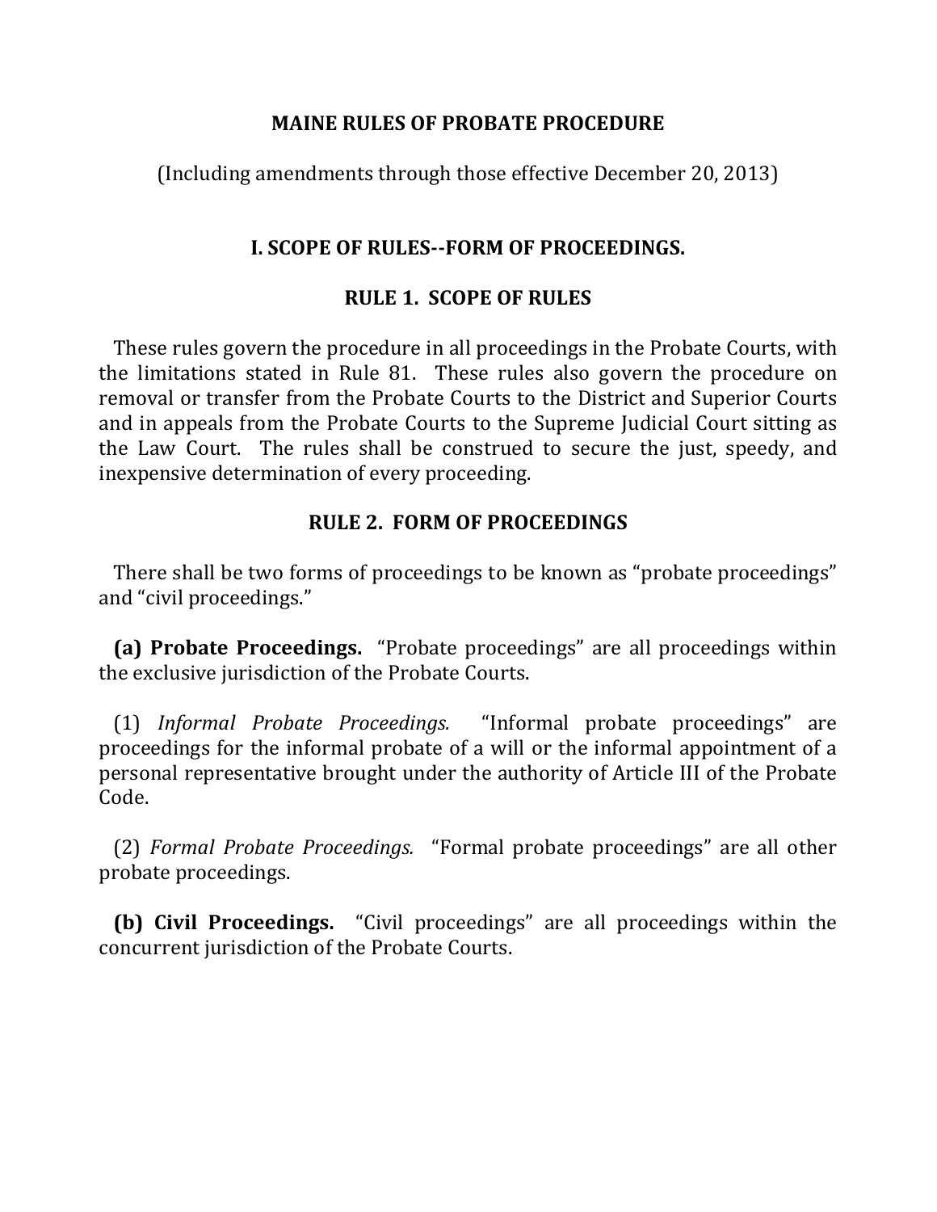# MAINE RULES OF PROBATE PROCEDURE

(Including amendments through those effective December 20, 2013)

## I. SCOPE OF RULES--FORM OF PROCEEDINGS.

### RULE 1. SCOPE OF RULES

These rules govern the procedure in all proceedings in the Probate Courts, with the limitations stated in Rule 81. These rules also govern the procedure on removal or transfer from the Probate Courts to the District and Superior Courts and in appeals from the Probate Courts to the Supreme Judicial Court sitting as the Law Court. The rules shall be construed to secure the just, speedy, and inexpensive determination of every proceeding.

### RULE 2. FORM OF PROCEEDINGS

There shall be two forms of proceedings to be known as "probate proceedings" and "civil proceedings."

**(a) Probate Proceedings.** "Probate proceedings" are all proceedings within the exclusive jurisdiction of the Probate Courts.

(1) *Informal Probate Proceedings.* "Informal probate proceedings" are proceedings for the informal probate of a will or the informal appointment of a personal representative brought under the authority of Article III of the Probate Code.

(2) *Formal Probate Proceedings.* "Formal probate proceedings" are all other probate proceedings.

**(b) Civil Proceedings.** "Civil proceedings" are all proceedings within the concurrent jurisdiction of the Probate Courts.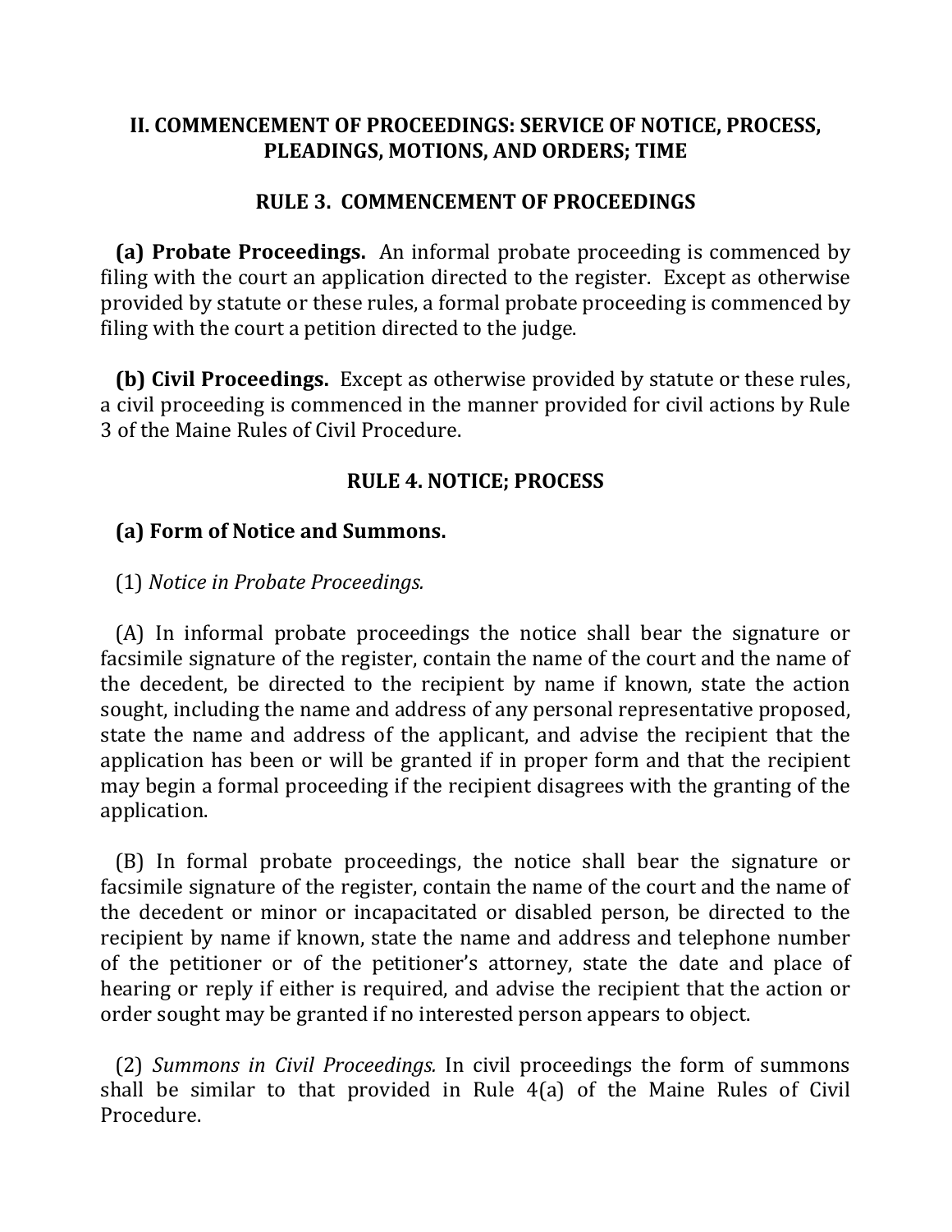## II. COMMENCEMENT OF PROCEEDINGS: SERVICE OF NOTICE, PROCESS, PLEADINGS, MOTIONS, AND ORDERS; TIME

### RULE 3. COMMENCEMENT OF PROCEEDINGS

**(a) Probate Proceedings.** An informal probate proceeding is commenced by filing with the court an application directed to the register. Except as otherwise provided by statute or these rules, a formal probate proceeding is commenced by filing with the court a petition directed to the judge.

**(b) Civil Proceedings.** Except as otherwise provided by statute or these rules, a civil proceeding is commenced in the manner provided for civil actions by Rule 3 of the Maine Rules of Civil Procedure.

### RULE 4. NOTICE; PROCESS

**(a) Form of Notice and Summons.**

(1) *Notice in Probate Proceedings.*

(A) In informal probate proceedings the notice shall bear the signature or facsimile signature of the register, contain the name of the court and the name of the decedent, be directed to the recipient by name if known, state the action sought, including the name and address of any personal representative proposed, state the name and address of the applicant, and advise the recipient that the application has been or will be granted if in proper form and that the recipient may begin a formal proceeding if the recipient disagrees with the granting of the application.

(B) In formal probate proceedings, the notice shall bear the signature or facsimile signature of the register, contain the name of the court and the name of the decedent or minor or incapacitated or disabled person, be directed to the recipient by name if known, state the name and address and telephone number of the petitioner or of the petitioner's attorney, state the date and place of hearing or reply if either is required, and advise the recipient that the action or order sought may be granted if no interested person appears to object.

(2) *Summons in Civil Proceedings.* In civil proceedings the form of summons shall be similar to that provided in Rule 4(a) of the Maine Rules of Civil Procedure.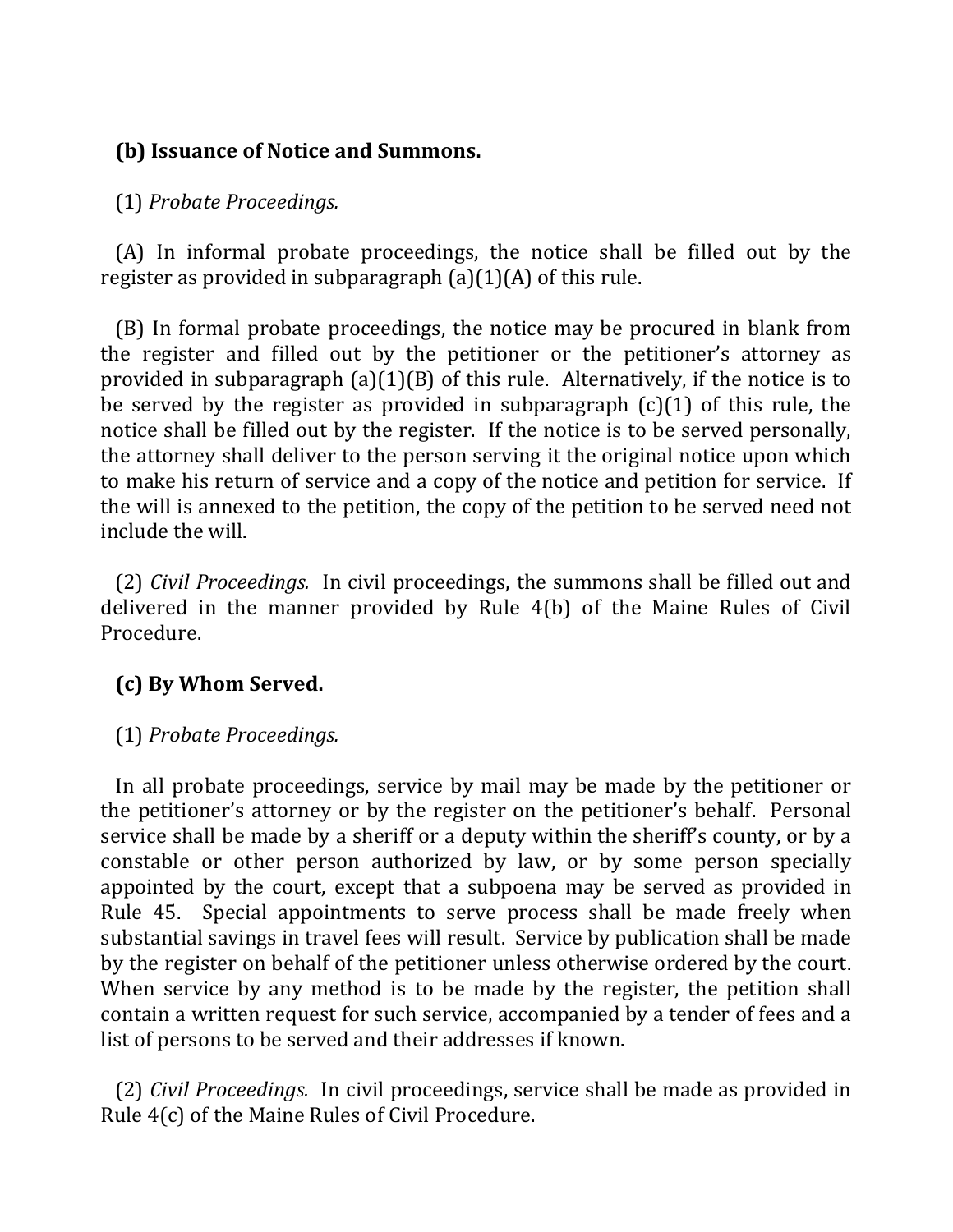**(b) Issuance of Notice and Summons.**

(1) *Probate Proceedings.*

(A) In informal probate proceedings, the notice shall be filled out by the register as provided in subparagraph (a)(1)(A) of this rule.

(B) In formal probate proceedings, the notice may be procured in blank from the register and filled out by the petitioner or the petitioner's attorney as provided in subparagraph (a)(1)(B) of this rule. Alternatively, if the notice is to be served by the register as provided in subparagraph (c)(1) of this rule, the notice shall be filled out by the register. If the notice is to be served personally, the attorney shall deliver to the person serving it the original notice upon which to make his return of service and a copy of the notice and petition for service. If the will is annexed to the petition, the copy of the petition to be served need not include the will.

(2) *Civil Proceedings.* In civil proceedings, the summons shall be filled out and delivered in the manner provided by Rule 4(b) of the Maine Rules of Civil Procedure.

**(c) By Whom Served.**

(1) *Probate Proceedings.*

In all probate proceedings, service by mail may be made by the petitioner or the petitioner's attorney or by the register on the petitioner's behalf. Personal service shall be made by a sheriff or a deputy within the sheriff's county, or by a constable or other person authorized by law, or by some person specially appointed by the court, except that a subpoena may be served as provided in Rule 45. Special appointments to serve process shall be made freely when substantial savings in travel fees will result. Service by publication shall be made by the register on behalf of the petitioner unless otherwise ordered by the court. When service by any method is to be made by the register, the petition shall contain a written request for such service, accompanied by a tender of fees and a list of persons to be served and their addresses if known.

(2) *Civil Proceedings.* In civil proceedings, service shall be made as provided in Rule 4(c) of the Maine Rules of Civil Procedure.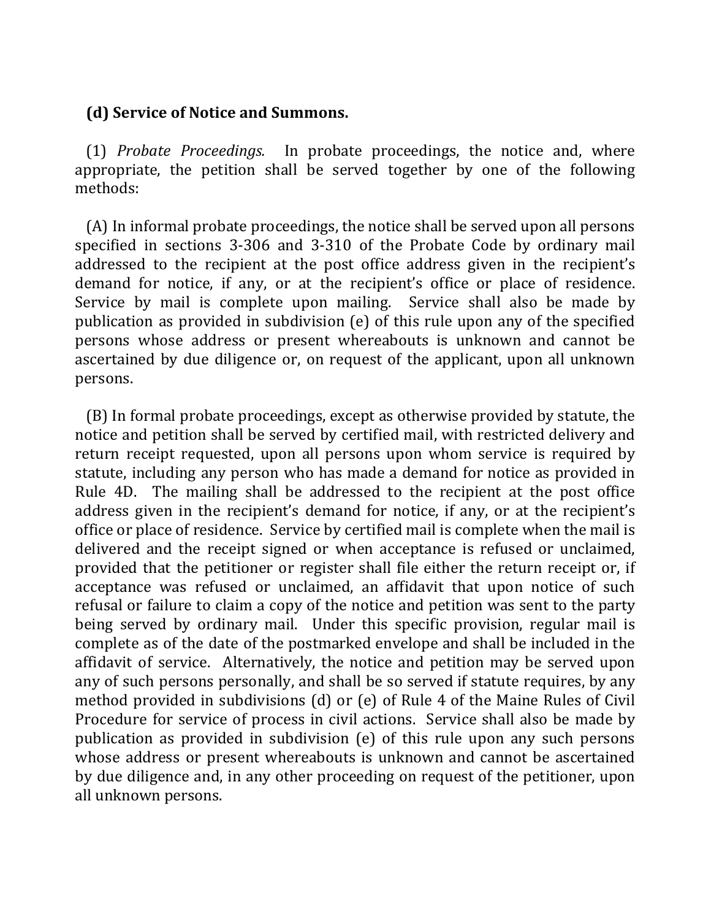**(d) Service of Notice and Summons.**

(1) *Probate Proceedings.* In probate proceedings, the notice and, where appropriate, the petition shall be served together by one of the following methods:

(A) In informal probate proceedings, the notice shall be served upon all persons specified in sections 3-306 and 3-310 of the Probate Code by ordinary mail addressed to the recipient at the post office address given in the recipient's demand for notice, if any, or at the recipient's office or place of residence. Service by mail is complete upon mailing. Service shall also be made by publication as provided in subdivision (e) of this rule upon any of the specified persons whose address or present whereabouts is unknown and cannot be ascertained by due diligence or, on request of the applicant, upon all unknown persons.

(B) In formal probate proceedings, except as otherwise provided by statute, the notice and petition shall be served by certified mail, with restricted delivery and return receipt requested, upon all persons upon whom service is required by statute, including any person who has made a demand for notice as provided in Rule 4D. The mailing shall be addressed to the recipient at the post office address given in the recipient's demand for notice, if any, or at the recipient's office or place of residence. Service by certified mail is complete when the mail is delivered and the receipt signed or when acceptance is refused or unclaimed, provided that the petitioner or register shall file either the return receipt or, if acceptance was refused or unclaimed, an affidavit that upon notice of such refusal or failure to claim a copy of the notice and petition was sent to the party being served by ordinary mail. Under this specific provision, regular mail is complete as of the date of the postmarked envelope and shall be included in the affidavit of service. Alternatively, the notice and petition may be served upon any of such persons personally, and shall be so served if statute requires, by any method provided in subdivisions (d) or (e) of Rule 4 of the Maine Rules of Civil Procedure for service of process in civil actions. Service shall also be made by publication as provided in subdivision (e) of this rule upon any such persons whose address or present whereabouts is unknown and cannot be ascertained by due diligence and, in any other proceeding on request of the petitioner, upon all unknown persons.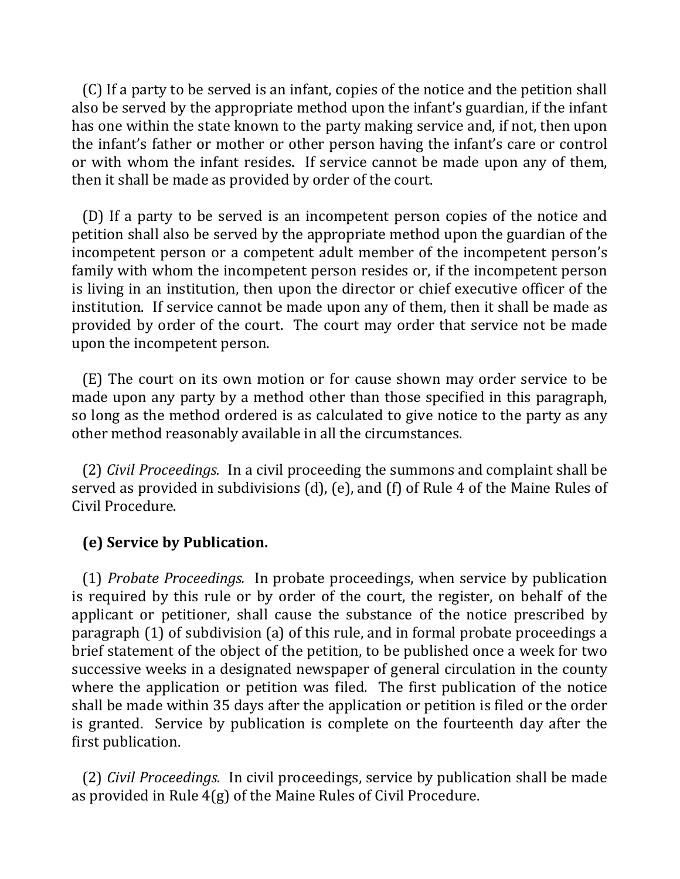(C) If a party to be served is an infant, copies of the notice and the petition shall also be served by the appropriate method upon the infant's guardian, if the infant has one within the state known to the party making service and, if not, then upon the infant's father or mother or other person having the infant's care or control or with whom the infant resides. If service cannot be made upon any of them, then it shall be made as provided by order of the court.

(D) If a party to be served is an incompetent person copies of the notice and petition shall also be served by the appropriate method upon the guardian of the incompetent person or a competent adult member of the incompetent person's family with whom the incompetent person resides or, if the incompetent person is living in an institution, then upon the director or chief executive officer of the institution. If service cannot be made upon any of them, then it shall be made as provided by order of the court. The court may order that service not be made upon the incompetent person.

(E) The court on its own motion or for cause shown may order service to be made upon any party by a method other than those specified in this paragraph, so long as the method ordered is as calculated to give notice to the party as any other method reasonably available in all the circumstances.

(2) *Civil Proceedings.* In a civil proceeding the summons and complaint shall be served as provided in subdivisions (d), (e), and (f) of Rule 4 of the Maine Rules of Civil Procedure.

**(e) Service by Publication.**

(1) *Probate Proceedings.* In probate proceedings, when service by publication is required by this rule or by order of the court, the register, on behalf of the applicant or petitioner, shall cause the substance of the notice prescribed by paragraph (1) of subdivision (a) of this rule, and in formal probate proceedings a brief statement of the object of the petition, to be published once a week for two successive weeks in a designated newspaper of general circulation in the county where the application or petition was filed. The first publication of the notice shall be made within 35 days after the application or petition is filed or the order is granted. Service by publication is complete on the fourteenth day after the first publication.

(2) *Civil Proceedings.* In civil proceedings, service by publication shall be made as provided in Rule 4(g) of the Maine Rules of Civil Procedure.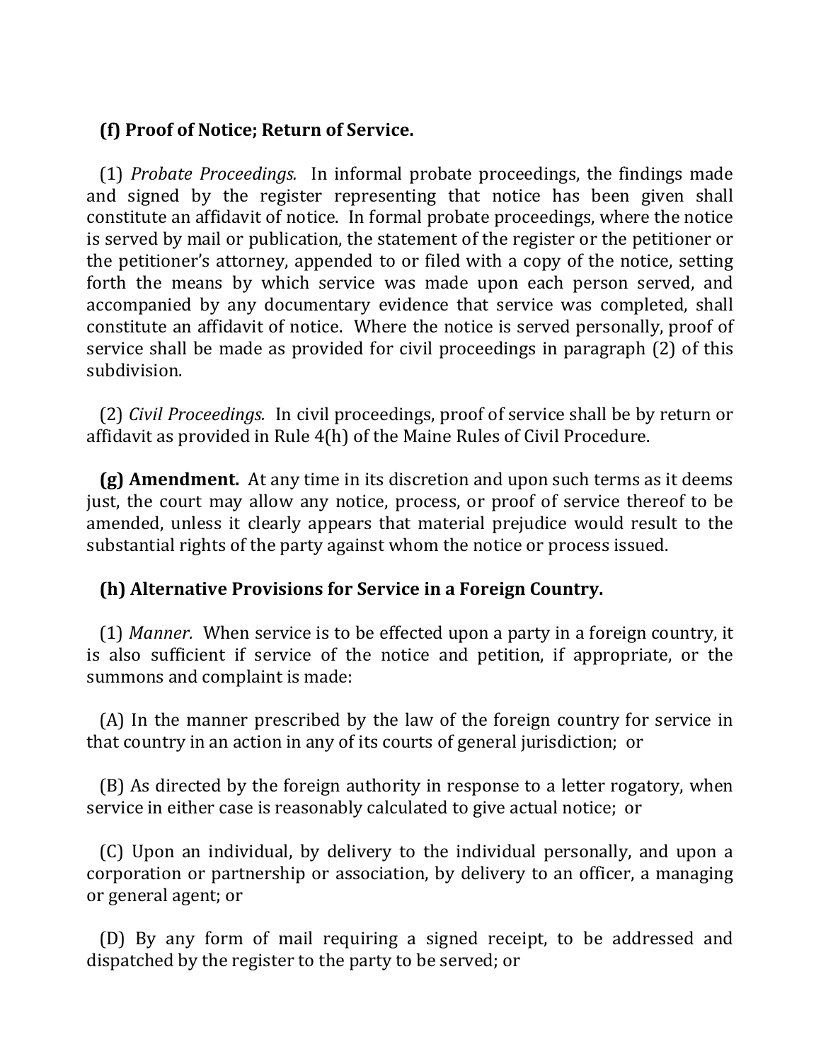**(f) Proof of Notice; Return of Service.**

(1) *Probate Proceedings.* In informal probate proceedings, the findings made and signed by the register representing that notice has been given shall constitute an affidavit of notice. In formal probate proceedings, where the notice is served by mail or publication, the statement of the register or the petitioner or the petitioner's attorney, appended to or filed with a copy of the notice, setting forth the means by which service was made upon each person served, and accompanied by any documentary evidence that service was completed, shall constitute an affidavit of notice. Where the notice is served personally, proof of service shall be made as provided for civil proceedings in paragraph (2) of this subdivision.

(2) *Civil Proceedings.* In civil proceedings, proof of service shall be by return or affidavit as provided in Rule 4(h) of the Maine Rules of Civil Procedure.

**(g) Amendment.** At any time in its discretion and upon such terms as it deems just, the court may allow any notice, process, or proof of service thereof to be amended, unless it clearly appears that material prejudice would result to the substantial rights of the party against whom the notice or process issued.

**(h) Alternative Provisions for Service in a Foreign Country.**

(1) *Manner.* When service is to be effected upon a party in a foreign country, it is also sufficient if service of the notice and petition, if appropriate, or the summons and complaint is made:

(A) In the manner prescribed by the law of the foreign country for service in that country in an action in any of its courts of general jurisdiction; or

(B) As directed by the foreign authority in response to a letter rogatory, when service in either case is reasonably calculated to give actual notice; or

(C) Upon an individual, by delivery to the individual personally, and upon a corporation or partnership or association, by delivery to an officer, a managing or general agent; or

(D) By any form of mail requiring a signed receipt, to be addressed and dispatched by the register to the party to be served; or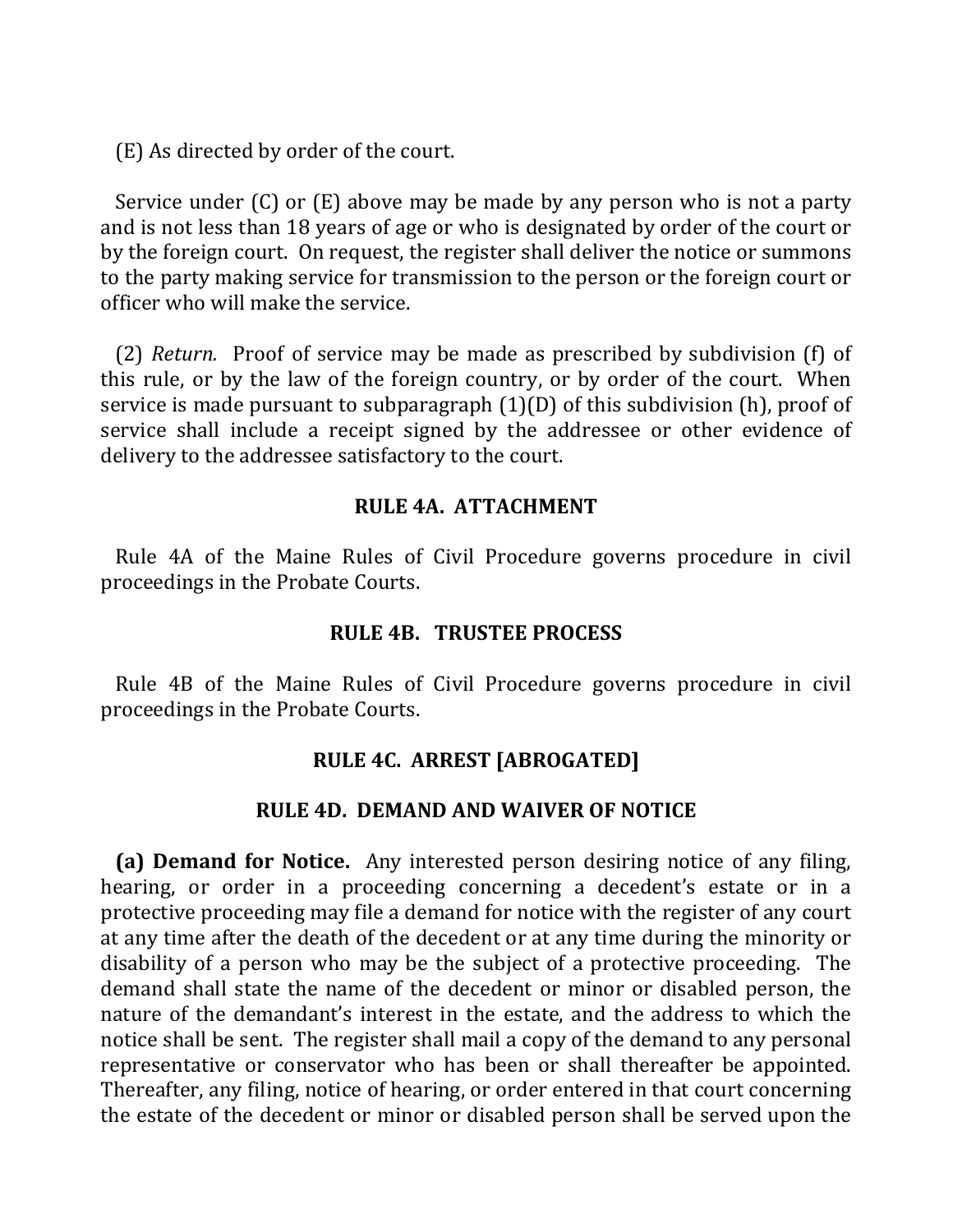(E) As directed by order of the court.

Service under (C) or (E) above may be made by any person who is not a party and is not less than 18 years of age or who is designated by order of the court or by the foreign court. On request, the register shall deliver the notice or summons to the party making service for transmission to the person or the foreign court or officer who will make the service.

(2) *Return.* Proof of service may be made as prescribed by subdivision (f) of this rule, or by the law of the foreign country, or by order of the court. When service is made pursuant to subparagraph (1)(D) of this subdivision (h), proof of service shall include a receipt signed by the addressee or other evidence of delivery to the addressee satisfactory to the court.

## RULE 4A. ATTACHMENT

Rule 4A of the Maine Rules of Civil Procedure governs procedure in civil proceedings in the Probate Courts.

## RULE 4B. TRUSTEE PROCESS

Rule 4B of the Maine Rules of Civil Procedure governs procedure in civil proceedings in the Probate Courts.

## RULE 4C. ARREST [ABROGATED]

## RULE 4D. DEMAND AND WAIVER OF NOTICE

**(a) Demand for Notice.** Any interested person desiring notice of any filing, hearing, or order in a proceeding concerning a decedent's estate or in a protective proceeding may file a demand for notice with the register of any court at any time after the death of the decedent or at any time during the minority or disability of a person who may be the subject of a protective proceeding. The demand shall state the name of the decedent or minor or disabled person, the nature of the demandant's interest in the estate, and the address to which the notice shall be sent. The register shall mail a copy of the demand to any personal representative or conservator who has been or shall thereafter be appointed. Thereafter, any filing, notice of hearing, or order entered in that court concerning the estate of the decedent or minor or disabled person shall be served upon the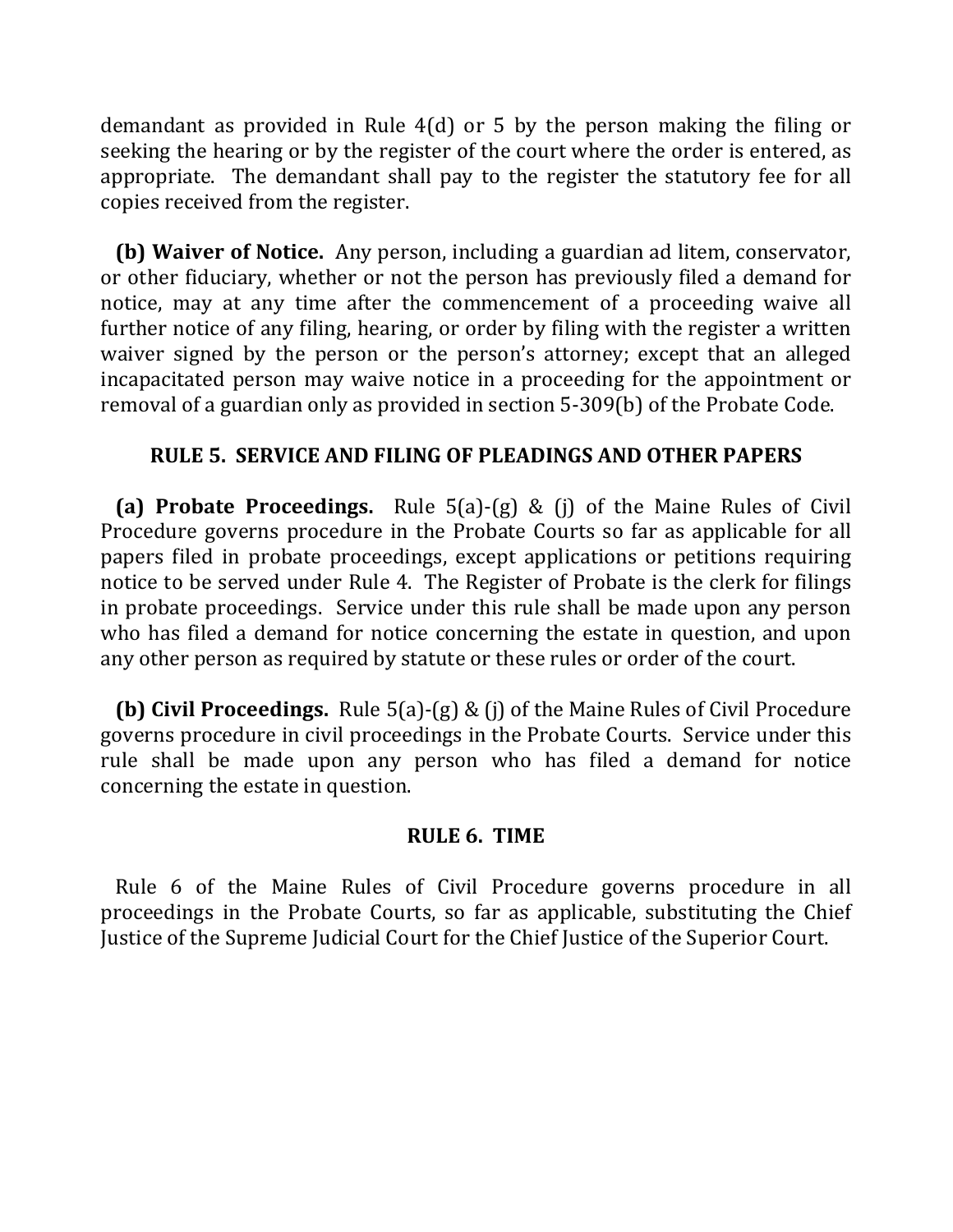demandant as provided in Rule 4(d) or 5 by the person making the filing or seeking the hearing or by the register of the court where the order is entered, as appropriate. The demandant shall pay to the register the statutory fee for all copies received from the register.

**(b) Waiver of Notice.** Any person, including a guardian ad litem, conservator, or other fiduciary, whether or not the person has previously filed a demand for notice, may at any time after the commencement of a proceeding waive all further notice of any filing, hearing, or order by filing with the register a written waiver signed by the person or the person's attorney; except that an alleged incapacitated person may waive notice in a proceeding for the appointment or removal of a guardian only as provided in section 5-309(b) of the Probate Code.

## RULE 5. SERVICE AND FILING OF PLEADINGS AND OTHER PAPERS

**(a) Probate Proceedings.** Rule 5(a)-(g) & (j) of the Maine Rules of Civil Procedure governs procedure in the Probate Courts so far as applicable for all papers filed in probate proceedings, except applications or petitions requiring notice to be served under Rule 4. The Register of Probate is the clerk for filings in probate proceedings. Service under this rule shall be made upon any person who has filed a demand for notice concerning the estate in question, and upon any other person as required by statute or these rules or order of the court.

**(b) Civil Proceedings.** Rule 5(a)-(g) & (j) of the Maine Rules of Civil Procedure governs procedure in civil proceedings in the Probate Courts. Service under this rule shall be made upon any person who has filed a demand for notice concerning the estate in question.

## RULE 6. TIME

Rule 6 of the Maine Rules of Civil Procedure governs procedure in all proceedings in the Probate Courts, so far as applicable, substituting the Chief Justice of the Supreme Judicial Court for the Chief Justice of the Superior Court.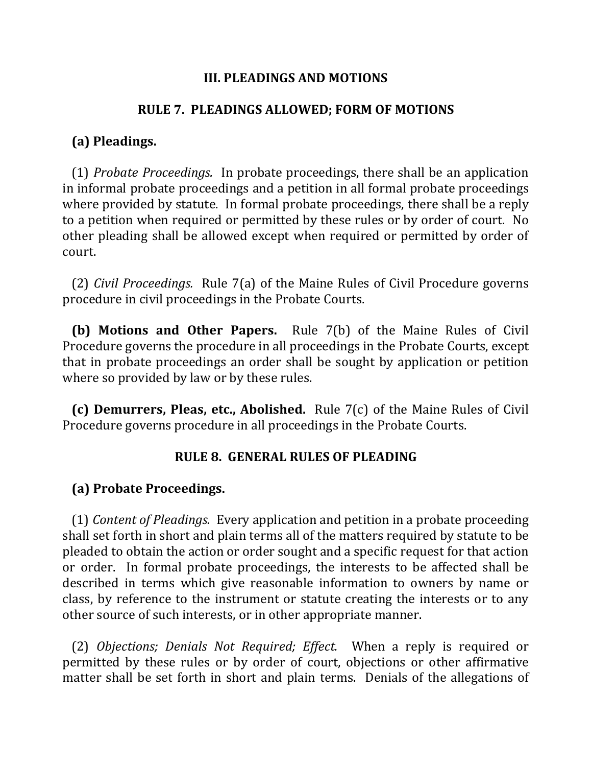## III. PLEADINGS AND MOTIONS

### RULE 7. PLEADINGS ALLOWED; FORM OF MOTIONS

**(a) Pleadings.**

(1) *Probate Proceedings.* In probate proceedings, there shall be an application in informal probate proceedings and a petition in all formal probate proceedings where provided by statute. In formal probate proceedings, there shall be a reply to a petition when required or permitted by these rules or by order of court. No other pleading shall be allowed except when required or permitted by order of court.

(2) *Civil Proceedings.* Rule 7(a) of the Maine Rules of Civil Procedure governs procedure in civil proceedings in the Probate Courts.

**(b) Motions and Other Papers.** Rule 7(b) of the Maine Rules of Civil Procedure governs the procedure in all proceedings in the Probate Courts, except that in probate proceedings an order shall be sought by application or petition where so provided by law or by these rules.

**(c) Demurrers, Pleas, etc., Abolished.** Rule 7(c) of the Maine Rules of Civil Procedure governs procedure in all proceedings in the Probate Courts.

### RULE 8. GENERAL RULES OF PLEADING

**(a) Probate Proceedings.**

(1) *Content of Pleadings.* Every application and petition in a probate proceeding shall set forth in short and plain terms all of the matters required by statute to be pleaded to obtain the action or order sought and a specific request for that action or order. In formal probate proceedings, the interests to be affected shall be described in terms which give reasonable information to owners by name or class, by reference to the instrument or statute creating the interests or to any other source of such interests, or in other appropriate manner.

(2) *Objections; Denials Not Required; Effect.* When a reply is required or permitted by these rules or by order of court, objections or other affirmative matter shall be set forth in short and plain terms. Denials of the allegations of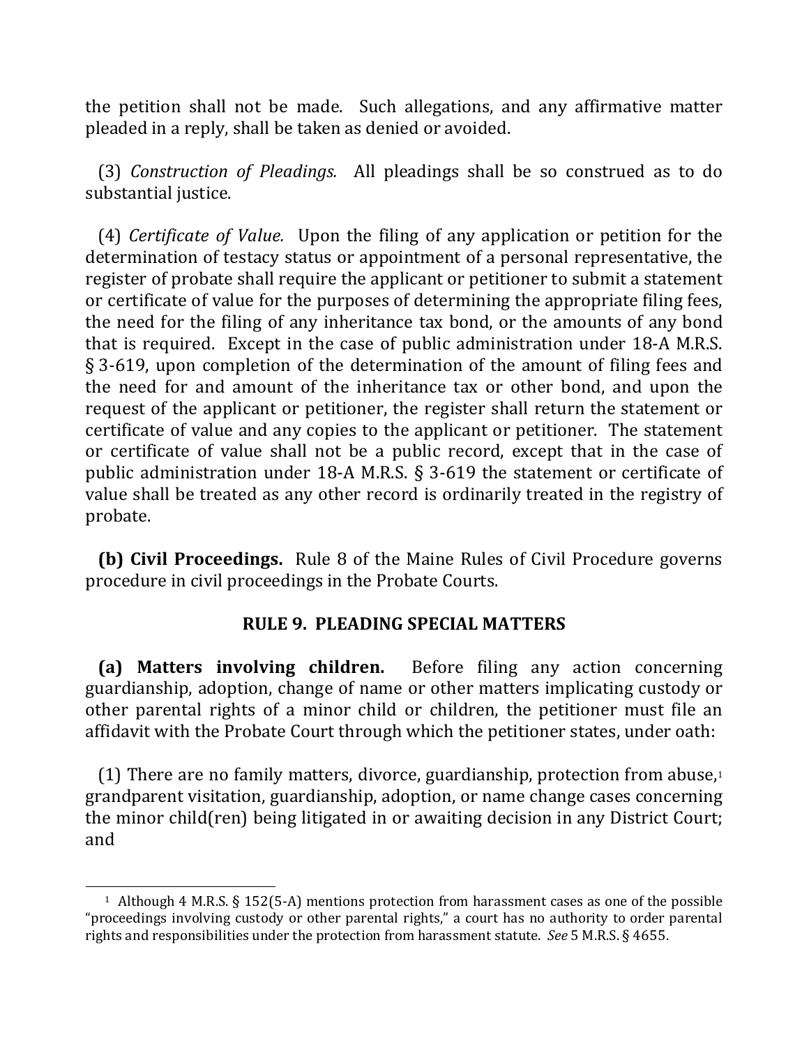the petition shall not be made. Such allegations, and any affirmative matter pleaded in a reply, shall be taken as denied or avoided.

(3) *Construction of Pleadings.* All pleadings shall be so construed as to do substantial justice.

(4) *Certificate of Value.* Upon the filing of any application or petition for the determination of testacy status or appointment of a personal representative, the register of probate shall require the applicant or petitioner to submit a statement or certificate of value for the purposes of determining the appropriate filing fees, the need for the filing of any inheritance tax bond, or the amounts of any bond that is required. Except in the case of public administration under 18-A M.R.S. § 3-619, upon completion of the determination of the amount of filing fees and the need for and amount of the inheritance tax or other bond, and upon the request of the applicant or petitioner, the register shall return the statement or certificate of value and any copies to the applicant or petitioner. The statement or certificate of value shall not be a public record, except that in the case of public administration under 18-A M.R.S. § 3-619 the statement or certificate of value shall be treated as any other record is ordinarily treated in the registry of probate.

**(b) Civil Proceedings.** Rule 8 of the Maine Rules of Civil Procedure governs procedure in civil proceedings in the Probate Courts.

## RULE 9. PLEADING SPECIAL MATTERS

**(a) Matters involving children.** Before filing any action concerning guardianship, adoption, change of name or other matters implicating custody or other parental rights of a minor child or children, the petitioner must file an affidavit with the Probate Court through which the petitioner states, under oath:

(1) There are no family matters, divorce, guardianship, protection from abuse,[1] grandparent visitation, guardianship, adoption, or name change cases concerning the minor child(ren) being litigated in or awaiting decision in any District Court; and

---

[1] Although 4 M.R.S. § 152(5-A) mentions protection from harassment cases as one of the possible "proceedings involving custody or other parental rights," a court has no authority to order parental rights and responsibilities under the protection from harassment statute. *See* 5 M.R.S. § 4655.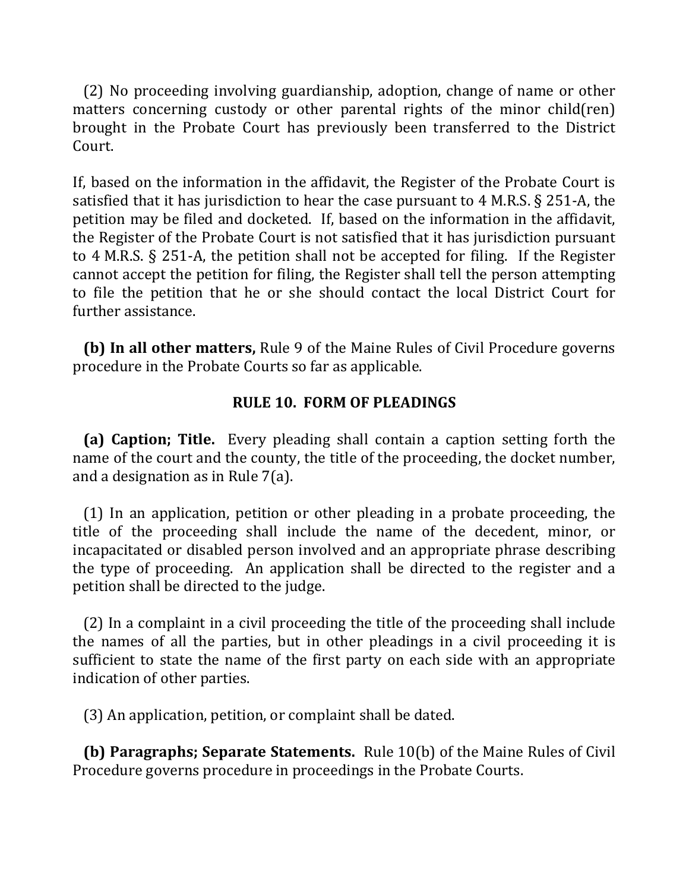(2) No proceeding involving guardianship, adoption, change of name or other matters concerning custody or other parental rights of the minor child(ren) brought in the Probate Court has previously been transferred to the District Court.

If, based on the information in the affidavit, the Register of the Probate Court is satisfied that it has jurisdiction to hear the case pursuant to 4 M.R.S. § 251-A, the petition may be filed and docketed. If, based on the information in the affidavit, the Register of the Probate Court is not satisfied that it has jurisdiction pursuant to 4 M.R.S. § 251-A, the petition shall not be accepted for filing. If the Register cannot accept the petition for filing, the Register shall tell the person attempting to file the petition that he or she should contact the local District Court for further assistance.

**(b) In all other matters,** Rule 9 of the Maine Rules of Civil Procedure governs procedure in the Probate Courts so far as applicable.

## RULE 10. FORM OF PLEADINGS

**(a) Caption; Title.** Every pleading shall contain a caption setting forth the name of the court and the county, the title of the proceeding, the docket number, and a designation as in Rule 7(a).

(1) In an application, petition or other pleading in a probate proceeding, the title of the proceeding shall include the name of the decedent, minor, or incapacitated or disabled person involved and an appropriate phrase describing the type of proceeding. An application shall be directed to the register and a petition shall be directed to the judge.

(2) In a complaint in a civil proceeding the title of the proceeding shall include the names of all the parties, but in other pleadings in a civil proceeding it is sufficient to state the name of the first party on each side with an appropriate indication of other parties.

(3) An application, petition, or complaint shall be dated.

**(b) Paragraphs; Separate Statements.** Rule 10(b) of the Maine Rules of Civil Procedure governs procedure in proceedings in the Probate Courts.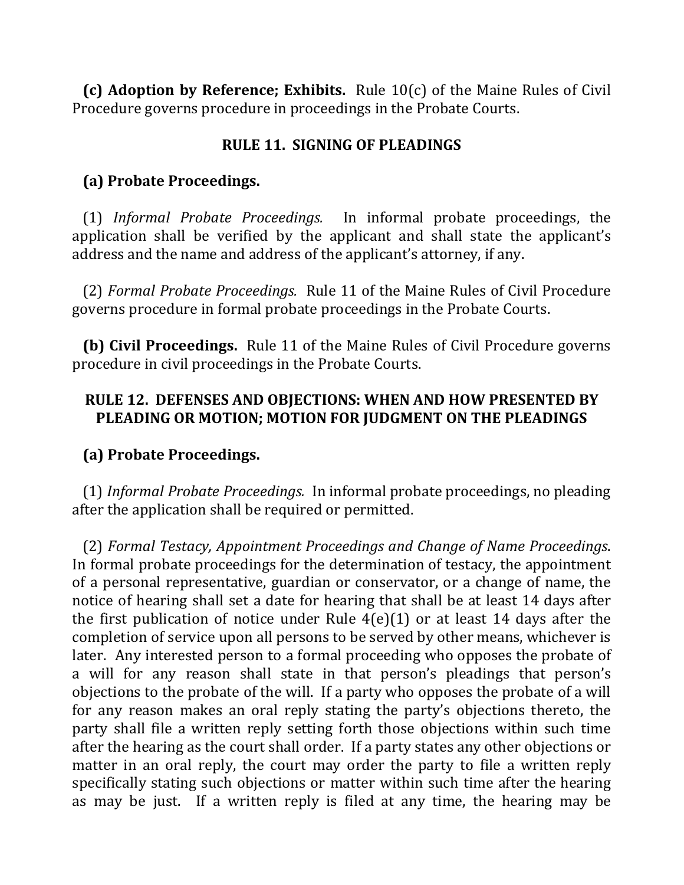**(c) Adoption by Reference; Exhibits.** Rule 10(c) of the Maine Rules of Civil Procedure governs procedure in proceedings in the Probate Courts.

## RULE 11. SIGNING OF PLEADINGS

**(a) Probate Proceedings.**

(1) *Informal Probate Proceedings.* In informal probate proceedings, the application shall be verified by the applicant and shall state the applicant's address and the name and address of the applicant's attorney, if any.

(2) *Formal Probate Proceedings.* Rule 11 of the Maine Rules of Civil Procedure governs procedure in formal probate proceedings in the Probate Courts.

**(b) Civil Proceedings.** Rule 11 of the Maine Rules of Civil Procedure governs procedure in civil proceedings in the Probate Courts.

## RULE 12. DEFENSES AND OBJECTIONS: WHEN AND HOW PRESENTED BY PLEADING OR MOTION; MOTION FOR JUDGMENT ON THE PLEADINGS

**(a) Probate Proceedings.**

(1) *Informal Probate Proceedings.* In informal probate proceedings, no pleading after the application shall be required or permitted.

(2) *Formal Testacy, Appointment Proceedings and Change of Name Proceedings*. In formal probate proceedings for the determination of testacy, the appointment of a personal representative, guardian or conservator, or a change of name, the notice of hearing shall set a date for hearing that shall be at least 14 days after the first publication of notice under Rule 4(e)(1) or at least 14 days after the completion of service upon all persons to be served by other means, whichever is later. Any interested person to a formal proceeding who opposes the probate of a will for any reason shall state in that person's pleadings that person's objections to the probate of the will. If a party who opposes the probate of a will for any reason makes an oral reply stating the party's objections thereto, the party shall file a written reply setting forth those objections within such time after the hearing as the court shall order. If a party states any other objections or matter in an oral reply, the court may order the party to file a written reply specifically stating such objections or matter within such time after the hearing as may be just. If a written reply is filed at any time, the hearing may be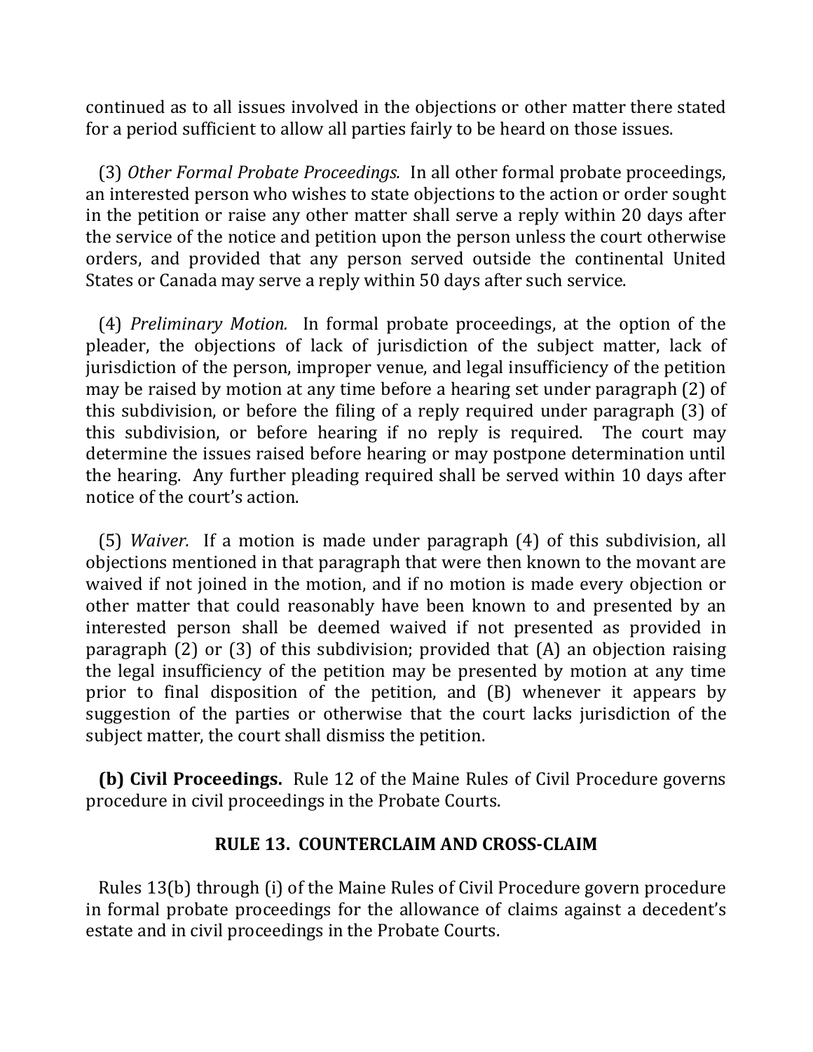continued as to all issues involved in the objections or other matter there stated for a period sufficient to allow all parties fairly to be heard on those issues.

(3) *Other Formal Probate Proceedings.* In all other formal probate proceedings, an interested person who wishes to state objections to the action or order sought in the petition or raise any other matter shall serve a reply within 20 days after the service of the notice and petition upon the person unless the court otherwise orders, and provided that any person served outside the continental United States or Canada may serve a reply within 50 days after such service.

(4) *Preliminary Motion.* In formal probate proceedings, at the option of the pleader, the objections of lack of jurisdiction of the subject matter, lack of jurisdiction of the person, improper venue, and legal insufficiency of the petition may be raised by motion at any time before a hearing set under paragraph (2) of this subdivision, or before the filing of a reply required under paragraph (3) of this subdivision, or before hearing if no reply is required. The court may determine the issues raised before hearing or may postpone determination until the hearing. Any further pleading required shall be served within 10 days after notice of the court's action.

(5) *Waiver.* If a motion is made under paragraph (4) of this subdivision, all objections mentioned in that paragraph that were then known to the movant are waived if not joined in the motion, and if no motion is made every objection or other matter that could reasonably have been known to and presented by an interested person shall be deemed waived if not presented as provided in paragraph (2) or (3) of this subdivision; provided that (A) an objection raising the legal insufficiency of the petition may be presented by motion at any time prior to final disposition of the petition, and (B) whenever it appears by suggestion of the parties or otherwise that the court lacks jurisdiction of the subject matter, the court shall dismiss the petition.

**(b) Civil Proceedings.** Rule 12 of the Maine Rules of Civil Procedure governs procedure in civil proceedings in the Probate Courts.

## RULE 13. COUNTERCLAIM AND CROSS-CLAIM

Rules 13(b) through (i) of the Maine Rules of Civil Procedure govern procedure in formal probate proceedings for the allowance of claims against a decedent's estate and in civil proceedings in the Probate Courts.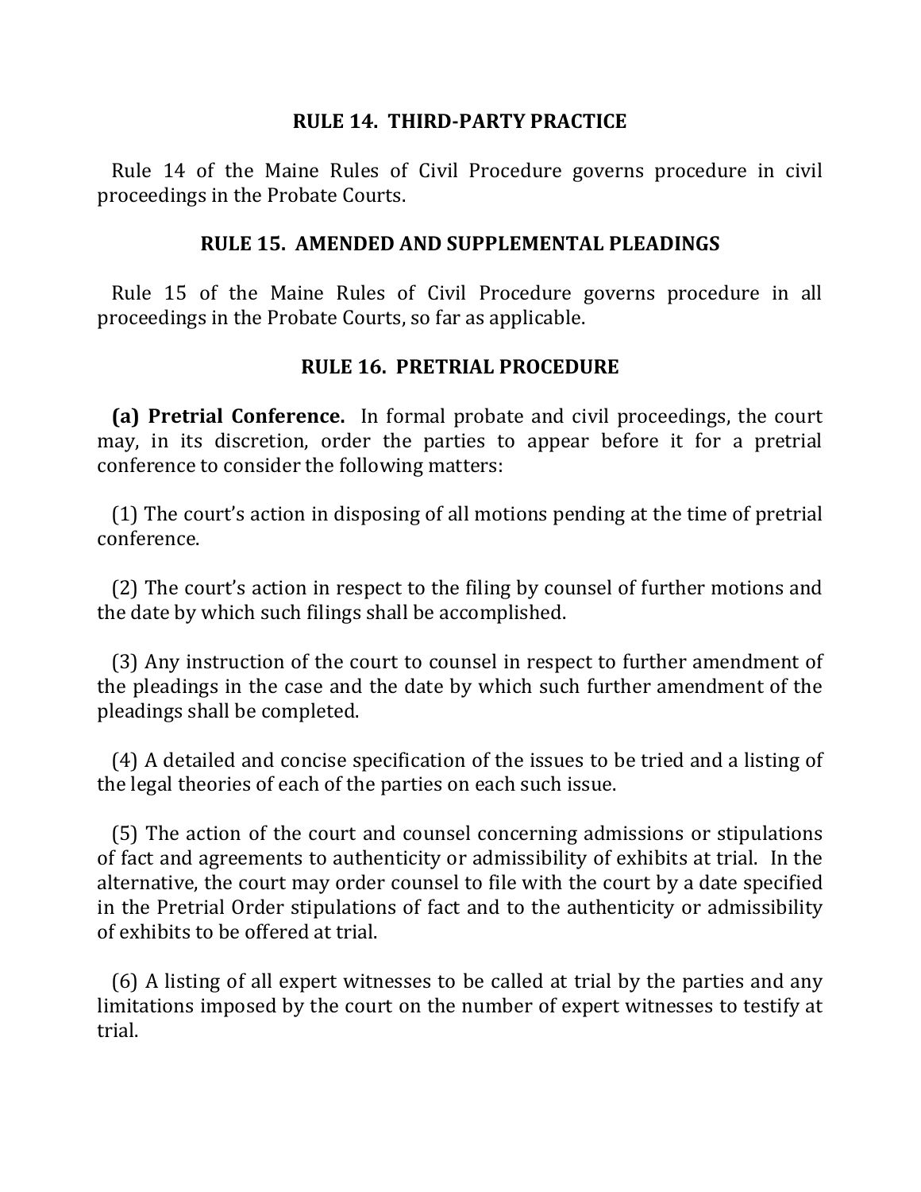## RULE 14. THIRD-PARTY PRACTICE

Rule 14 of the Maine Rules of Civil Procedure governs procedure in civil proceedings in the Probate Courts.

## RULE 15. AMENDED AND SUPPLEMENTAL PLEADINGS

Rule 15 of the Maine Rules of Civil Procedure governs procedure in all proceedings in the Probate Courts, so far as applicable.

## RULE 16. PRETRIAL PROCEDURE

**(a) Pretrial Conference.** In formal probate and civil proceedings, the court may, in its discretion, order the parties to appear before it for a pretrial conference to consider the following matters:

(1) The court's action in disposing of all motions pending at the time of pretrial conference.

(2) The court's action in respect to the filing by counsel of further motions and the date by which such filings shall be accomplished.

(3) Any instruction of the court to counsel in respect to further amendment of the pleadings in the case and the date by which such further amendment of the pleadings shall be completed.

(4) A detailed and concise specification of the issues to be tried and a listing of the legal theories of each of the parties on each such issue.

(5) The action of the court and counsel concerning admissions or stipulations of fact and agreements to authenticity or admissibility of exhibits at trial. In the alternative, the court may order counsel to file with the court by a date specified in the Pretrial Order stipulations of fact and to the authenticity or admissibility of exhibits to be offered at trial.

(6) A listing of all expert witnesses to be called at trial by the parties and any limitations imposed by the court on the number of expert witnesses to testify at trial.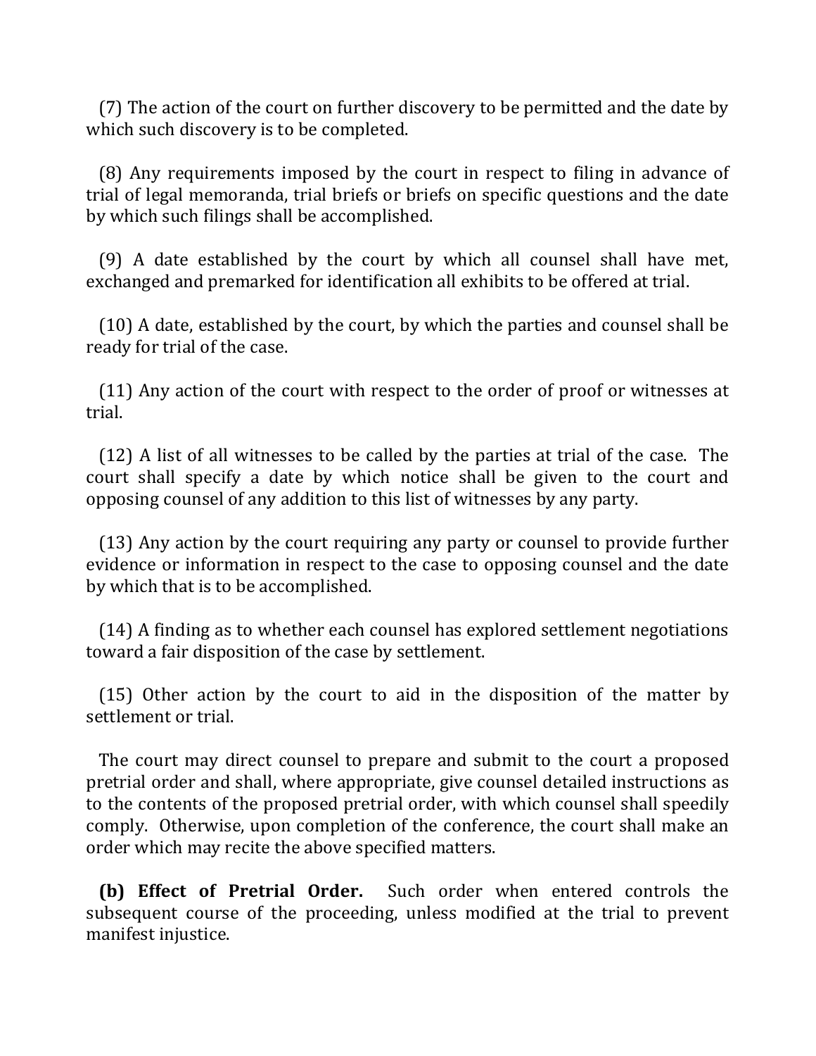(7) The action of the court on further discovery to be permitted and the date by which such discovery is to be completed.

(8) Any requirements imposed by the court in respect to filing in advance of trial of legal memoranda, trial briefs or briefs on specific questions and the date by which such filings shall be accomplished.

(9) A date established by the court by which all counsel shall have met, exchanged and premarked for identification all exhibits to be offered at trial.

(10) A date, established by the court, by which the parties and counsel shall be ready for trial of the case.

(11) Any action of the court with respect to the order of proof or witnesses at trial.

(12) A list of all witnesses to be called by the parties at trial of the case. The court shall specify a date by which notice shall be given to the court and opposing counsel of any addition to this list of witnesses by any party.

(13) Any action by the court requiring any party or counsel to provide further evidence or information in respect to the case to opposing counsel and the date by which that is to be accomplished.

(14) A finding as to whether each counsel has explored settlement negotiations toward a fair disposition of the case by settlement.

(15) Other action by the court to aid in the disposition of the matter by settlement or trial.

The court may direct counsel to prepare and submit to the court a proposed pretrial order and shall, where appropriate, give counsel detailed instructions as to the contents of the proposed pretrial order, with which counsel shall speedily comply. Otherwise, upon completion of the conference, the court shall make an order which may recite the above specified matters.

**(b) Effect of Pretrial Order.** Such order when entered controls the subsequent course of the proceeding, unless modified at the trial to prevent manifest injustice.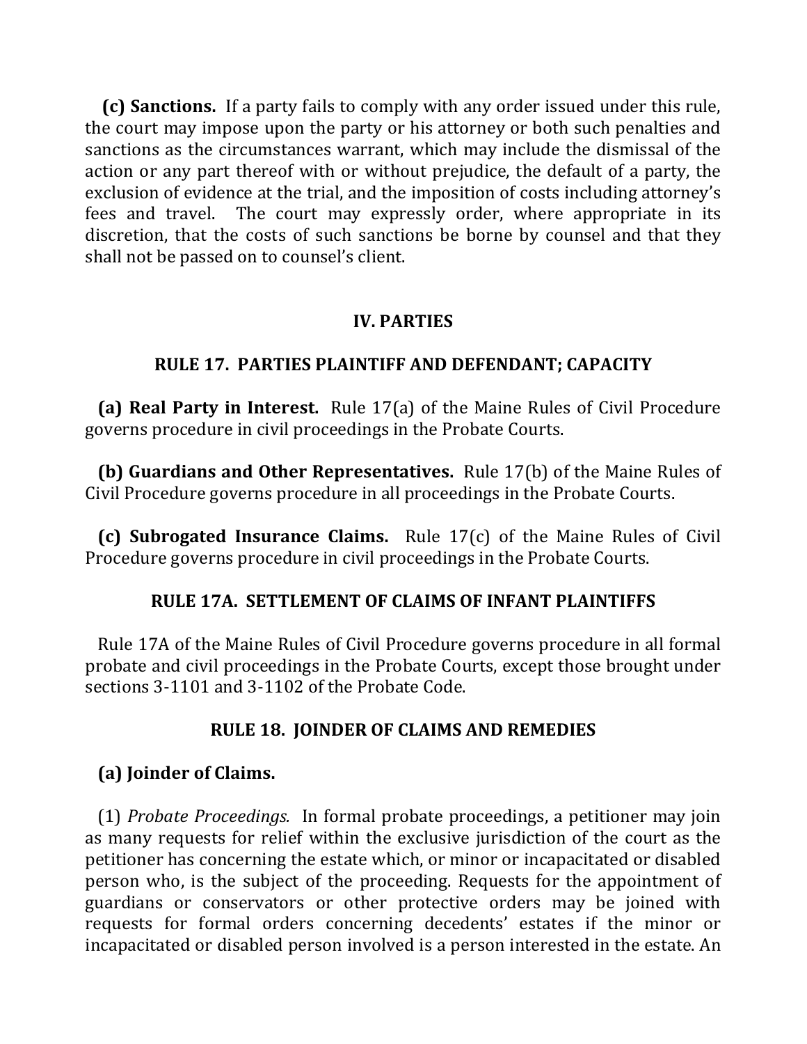**(c) Sanctions.** If a party fails to comply with any order issued under this rule, the court may impose upon the party or his attorney or both such penalties and sanctions as the circumstances warrant, which may include the dismissal of the action or any part thereof with or without prejudice, the default of a party, the exclusion of evidence at the trial, and the imposition of costs including attorney's fees and travel. The court may expressly order, where appropriate in its discretion, that the costs of such sanctions be borne by counsel and that they shall not be passed on to counsel's client.

## IV. PARTIES

### RULE 17. PARTIES PLAINTIFF AND DEFENDANT; CAPACITY

**(a) Real Party in Interest.** Rule 17(a) of the Maine Rules of Civil Procedure governs procedure in civil proceedings in the Probate Courts.

**(b) Guardians and Other Representatives.** Rule 17(b) of the Maine Rules of Civil Procedure governs procedure in all proceedings in the Probate Courts.

**(c) Subrogated Insurance Claims.** Rule 17(c) of the Maine Rules of Civil Procedure governs procedure in civil proceedings in the Probate Courts.

### RULE 17A. SETTLEMENT OF CLAIMS OF INFANT PLAINTIFFS

Rule 17A of the Maine Rules of Civil Procedure governs procedure in all formal probate and civil proceedings in the Probate Courts, except those brought under sections 3-1101 and 3-1102 of the Probate Code.

### RULE 18. JOINDER OF CLAIMS AND REMEDIES

**(a) Joinder of Claims.**

(1) *Probate Proceedings.* In formal probate proceedings, a petitioner may join as many requests for relief within the exclusive jurisdiction of the court as the petitioner has concerning the estate which, or minor or incapacitated or disabled person who, is the subject of the proceeding. Requests for the appointment of guardians or conservators or other protective orders may be joined with requests for formal orders concerning decedents' estates if the minor or incapacitated or disabled person involved is a person interested in the estate. An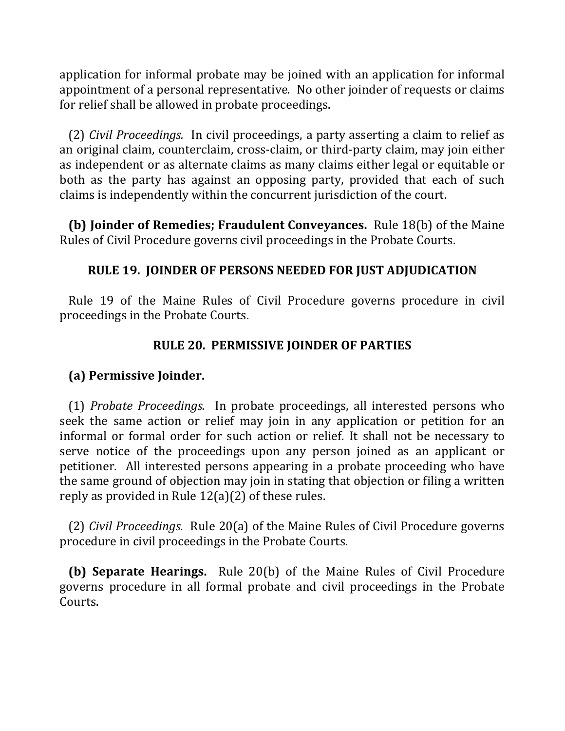application for informal probate may be joined with an application for informal appointment of a personal representative. No other joinder of requests or claims for relief shall be allowed in probate proceedings.

(2) *Civil Proceedings.* In civil proceedings, a party asserting a claim to relief as an original claim, counterclaim, cross-claim, or third-party claim, may join either as independent or as alternate claims as many claims either legal or equitable or both as the party has against an opposing party, provided that each of such claims is independently within the concurrent jurisdiction of the court.

**(b) Joinder of Remedies; Fraudulent Conveyances.** Rule 18(b) of the Maine Rules of Civil Procedure governs civil proceedings in the Probate Courts.

## RULE 19. JOINDER OF PERSONS NEEDED FOR JUST ADJUDICATION

Rule 19 of the Maine Rules of Civil Procedure governs procedure in civil proceedings in the Probate Courts.

## RULE 20. PERMISSIVE JOINDER OF PARTIES

**(a) Permissive Joinder.**

(1) *Probate Proceedings.* In probate proceedings, all interested persons who seek the same action or relief may join in any application or petition for an informal or formal order for such action or relief. It shall not be necessary to serve notice of the proceedings upon any person joined as an applicant or petitioner. All interested persons appearing in a probate proceeding who have the same ground of objection may join in stating that objection or filing a written reply as provided in Rule 12(a)(2) of these rules.

(2) *Civil Proceedings.* Rule 20(a) of the Maine Rules of Civil Procedure governs procedure in civil proceedings in the Probate Courts.

**(b) Separate Hearings.** Rule 20(b) of the Maine Rules of Civil Procedure governs procedure in all formal probate and civil proceedings in the Probate Courts.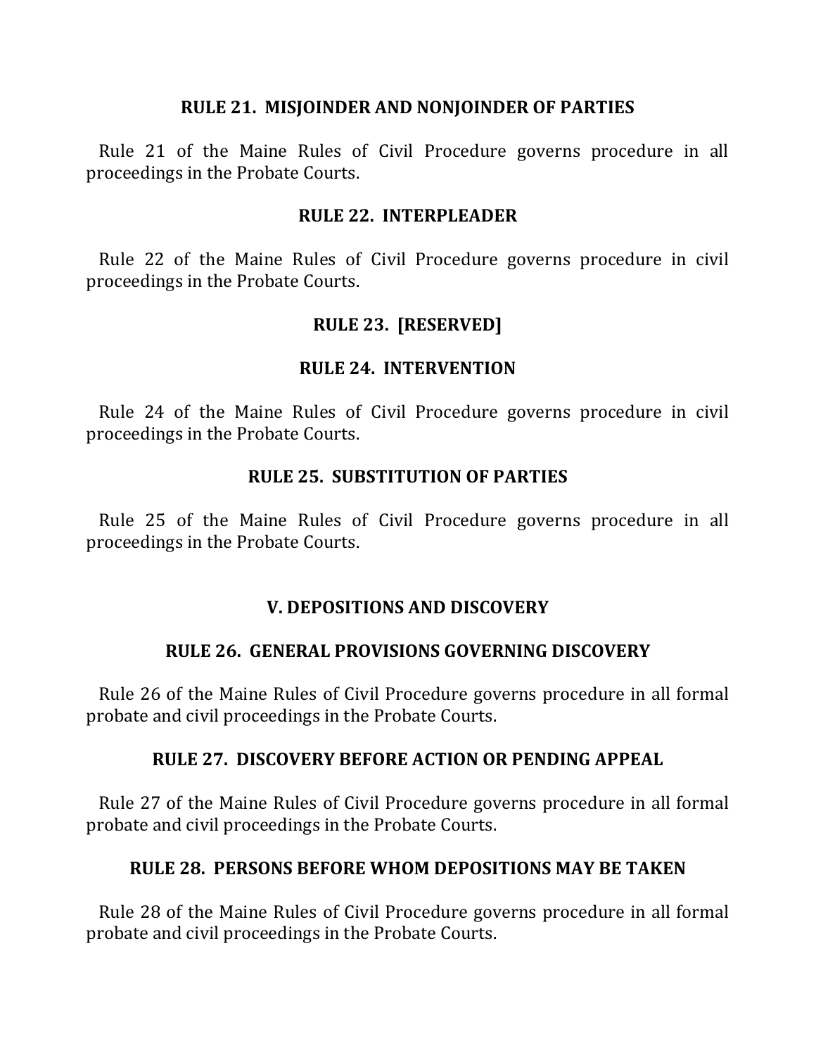### RULE 21. MISJOINDER AND NONJOINDER OF PARTIES

Rule 21 of the Maine Rules of Civil Procedure governs procedure in all proceedings in the Probate Courts.

### RULE 22. INTERPLEADER

Rule 22 of the Maine Rules of Civil Procedure governs procedure in civil proceedings in the Probate Courts.

### RULE 23. [RESERVED]

### RULE 24. INTERVENTION

Rule 24 of the Maine Rules of Civil Procedure governs procedure in civil proceedings in the Probate Courts.

### RULE 25. SUBSTITUTION OF PARTIES

Rule 25 of the Maine Rules of Civil Procedure governs procedure in all proceedings in the Probate Courts.

## V. DEPOSITIONS AND DISCOVERY

### RULE 26. GENERAL PROVISIONS GOVERNING DISCOVERY

Rule 26 of the Maine Rules of Civil Procedure governs procedure in all formal probate and civil proceedings in the Probate Courts.

### RULE 27. DISCOVERY BEFORE ACTION OR PENDING APPEAL

Rule 27 of the Maine Rules of Civil Procedure governs procedure in all formal probate and civil proceedings in the Probate Courts.

### RULE 28. PERSONS BEFORE WHOM DEPOSITIONS MAY BE TAKEN

Rule 28 of the Maine Rules of Civil Procedure governs procedure in all formal probate and civil proceedings in the Probate Courts.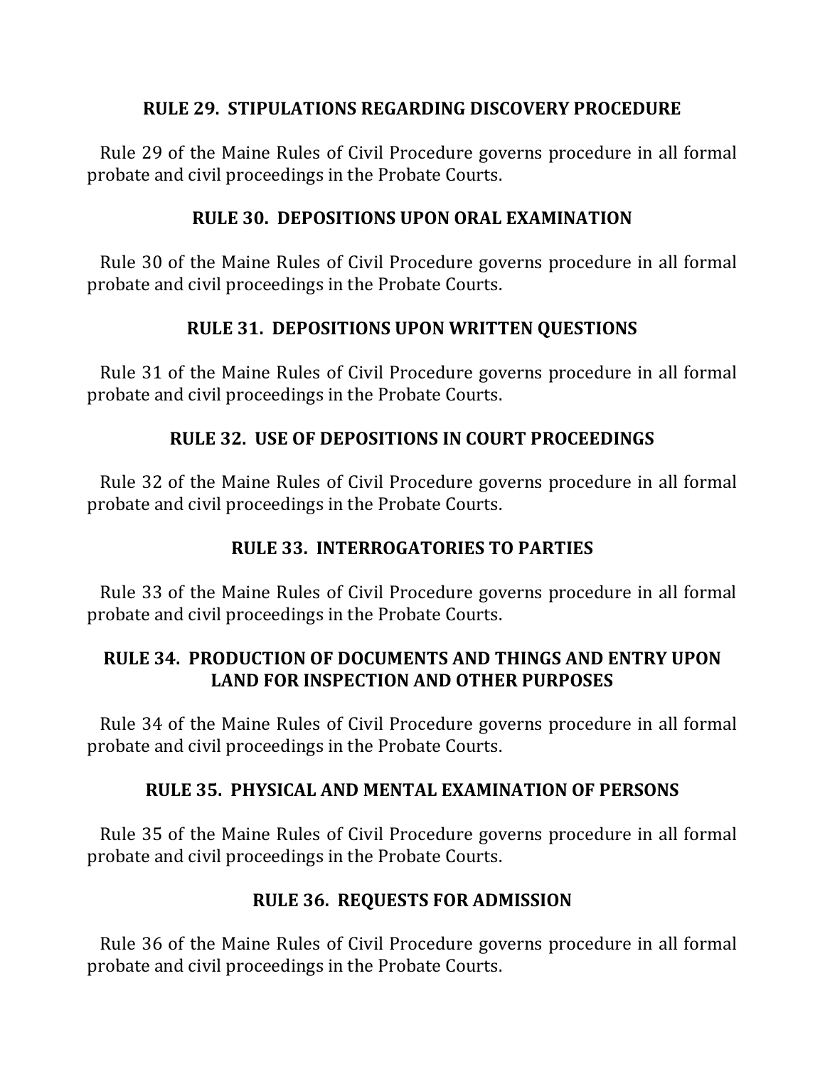## RULE 29. STIPULATIONS REGARDING DISCOVERY PROCEDURE

Rule 29 of the Maine Rules of Civil Procedure governs procedure in all formal probate and civil proceedings in the Probate Courts.

## RULE 30. DEPOSITIONS UPON ORAL EXAMINATION

Rule 30 of the Maine Rules of Civil Procedure governs procedure in all formal probate and civil proceedings in the Probate Courts.

## RULE 31. DEPOSITIONS UPON WRITTEN QUESTIONS

Rule 31 of the Maine Rules of Civil Procedure governs procedure in all formal probate and civil proceedings in the Probate Courts.

## RULE 32. USE OF DEPOSITIONS IN COURT PROCEEDINGS

Rule 32 of the Maine Rules of Civil Procedure governs procedure in all formal probate and civil proceedings in the Probate Courts.

## RULE 33. INTERROGATORIES TO PARTIES

Rule 33 of the Maine Rules of Civil Procedure governs procedure in all formal probate and civil proceedings in the Probate Courts.

## RULE 34. PRODUCTION OF DOCUMENTS AND THINGS AND ENTRY UPON LAND FOR INSPECTION AND OTHER PURPOSES

Rule 34 of the Maine Rules of Civil Procedure governs procedure in all formal probate and civil proceedings in the Probate Courts.

## RULE 35. PHYSICAL AND MENTAL EXAMINATION OF PERSONS

Rule 35 of the Maine Rules of Civil Procedure governs procedure in all formal probate and civil proceedings in the Probate Courts.

## RULE 36. REQUESTS FOR ADMISSION

Rule 36 of the Maine Rules of Civil Procedure governs procedure in all formal probate and civil proceedings in the Probate Courts.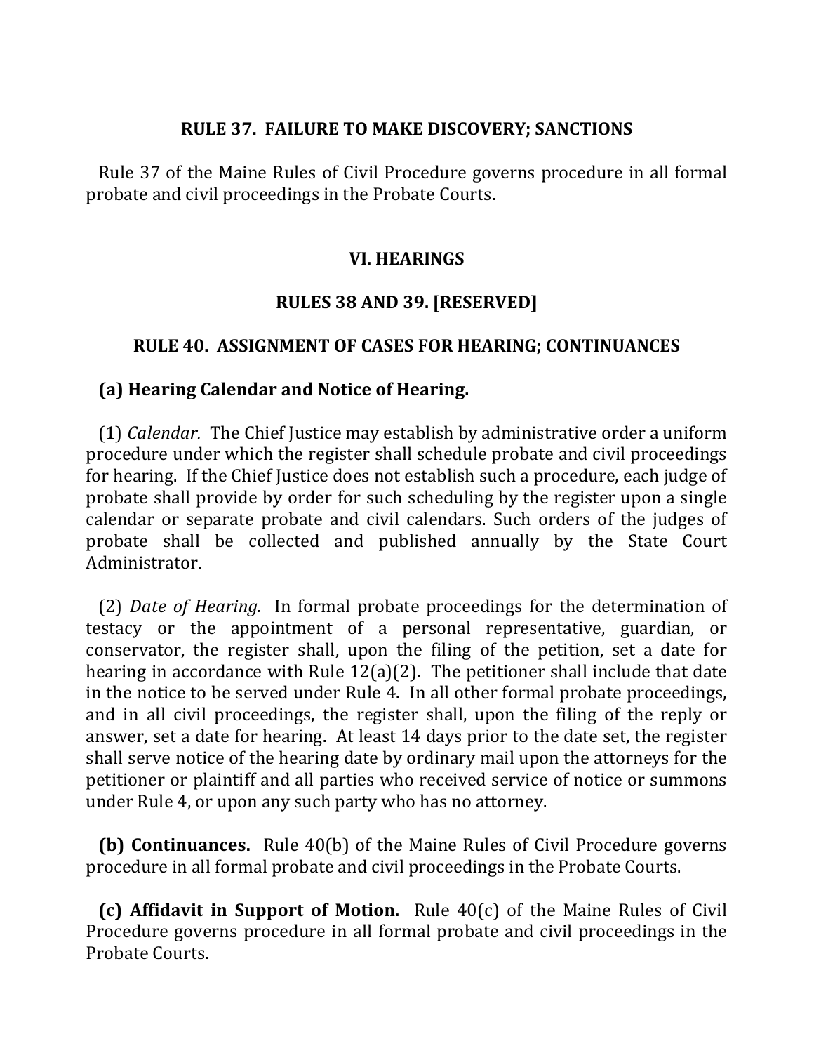## RULE 37. FAILURE TO MAKE DISCOVERY; SANCTIONS

Rule 37 of the Maine Rules of Civil Procedure governs procedure in all formal probate and civil proceedings in the Probate Courts.

# VI. HEARINGS

## RULES 38 AND 39. [RESERVED]

## RULE 40. ASSIGNMENT OF CASES FOR HEARING; CONTINUANCES

### (a) Hearing Calendar and Notice of Hearing.

(1) *Calendar.* The Chief Justice may establish by administrative order a uniform procedure under which the register shall schedule probate and civil proceedings for hearing. If the Chief Justice does not establish such a procedure, each judge of probate shall provide by order for such scheduling by the register upon a single calendar or separate probate and civil calendars. Such orders of the judges of probate shall be collected and published annually by the State Court Administrator.

(2) *Date of Hearing.* In formal probate proceedings for the determination of testacy or the appointment of a personal representative, guardian, or conservator, the register shall, upon the filing of the petition, set a date for hearing in accordance with Rule 12(a)(2). The petitioner shall include that date in the notice to be served under Rule 4. In all other formal probate proceedings, and in all civil proceedings, the register shall, upon the filing of the reply or answer, set a date for hearing. At least 14 days prior to the date set, the register shall serve notice of the hearing date by ordinary mail upon the attorneys for the petitioner or plaintiff and all parties who received service of notice or summons under Rule 4, or upon any such party who has no attorney.

**(b) Continuances.** Rule 40(b) of the Maine Rules of Civil Procedure governs procedure in all formal probate and civil proceedings in the Probate Courts.

**(c) Affidavit in Support of Motion.** Rule 40(c) of the Maine Rules of Civil Procedure governs procedure in all formal probate and civil proceedings in the Probate Courts.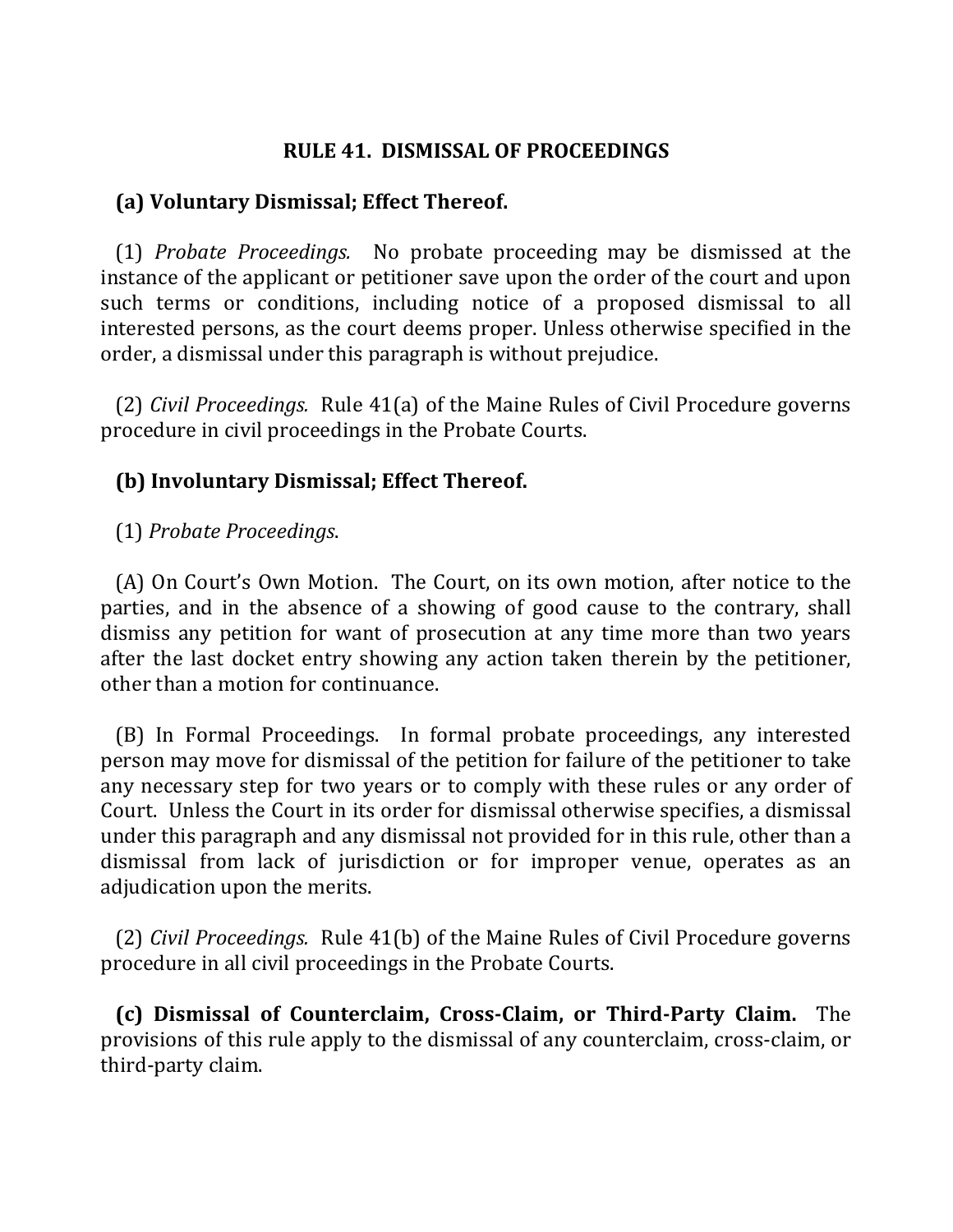## RULE 41. DISMISSAL OF PROCEEDINGS

**(a) Voluntary Dismissal; Effect Thereof.**

(1) *Probate Proceedings.* No probate proceeding may be dismissed at the instance of the applicant or petitioner save upon the order of the court and upon such terms or conditions, including notice of a proposed dismissal to all interested persons, as the court deems proper. Unless otherwise specified in the order, a dismissal under this paragraph is without prejudice.

(2) *Civil Proceedings.* Rule 41(a) of the Maine Rules of Civil Procedure governs procedure in civil proceedings in the Probate Courts.

**(b) Involuntary Dismissal; Effect Thereof.**

(1) *Probate Proceedings*.

(A) On Court's Own Motion. The Court, on its own motion, after notice to the parties, and in the absence of a showing of good cause to the contrary, shall dismiss any petition for want of prosecution at any time more than two years after the last docket entry showing any action taken therein by the petitioner, other than a motion for continuance.

(B) In Formal Proceedings. In formal probate proceedings, any interested person may move for dismissal of the petition for failure of the petitioner to take any necessary step for two years or to comply with these rules or any order of Court. Unless the Court in its order for dismissal otherwise specifies, a dismissal under this paragraph and any dismissal not provided for in this rule, other than a dismissal from lack of jurisdiction or for improper venue, operates as an adjudication upon the merits.

(2) *Civil Proceedings.* Rule 41(b) of the Maine Rules of Civil Procedure governs procedure in all civil proceedings in the Probate Courts.

**(c) Dismissal of Counterclaim, Cross-Claim, or Third-Party Claim.** The provisions of this rule apply to the dismissal of any counterclaim, cross-claim, or third-party claim.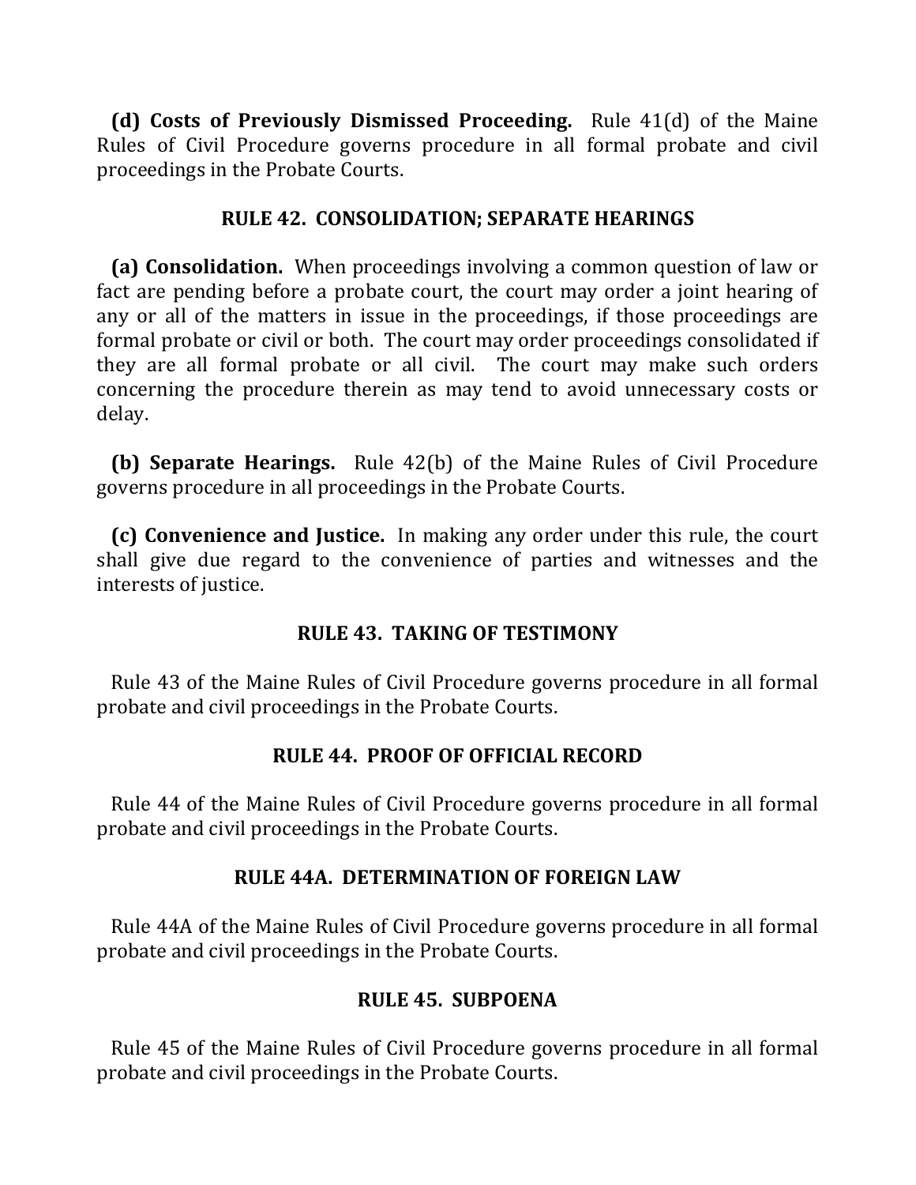**(d) Costs of Previously Dismissed Proceeding.** Rule 41(d) of the Maine Rules of Civil Procedure governs procedure in all formal probate and civil proceedings in the Probate Courts.

## RULE 42. CONSOLIDATION; SEPARATE HEARINGS

**(a) Consolidation.** When proceedings involving a common question of law or fact are pending before a probate court, the court may order a joint hearing of any or all of the matters in issue in the proceedings, if those proceedings are formal probate or civil or both. The court may order proceedings consolidated if they are all formal probate or all civil. The court may make such orders concerning the procedure therein as may tend to avoid unnecessary costs or delay.

**(b) Separate Hearings.** Rule 42(b) of the Maine Rules of Civil Procedure governs procedure in all proceedings in the Probate Courts.

**(c) Convenience and Justice.** In making any order under this rule, the court shall give due regard to the convenience of parties and witnesses and the interests of justice.

## RULE 43. TAKING OF TESTIMONY

Rule 43 of the Maine Rules of Civil Procedure governs procedure in all formal probate and civil proceedings in the Probate Courts.

## RULE 44. PROOF OF OFFICIAL RECORD

Rule 44 of the Maine Rules of Civil Procedure governs procedure in all formal probate and civil proceedings in the Probate Courts.

## RULE 44A. DETERMINATION OF FOREIGN LAW

Rule 44A of the Maine Rules of Civil Procedure governs procedure in all formal probate and civil proceedings in the Probate Courts.

## RULE 45. SUBPOENA

Rule 45 of the Maine Rules of Civil Procedure governs procedure in all formal probate and civil proceedings in the Probate Courts.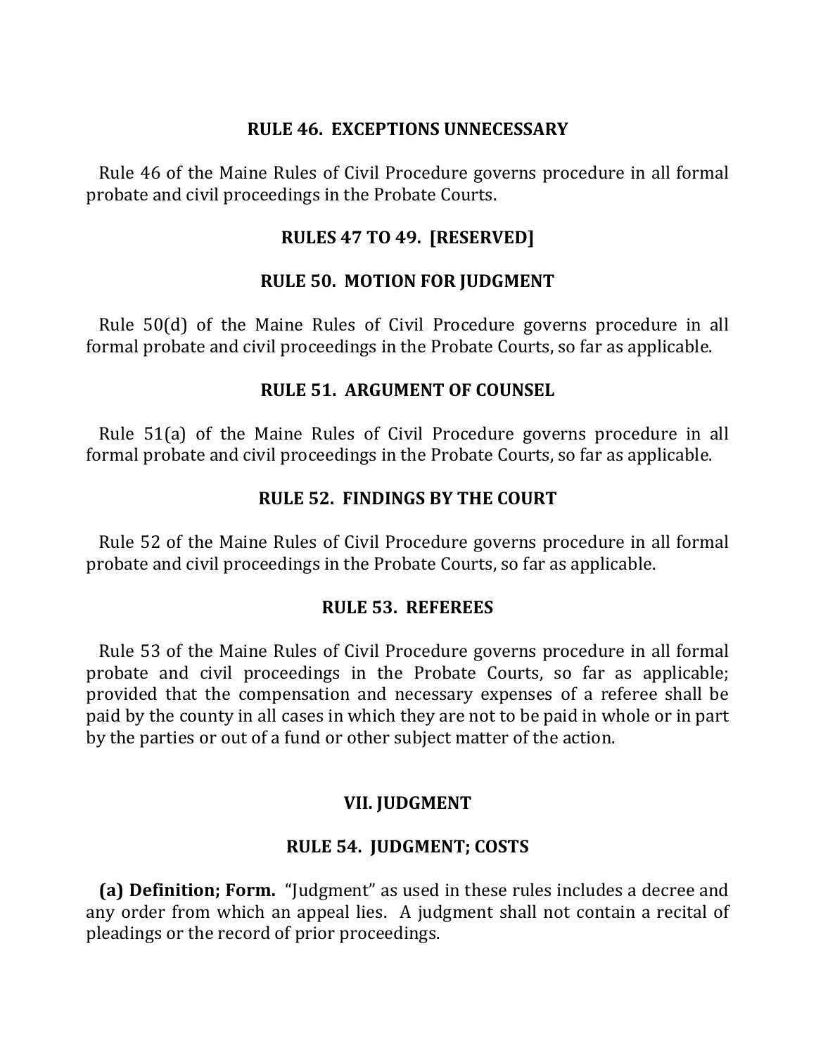### RULE 46. EXCEPTIONS UNNECESSARY

Rule 46 of the Maine Rules of Civil Procedure governs procedure in all formal probate and civil proceedings in the Probate Courts.

### RULES 47 TO 49. [RESERVED]

### RULE 50. MOTION FOR JUDGMENT

Rule 50(d) of the Maine Rules of Civil Procedure governs procedure in all formal probate and civil proceedings in the Probate Courts, so far as applicable.

### RULE 51. ARGUMENT OF COUNSEL

Rule 51(a) of the Maine Rules of Civil Procedure governs procedure in all formal probate and civil proceedings in the Probate Courts, so far as applicable.

### RULE 52. FINDINGS BY THE COURT

Rule 52 of the Maine Rules of Civil Procedure governs procedure in all formal probate and civil proceedings in the Probate Courts, so far as applicable.

### RULE 53. REFEREES

Rule 53 of the Maine Rules of Civil Procedure governs procedure in all formal probate and civil proceedings in the Probate Courts, so far as applicable; provided that the compensation and necessary expenses of a referee shall be paid by the county in all cases in which they are not to be paid in whole or in part by the parties or out of a fund or other subject matter of the action.

## VII. JUDGMENT

### RULE 54. JUDGMENT; COSTS

**(a) Definition; Form.** "Judgment" as used in these rules includes a decree and any order from which an appeal lies. A judgment shall not contain a recital of pleadings or the record of prior proceedings.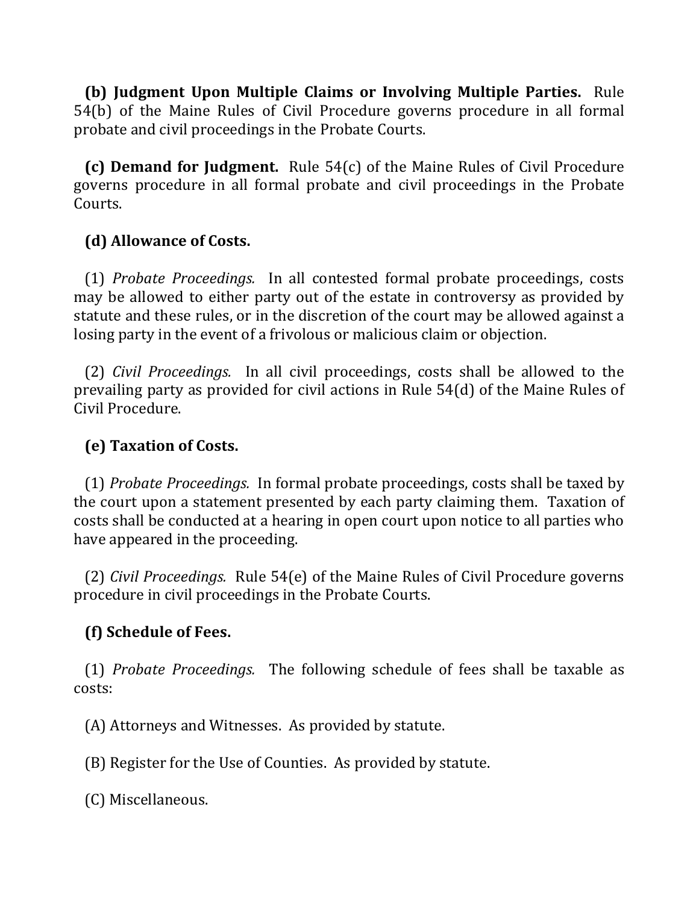**(b) Judgment Upon Multiple Claims or Involving Multiple Parties.** Rule 54(b) of the Maine Rules of Civil Procedure governs procedure in all formal probate and civil proceedings in the Probate Courts.

**(c) Demand for Judgment.** Rule 54(c) of the Maine Rules of Civil Procedure governs procedure in all formal probate and civil proceedings in the Probate Courts.

**(d) Allowance of Costs.**

(1) *Probate Proceedings.* In all contested formal probate proceedings, costs may be allowed to either party out of the estate in controversy as provided by statute and these rules, or in the discretion of the court may be allowed against a losing party in the event of a frivolous or malicious claim or objection.

(2) *Civil Proceedings.* In all civil proceedings, costs shall be allowed to the prevailing party as provided for civil actions in Rule 54(d) of the Maine Rules of Civil Procedure.

**(e) Taxation of Costs.**

(1) *Probate Proceedings.* In formal probate proceedings, costs shall be taxed by the court upon a statement presented by each party claiming them. Taxation of costs shall be conducted at a hearing in open court upon notice to all parties who have appeared in the proceeding.

(2) *Civil Proceedings.* Rule 54(e) of the Maine Rules of Civil Procedure governs procedure in civil proceedings in the Probate Courts.

**(f) Schedule of Fees.**

(1) *Probate Proceedings.* The following schedule of fees shall be taxable as costs:

(A) Attorneys and Witnesses. As provided by statute.

(B) Register for the Use of Counties. As provided by statute.

(C) Miscellaneous.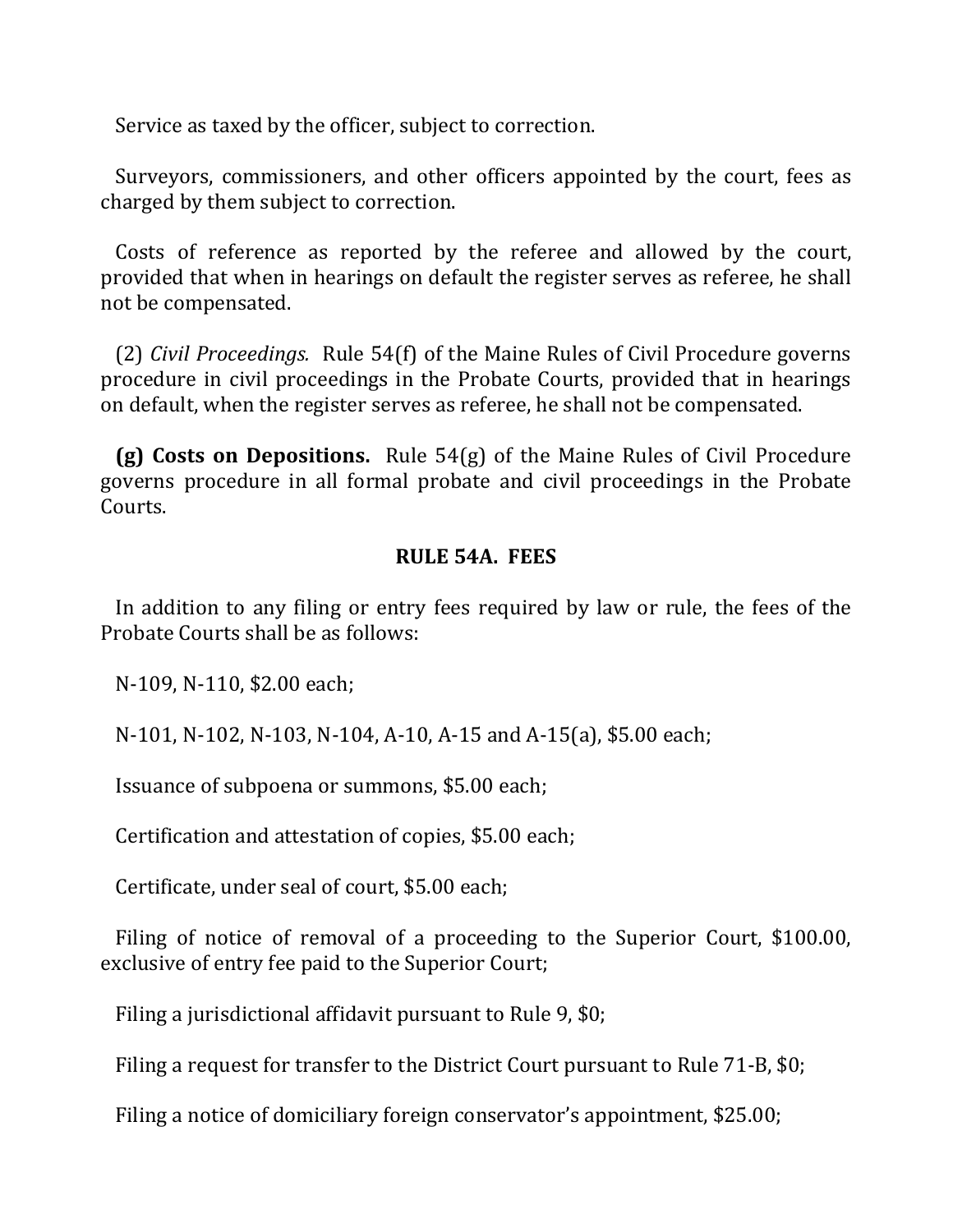Service as taxed by the officer, subject to correction.

Surveyors, commissioners, and other officers appointed by the court, fees as charged by them subject to correction.

Costs of reference as reported by the referee and allowed by the court, provided that when in hearings on default the register serves as referee, he shall not be compensated.

(2) *Civil Proceedings.* Rule 54(f) of the Maine Rules of Civil Procedure governs procedure in civil proceedings in the Probate Courts, provided that in hearings on default, when the register serves as referee, he shall not be compensated.

**(g) Costs on Depositions.** Rule 54(g) of the Maine Rules of Civil Procedure governs procedure in all formal probate and civil proceedings in the Probate Courts.

## RULE 54A. FEES

In addition to any filing or entry fees required by law or rule, the fees of the Probate Courts shall be as follows:

N-109, N-110, $2.00 each;

N-101, N-102, N-103, N-104, A-10, A-15 and A-15(a), $5.00 each;

Issuance of subpoena or summons, $5.00 each;

Certification and attestation of copies, $5.00 each;

Certificate, under seal of court, $5.00 each;

Filing of notice of removal of a proceeding to the Superior Court, $100.00, exclusive of entry fee paid to the Superior Court;

Filing a jurisdictional affidavit pursuant to Rule 9, $0;

Filing a request for transfer to the District Court pursuant to Rule 71-B, $0;

Filing a notice of domiciliary foreign conservator's appointment, $25.00;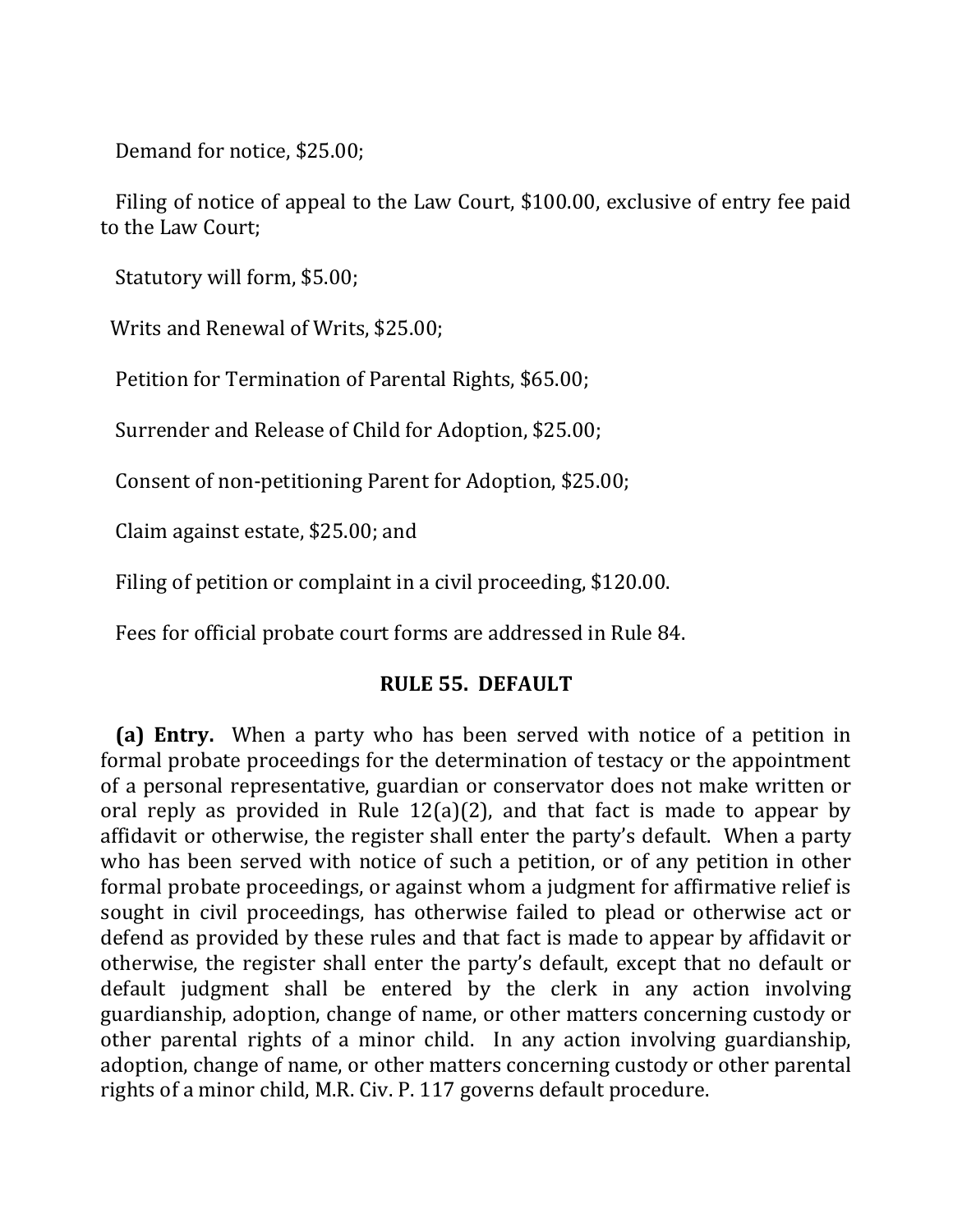Demand for notice, $25.00;

Filing of notice of appeal to the Law Court, $100.00, exclusive of entry fee paid to the Law Court;

Statutory will form, $5.00;

Writs and Renewal of Writs, $25.00;

Petition for Termination of Parental Rights, $65.00;

Surrender and Release of Child for Adoption, $25.00;

Consent of non-petitioning Parent for Adoption, $25.00;

Claim against estate, $25.00; and

Filing of petition or complaint in a civil proceeding, $120.00.

Fees for official probate court forms are addressed in Rule 84.

## RULE 55. DEFAULT

**(a) Entry.** When a party who has been served with notice of a petition in formal probate proceedings for the determination of testacy or the appointment of a personal representative, guardian or conservator does not make written or oral reply as provided in Rule 12(a)(2), and that fact is made to appear by affidavit or otherwise, the register shall enter the party's default. When a party who has been served with notice of such a petition, or of any petition in other formal probate proceedings, or against whom a judgment for affirmative relief is sought in civil proceedings, has otherwise failed to plead or otherwise act or defend as provided by these rules and that fact is made to appear by affidavit or otherwise, the register shall enter the party's default, except that no default or default judgment shall be entered by the clerk in any action involving guardianship, adoption, change of name, or other matters concerning custody or other parental rights of a minor child. In any action involving guardianship, adoption, change of name, or other matters concerning custody or other parental rights of a minor child, M.R. Civ. P. 117 governs default procedure.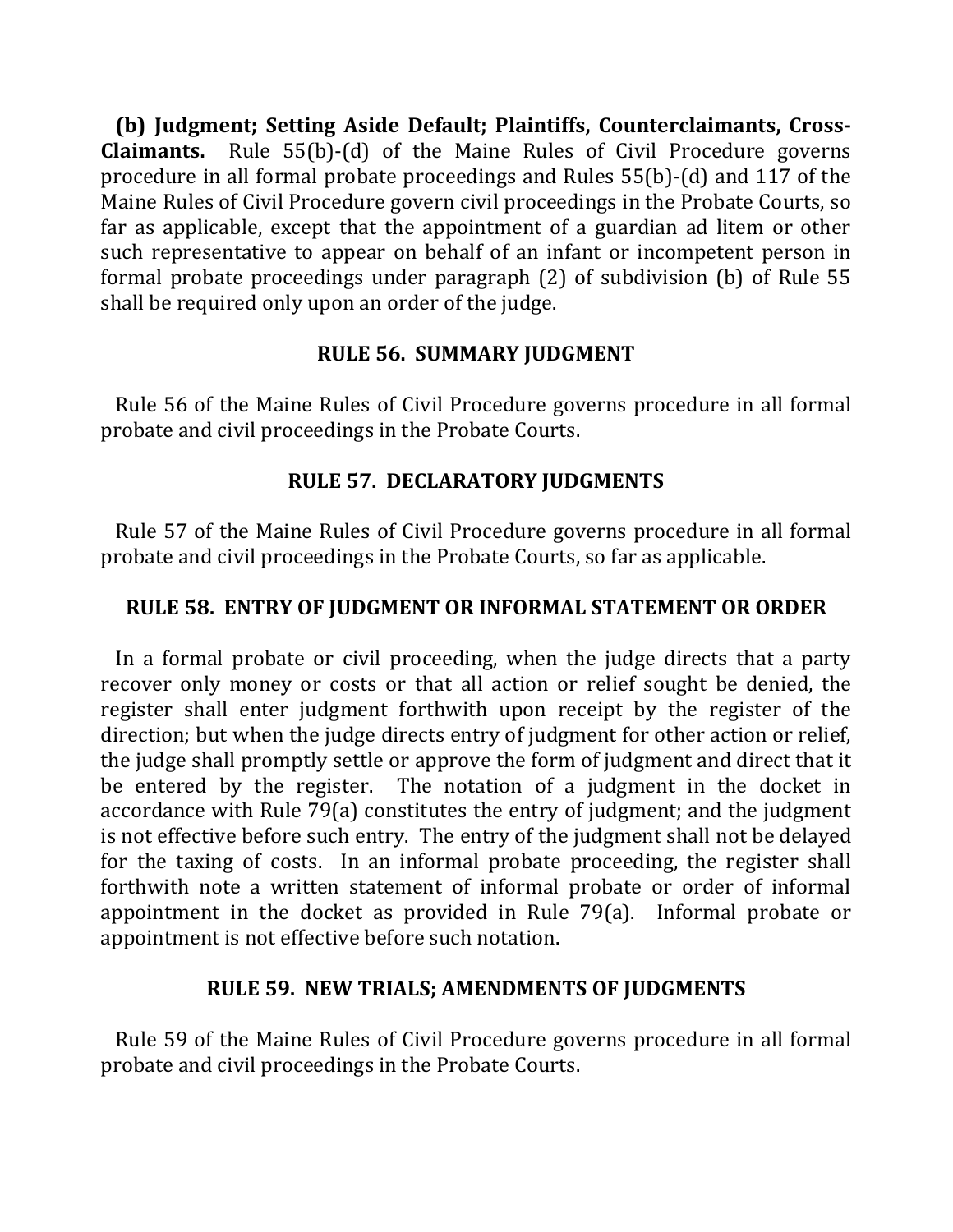**(b) Judgment; Setting Aside Default; Plaintiffs, Counterclaimants, Cross-Claimants.** Rule 55(b)-(d) of the Maine Rules of Civil Procedure governs procedure in all formal probate proceedings and Rules 55(b)-(d) and 117 of the Maine Rules of Civil Procedure govern civil proceedings in the Probate Courts, so far as applicable, except that the appointment of a guardian ad litem or other such representative to appear on behalf of an infant or incompetent person in formal probate proceedings under paragraph (2) of subdivision (b) of Rule 55 shall be required only upon an order of the judge.

## RULE 56. SUMMARY JUDGMENT

Rule 56 of the Maine Rules of Civil Procedure governs procedure in all formal probate and civil proceedings in the Probate Courts.

## RULE 57. DECLARATORY JUDGMENTS

Rule 57 of the Maine Rules of Civil Procedure governs procedure in all formal probate and civil proceedings in the Probate Courts, so far as applicable.

## RULE 58. ENTRY OF JUDGMENT OR INFORMAL STATEMENT OR ORDER

In a formal probate or civil proceeding, when the judge directs that a party recover only money or costs or that all action or relief sought be denied, the register shall enter judgment forthwith upon receipt by the register of the direction; but when the judge directs entry of judgment for other action or relief, the judge shall promptly settle or approve the form of judgment and direct that it be entered by the register. The notation of a judgment in the docket in accordance with Rule 79(a) constitutes the entry of judgment; and the judgment is not effective before such entry. The entry of the judgment shall not be delayed for the taxing of costs. In an informal probate proceeding, the register shall forthwith note a written statement of informal probate or order of informal appointment in the docket as provided in Rule 79(a). Informal probate or appointment is not effective before such notation.

## RULE 59. NEW TRIALS; AMENDMENTS OF JUDGMENTS

Rule 59 of the Maine Rules of Civil Procedure governs procedure in all formal probate and civil proceedings in the Probate Courts.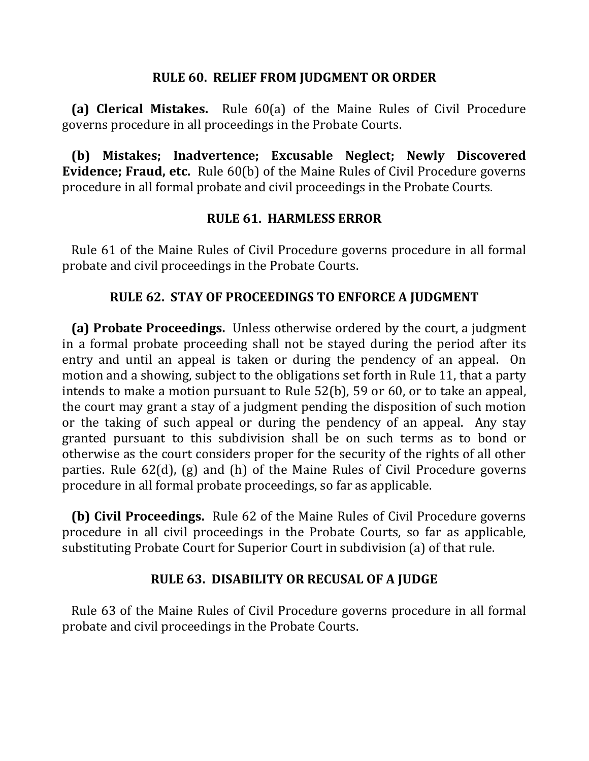## RULE 60. RELIEF FROM JUDGMENT OR ORDER

**(a) Clerical Mistakes.** Rule 60(a) of the Maine Rules of Civil Procedure governs procedure in all proceedings in the Probate Courts.

**(b) Mistakes; Inadvertence; Excusable Neglect; Newly Discovered Evidence; Fraud, etc.** Rule 60(b) of the Maine Rules of Civil Procedure governs procedure in all formal probate and civil proceedings in the Probate Courts.

## RULE 61. HARMLESS ERROR

Rule 61 of the Maine Rules of Civil Procedure governs procedure in all formal probate and civil proceedings in the Probate Courts.

## RULE 62. STAY OF PROCEEDINGS TO ENFORCE A JUDGMENT

**(a) Probate Proceedings.** Unless otherwise ordered by the court, a judgment in a formal probate proceeding shall not be stayed during the period after its entry and until an appeal is taken or during the pendency of an appeal. On motion and a showing, subject to the obligations set forth in Rule 11, that a party intends to make a motion pursuant to Rule 52(b), 59 or 60, or to take an appeal, the court may grant a stay of a judgment pending the disposition of such motion or the taking of such appeal or during the pendency of an appeal. Any stay granted pursuant to this subdivision shall be on such terms as to bond or otherwise as the court considers proper for the security of the rights of all other parties. Rule 62(d), (g) and (h) of the Maine Rules of Civil Procedure governs procedure in all formal probate proceedings, so far as applicable.

**(b) Civil Proceedings.** Rule 62 of the Maine Rules of Civil Procedure governs procedure in all civil proceedings in the Probate Courts, so far as applicable, substituting Probate Court for Superior Court in subdivision (a) of that rule.

## RULE 63. DISABILITY OR RECUSAL OF A JUDGE

Rule 63 of the Maine Rules of Civil Procedure governs procedure in all formal probate and civil proceedings in the Probate Courts.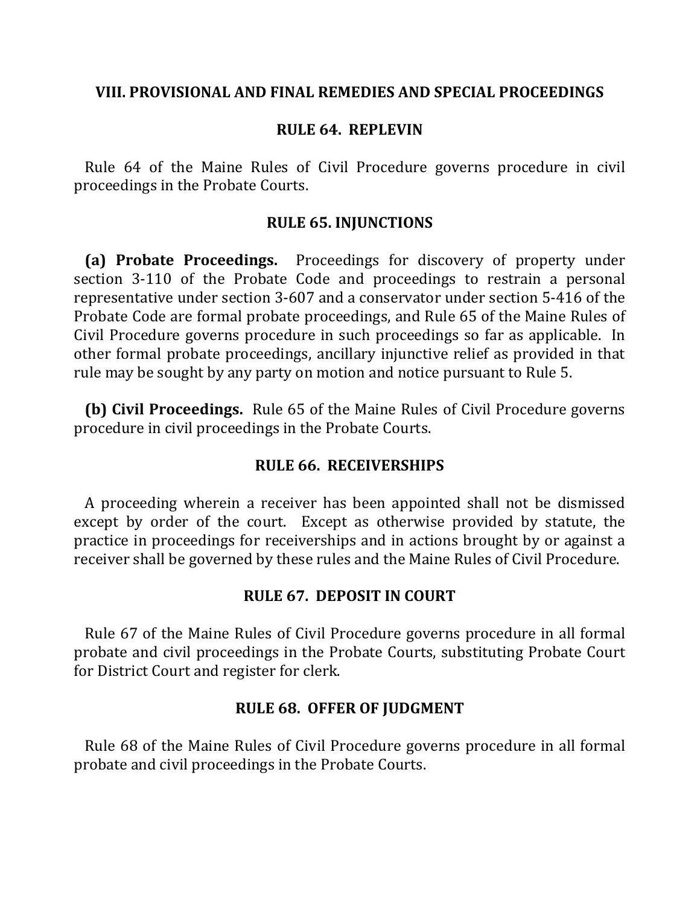## VIII. PROVISIONAL AND FINAL REMEDIES AND SPECIAL PROCEEDINGS

### RULE 64. REPLEVIN

Rule 64 of the Maine Rules of Civil Procedure governs procedure in civil proceedings in the Probate Courts.

### RULE 65. INJUNCTIONS

**(a) Probate Proceedings.** Proceedings for discovery of property under section 3-110 of the Probate Code and proceedings to restrain a personal representative under section 3-607 and a conservator under section 5-416 of the Probate Code are formal probate proceedings, and Rule 65 of the Maine Rules of Civil Procedure governs procedure in such proceedings so far as applicable. In other formal probate proceedings, ancillary injunctive relief as provided in that rule may be sought by any party on motion and notice pursuant to Rule 5.

**(b) Civil Proceedings.** Rule 65 of the Maine Rules of Civil Procedure governs procedure in civil proceedings in the Probate Courts.

### RULE 66. RECEIVERSHIPS

A proceeding wherein a receiver has been appointed shall not be dismissed except by order of the court. Except as otherwise provided by statute, the practice in proceedings for receiverships and in actions brought by or against a receiver shall be governed by these rules and the Maine Rules of Civil Procedure.

### RULE 67. DEPOSIT IN COURT

Rule 67 of the Maine Rules of Civil Procedure governs procedure in all formal probate and civil proceedings in the Probate Courts, substituting Probate Court for District Court and register for clerk.

### RULE 68. OFFER OF JUDGMENT

Rule 68 of the Maine Rules of Civil Procedure governs procedure in all formal probate and civil proceedings in the Probate Courts.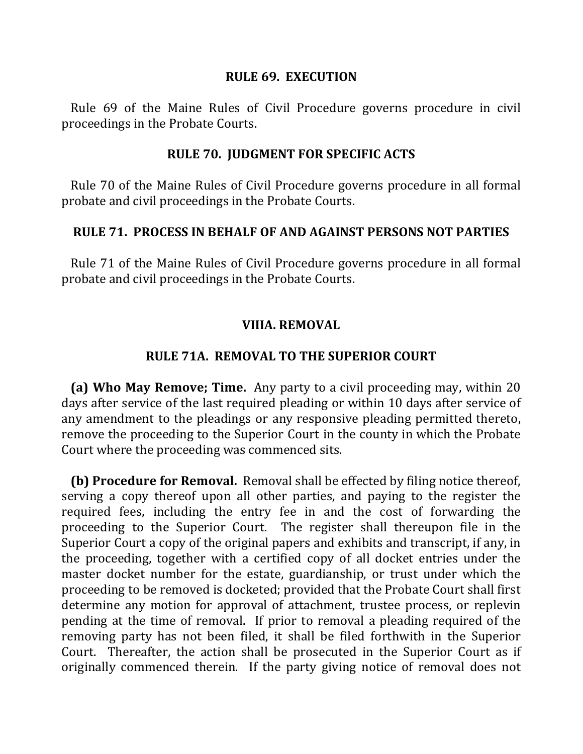## RULE 69. EXECUTION

Rule 69 of the Maine Rules of Civil Procedure governs procedure in civil proceedings in the Probate Courts.

## RULE 70. JUDGMENT FOR SPECIFIC ACTS

Rule 70 of the Maine Rules of Civil Procedure governs procedure in all formal probate and civil proceedings in the Probate Courts.

## RULE 71. PROCESS IN BEHALF OF AND AGAINST PERSONS NOT PARTIES

Rule 71 of the Maine Rules of Civil Procedure governs procedure in all formal probate and civil proceedings in the Probate Courts.

# VIIIA. REMOVAL

## RULE 71A. REMOVAL TO THE SUPERIOR COURT

**(a) Who May Remove; Time.** Any party to a civil proceeding may, within 20 days after service of the last required pleading or within 10 days after service of any amendment to the pleadings or any responsive pleading permitted thereto, remove the proceeding to the Superior Court in the county in which the Probate Court where the proceeding was commenced sits.

**(b) Procedure for Removal.** Removal shall be effected by filing notice thereof, serving a copy thereof upon all other parties, and paying to the register the required fees, including the entry fee in and the cost of forwarding the proceeding to the Superior Court. The register shall thereupon file in the Superior Court a copy of the original papers and exhibits and transcript, if any, in the proceeding, together with a certified copy of all docket entries under the master docket number for the estate, guardianship, or trust under which the proceeding to be removed is docketed; provided that the Probate Court shall first determine any motion for approval of attachment, trustee process, or replevin pending at the time of removal. If prior to removal a pleading required of the removing party has not been filed, it shall be filed forthwith in the Superior Court. Thereafter, the action shall be prosecuted in the Superior Court as if originally commenced therein. If the party giving notice of removal does not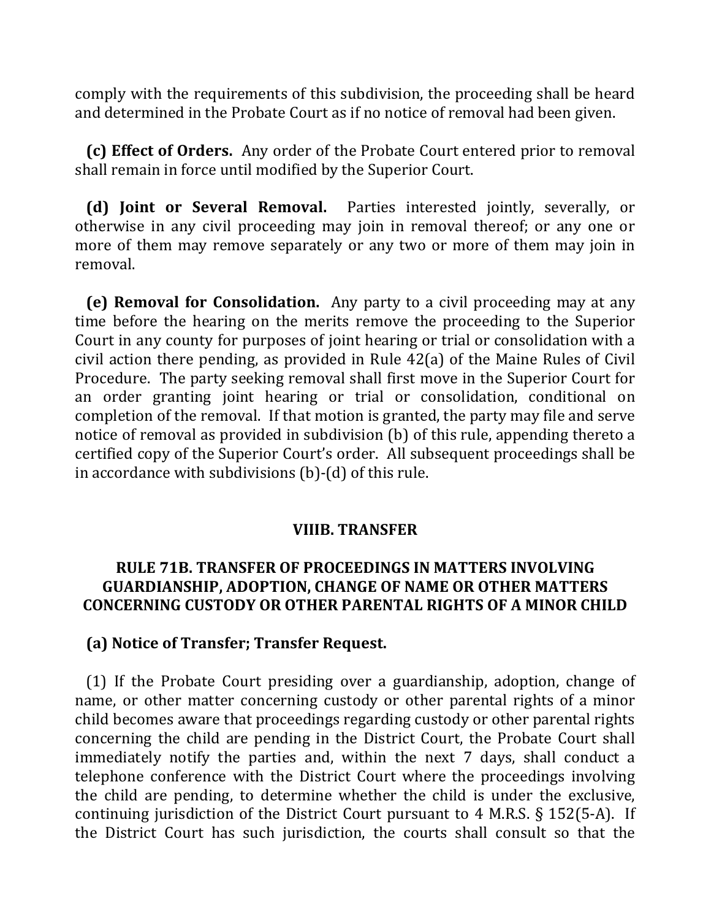comply with the requirements of this subdivision, the proceeding shall be heard and determined in the Probate Court as if no notice of removal had been given.

**(c) Effect of Orders.** Any order of the Probate Court entered prior to removal shall remain in force until modified by the Superior Court.

**(d) Joint or Several Removal.** Parties interested jointly, severally, or otherwise in any civil proceeding may join in removal thereof; or any one or more of them may remove separately or any two or more of them may join in removal.

**(e) Removal for Consolidation.** Any party to a civil proceeding may at any time before the hearing on the merits remove the proceeding to the Superior Court in any county for purposes of joint hearing or trial or consolidation with a civil action there pending, as provided in Rule 42(a) of the Maine Rules of Civil Procedure. The party seeking removal shall first move in the Superior Court for an order granting joint hearing or trial or consolidation, conditional on completion of the removal. If that motion is granted, the party may file and serve notice of removal as provided in subdivision (b) of this rule, appending thereto a certified copy of the Superior Court's order. All subsequent proceedings shall be in accordance with subdivisions (b)-(d) of this rule.

## VIIIB. TRANSFER

### RULE 71B. TRANSFER OF PROCEEDINGS IN MATTERS INVOLVING GUARDIANSHIP, ADOPTION, CHANGE OF NAME OR OTHER MATTERS CONCERNING CUSTODY OR OTHER PARENTAL RIGHTS OF A MINOR CHILD

**(a) Notice of Transfer; Transfer Request.**

(1) If the Probate Court presiding over a guardianship, adoption, change of name, or other matter concerning custody or other parental rights of a minor child becomes aware that proceedings regarding custody or other parental rights concerning the child are pending in the District Court, the Probate Court shall immediately notify the parties and, within the next 7 days, shall conduct a telephone conference with the District Court where the proceedings involving the child are pending, to determine whether the child is under the exclusive, continuing jurisdiction of the District Court pursuant to 4 M.R.S. § 152(5-A). If the District Court has such jurisdiction, the courts shall consult so that the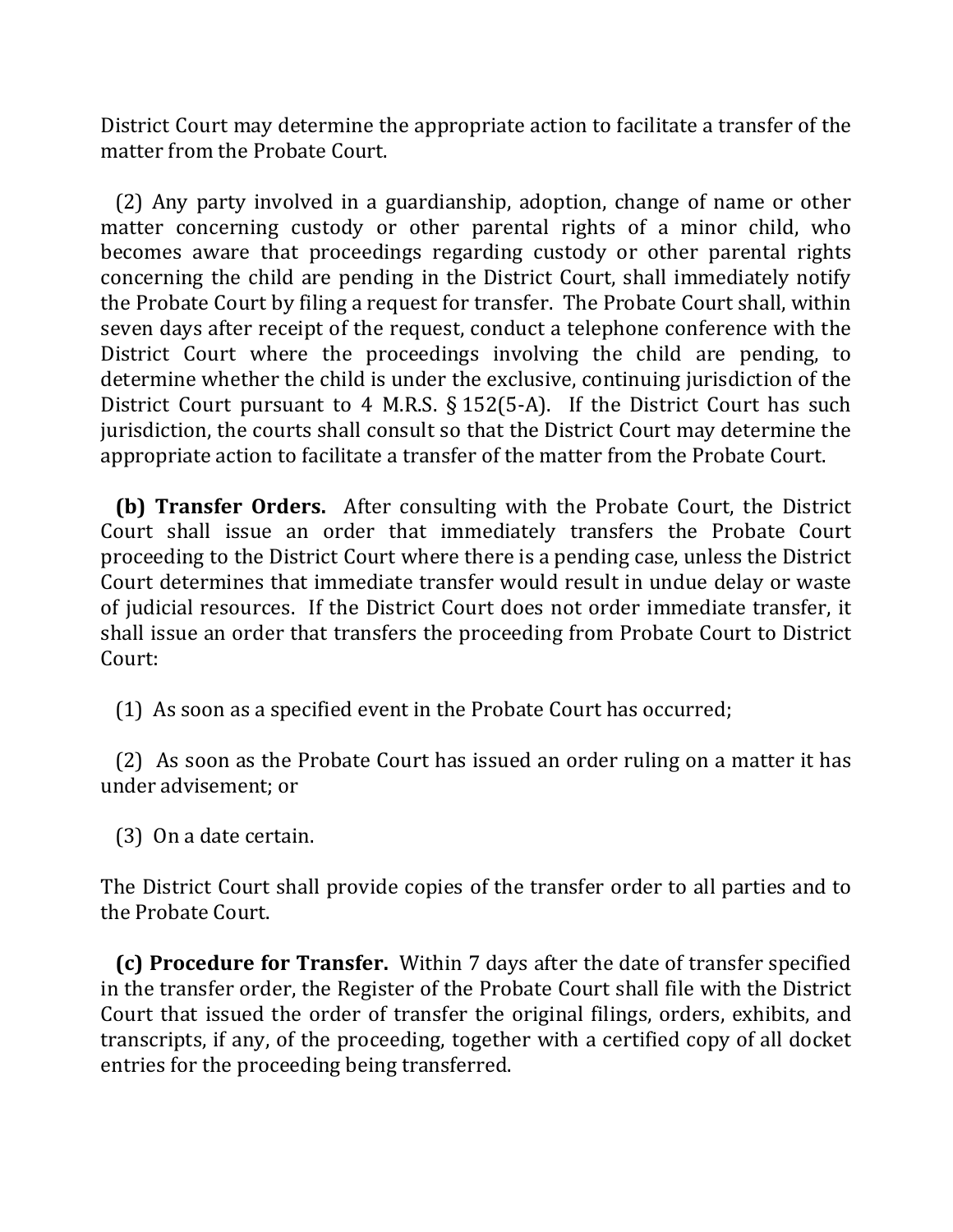District Court may determine the appropriate action to facilitate a transfer of the matter from the Probate Court.

(2) Any party involved in a guardianship, adoption, change of name or other matter concerning custody or other parental rights of a minor child, who becomes aware that proceedings regarding custody or other parental rights concerning the child are pending in the District Court, shall immediately notify the Probate Court by filing a request for transfer. The Probate Court shall, within seven days after receipt of the request, conduct a telephone conference with the District Court where the proceedings involving the child are pending, to determine whether the child is under the exclusive, continuing jurisdiction of the District Court pursuant to 4 M.R.S. § 152(5-A). If the District Court has such jurisdiction, the courts shall consult so that the District Court may determine the appropriate action to facilitate a transfer of the matter from the Probate Court.

**(b) Transfer Orders.** After consulting with the Probate Court, the District Court shall issue an order that immediately transfers the Probate Court proceeding to the District Court where there is a pending case, unless the District Court determines that immediate transfer would result in undue delay or waste of judicial resources. If the District Court does not order immediate transfer, it shall issue an order that transfers the proceeding from Probate Court to District Court:

(1) As soon as a specified event in the Probate Court has occurred;

(2) As soon as the Probate Court has issued an order ruling on a matter it has under advisement; or

(3) On a date certain.

The District Court shall provide copies of the transfer order to all parties and to the Probate Court.

**(c) Procedure for Transfer.** Within 7 days after the date of transfer specified in the transfer order, the Register of the Probate Court shall file with the District Court that issued the order of transfer the original filings, orders, exhibits, and transcripts, if any, of the proceeding, together with a certified copy of all docket entries for the proceeding being transferred.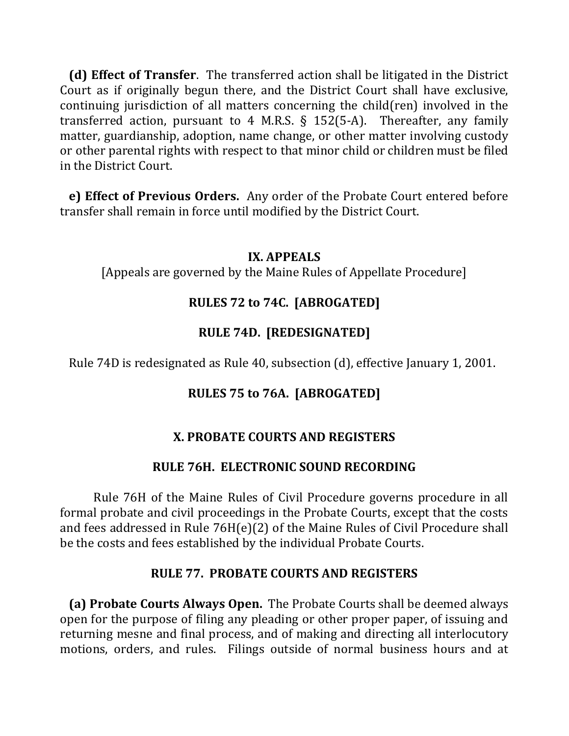**(d) Effect of Transfer**. The transferred action shall be litigated in the District Court as if originally begun there, and the District Court shall have exclusive, continuing jurisdiction of all matters concerning the child(ren) involved in the transferred action, pursuant to 4 M.R.S. § 152(5-A). Thereafter, any family matter, guardianship, adoption, name change, or other matter involving custody or other parental rights with respect to that minor child or children must be filed in the District Court.

**e) Effect of Previous Orders.** Any order of the Probate Court entered before transfer shall remain in force until modified by the District Court.

## IX. APPEALS

[Appeals are governed by the Maine Rules of Appellate Procedure]

### RULES 72 to 74C. [ABROGATED]

### RULE 74D. [REDESIGNATED]

Rule 74D is redesignated as Rule 40, subsection (d), effective January 1, 2001.

### RULES 75 to 76A. [ABROGATED]

## X. PROBATE COURTS AND REGISTERS

### RULE 76H. ELECTRONIC SOUND RECORDING

Rule 76H of the Maine Rules of Civil Procedure governs procedure in all formal probate and civil proceedings in the Probate Courts, except that the costs and fees addressed in Rule 76H(e)(2) of the Maine Rules of Civil Procedure shall be the costs and fees established by the individual Probate Courts.

### RULE 77. PROBATE COURTS AND REGISTERS

**(a) Probate Courts Always Open.** The Probate Courts shall be deemed always open for the purpose of filing any pleading or other proper paper, of issuing and returning mesne and final process, and of making and directing all interlocutory motions, orders, and rules. Filings outside of normal business hours and at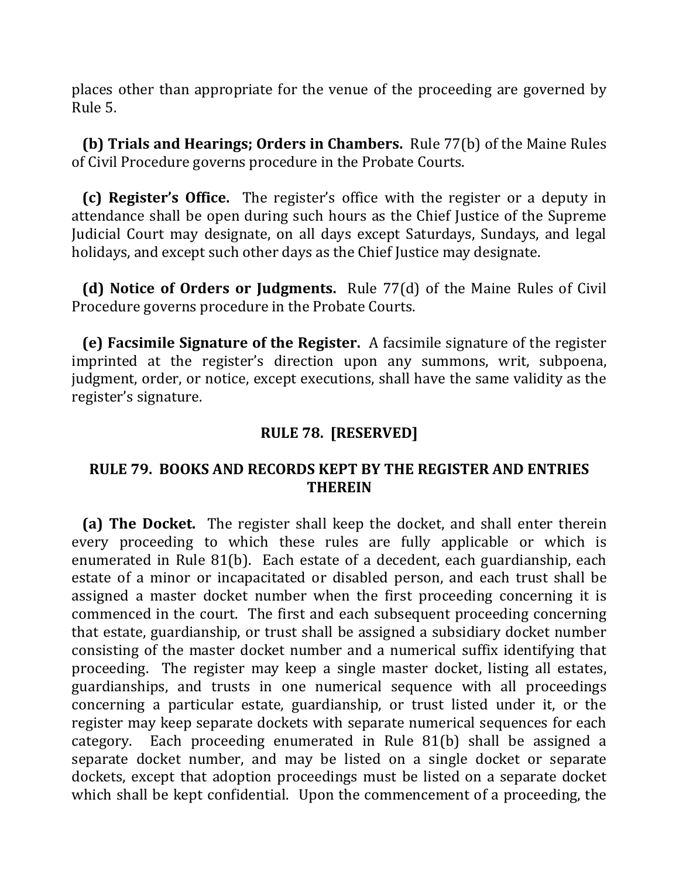places other than appropriate for the venue of the proceeding are governed by Rule 5.

**(b) Trials and Hearings; Orders in Chambers.** Rule 77(b) of the Maine Rules of Civil Procedure governs procedure in the Probate Courts.

**(c) Register's Office.** The register's office with the register or a deputy in attendance shall be open during such hours as the Chief Justice of the Supreme Judicial Court may designate, on all days except Saturdays, Sundays, and legal holidays, and except such other days as the Chief Justice may designate.

**(d) Notice of Orders or Judgments.** Rule 77(d) of the Maine Rules of Civil Procedure governs procedure in the Probate Courts.

**(e) Facsimile Signature of the Register.** A facsimile signature of the register imprinted at the register's direction upon any summons, writ, subpoena, judgment, order, or notice, except executions, shall have the same validity as the register's signature.

## RULE 78. [RESERVED]

## RULE 79. BOOKS AND RECORDS KEPT BY THE REGISTER AND ENTRIES THEREIN

**(a) The Docket.** The register shall keep the docket, and shall enter therein every proceeding to which these rules are fully applicable or which is enumerated in Rule 81(b). Each estate of a decedent, each guardianship, each estate of a minor or incapacitated or disabled person, and each trust shall be assigned a master docket number when the first proceeding concerning it is commenced in the court. The first and each subsequent proceeding concerning that estate, guardianship, or trust shall be assigned a subsidiary docket number consisting of the master docket number and a numerical suffix identifying that proceeding. The register may keep a single master docket, listing all estates, guardianships, and trusts in one numerical sequence with all proceedings concerning a particular estate, guardianship, or trust listed under it, or the register may keep separate dockets with separate numerical sequences for each category. Each proceeding enumerated in Rule 81(b) shall be assigned a separate docket number, and may be listed on a single docket or separate dockets, except that adoption proceedings must be listed on a separate docket which shall be kept confidential. Upon the commencement of a proceeding, the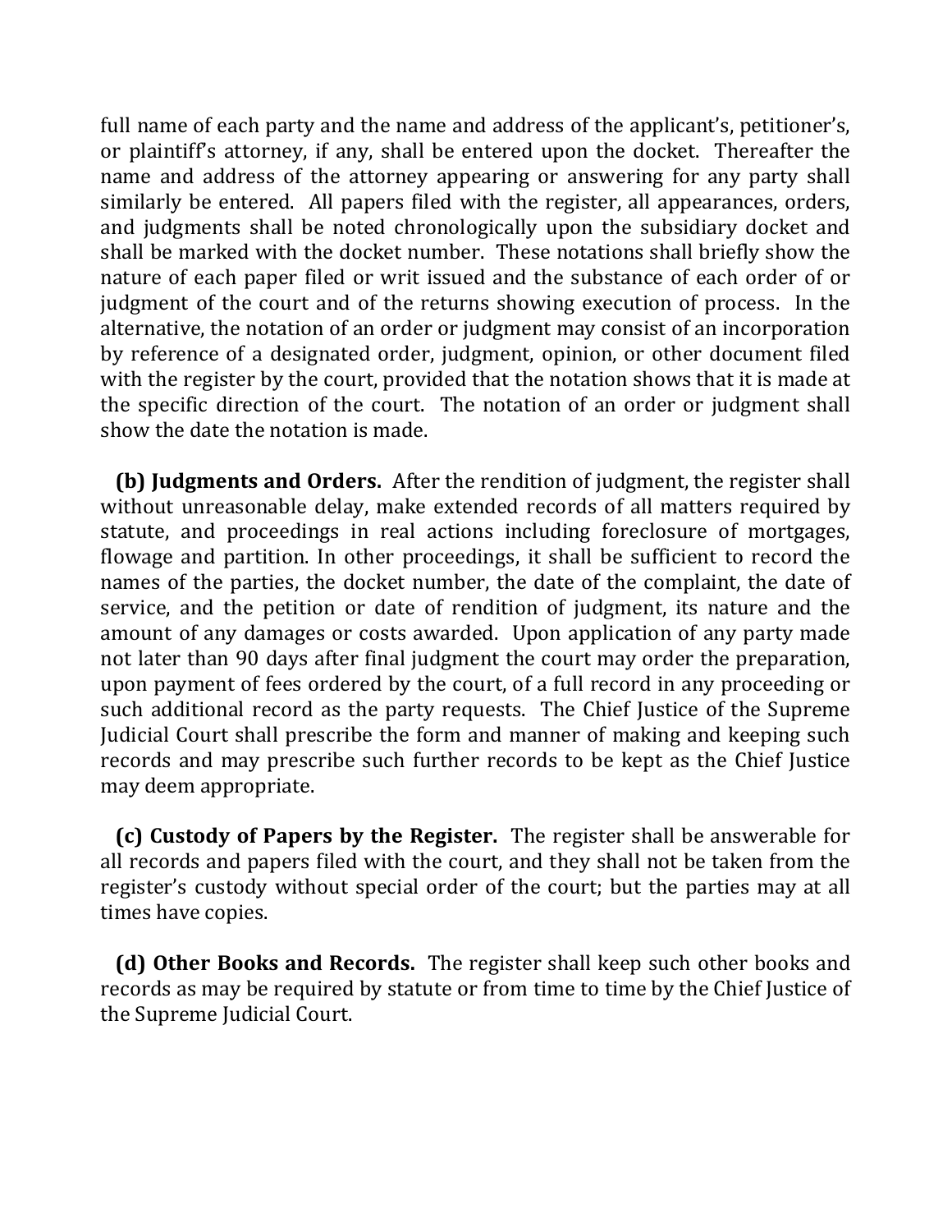full name of each party and the name and address of the applicant's, petitioner's, or plaintiff's attorney, if any, shall be entered upon the docket. Thereafter the name and address of the attorney appearing or answering for any party shall similarly be entered. All papers filed with the register, all appearances, orders, and judgments shall be noted chronologically upon the subsidiary docket and shall be marked with the docket number. These notations shall briefly show the nature of each paper filed or writ issued and the substance of each order of or judgment of the court and of the returns showing execution of process. In the alternative, the notation of an order or judgment may consist of an incorporation by reference of a designated order, judgment, opinion, or other document filed with the register by the court, provided that the notation shows that it is made at the specific direction of the court. The notation of an order or judgment shall show the date the notation is made.

**(b) Judgments and Orders.** After the rendition of judgment, the register shall without unreasonable delay, make extended records of all matters required by statute, and proceedings in real actions including foreclosure of mortgages, flowage and partition. In other proceedings, it shall be sufficient to record the names of the parties, the docket number, the date of the complaint, the date of service, and the petition or date of rendition of judgment, its nature and the amount of any damages or costs awarded. Upon application of any party made not later than 90 days after final judgment the court may order the preparation, upon payment of fees ordered by the court, of a full record in any proceeding or such additional record as the party requests. The Chief Justice of the Supreme Judicial Court shall prescribe the form and manner of making and keeping such records and may prescribe such further records to be kept as the Chief Justice may deem appropriate.

**(c) Custody of Papers by the Register.** The register shall be answerable for all records and papers filed with the court, and they shall not be taken from the register's custody without special order of the court; but the parties may at all times have copies.

**(d) Other Books and Records.** The register shall keep such other books and records as may be required by statute or from time to time by the Chief Justice of the Supreme Judicial Court.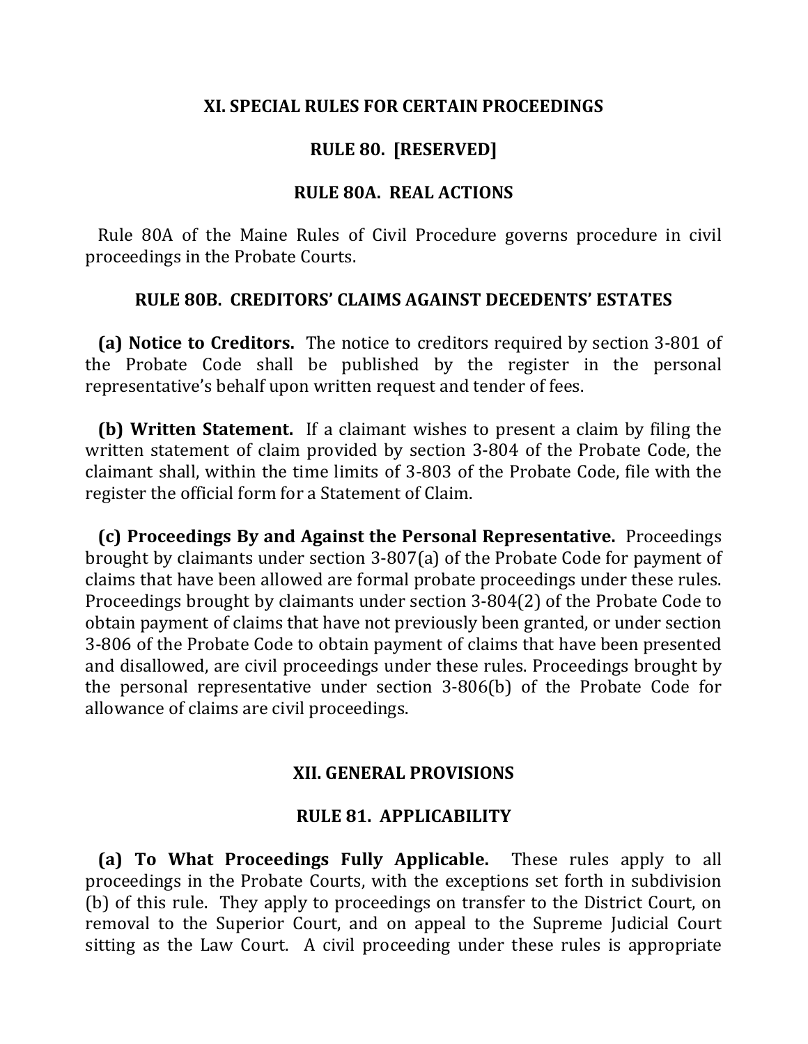## XI. SPECIAL RULES FOR CERTAIN PROCEEDINGS

### RULE 80. [RESERVED]

### RULE 80A. REAL ACTIONS

Rule 80A of the Maine Rules of Civil Procedure governs procedure in civil proceedings in the Probate Courts.

### RULE 80B. CREDITORS' CLAIMS AGAINST DECEDENTS' ESTATES

**(a) Notice to Creditors.** The notice to creditors required by section 3-801 of the Probate Code shall be published by the register in the personal representative's behalf upon written request and tender of fees.

**(b) Written Statement.** If a claimant wishes to present a claim by filing the written statement of claim provided by section 3-804 of the Probate Code, the claimant shall, within the time limits of 3-803 of the Probate Code, file with the register the official form for a Statement of Claim.

**(c) Proceedings By and Against the Personal Representative.** Proceedings brought by claimants under section 3-807(a) of the Probate Code for payment of claims that have been allowed are formal probate proceedings under these rules. Proceedings brought by claimants under section 3-804(2) of the Probate Code to obtain payment of claims that have not previously been granted, or under section 3-806 of the Probate Code to obtain payment of claims that have been presented and disallowed, are civil proceedings under these rules. Proceedings brought by the personal representative under section 3-806(b) of the Probate Code for allowance of claims are civil proceedings.

## XII. GENERAL PROVISIONS

### RULE 81. APPLICABILITY

**(a) To What Proceedings Fully Applicable.** These rules apply to all proceedings in the Probate Courts, with the exceptions set forth in subdivision (b) of this rule. They apply to proceedings on transfer to the District Court, on removal to the Superior Court, and on appeal to the Supreme Judicial Court sitting as the Law Court. A civil proceeding under these rules is appropriate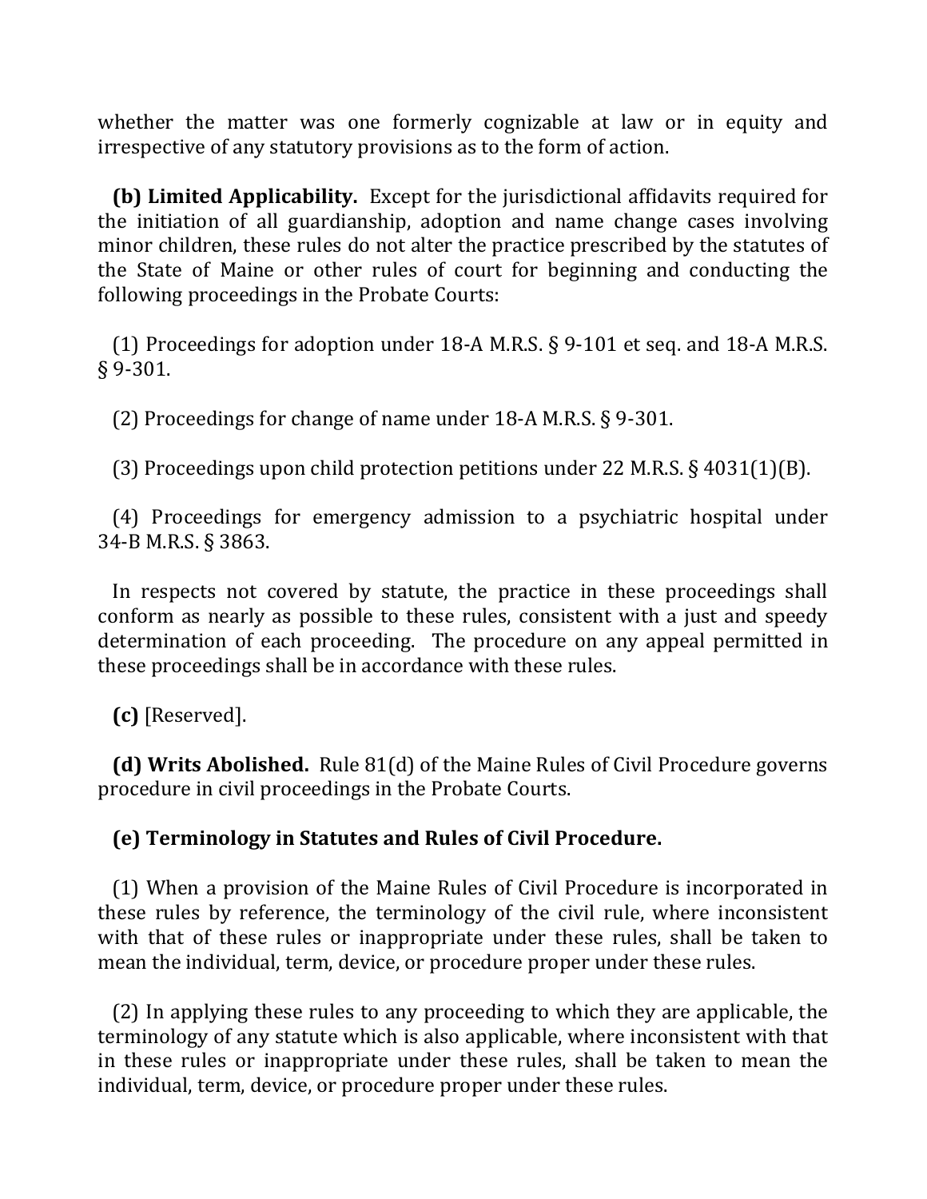whether the matter was one formerly cognizable at law or in equity and irrespective of any statutory provisions as to the form of action.

**(b) Limited Applicability.** Except for the jurisdictional affidavits required for the initiation of all guardianship, adoption and name change cases involving minor children, these rules do not alter the practice prescribed by the statutes of the State of Maine or other rules of court for beginning and conducting the following proceedings in the Probate Courts:

(1) Proceedings for adoption under 18-A M.R.S. § 9-101 et seq. and 18-A M.R.S. § 9-301.

(2) Proceedings for change of name under 18-A M.R.S. § 9-301.

(3) Proceedings upon child protection petitions under 22 M.R.S. § 4031(1)(B).

(4) Proceedings for emergency admission to a psychiatric hospital under 34-B M.R.S. § 3863.

In respects not covered by statute, the practice in these proceedings shall conform as nearly as possible to these rules, consistent with a just and speedy determination of each proceeding. The procedure on any appeal permitted in these proceedings shall be in accordance with these rules.

**(c)** [Reserved].

**(d) Writs Abolished.** Rule 81(d) of the Maine Rules of Civil Procedure governs procedure in civil proceedings in the Probate Courts.

**(e) Terminology in Statutes and Rules of Civil Procedure.**

(1) When a provision of the Maine Rules of Civil Procedure is incorporated in these rules by reference, the terminology of the civil rule, where inconsistent with that of these rules or inappropriate under these rules, shall be taken to mean the individual, term, device, or procedure proper under these rules.

(2) In applying these rules to any proceeding to which they are applicable, the terminology of any statute which is also applicable, where inconsistent with that in these rules or inappropriate under these rules, shall be taken to mean the individual, term, device, or procedure proper under these rules.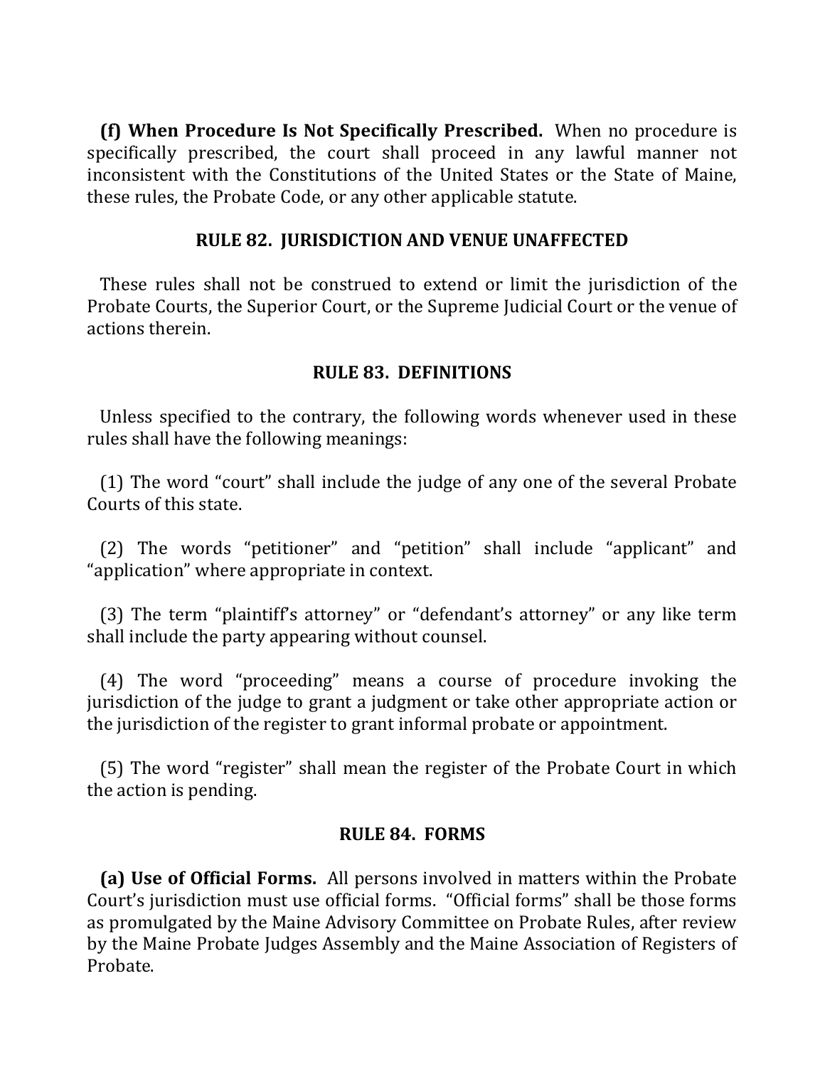**(f) When Procedure Is Not Specifically Prescribed.** When no procedure is specifically prescribed, the court shall proceed in any lawful manner not inconsistent with the Constitutions of the United States or the State of Maine, these rules, the Probate Code, or any other applicable statute.

## RULE 82. JURISDICTION AND VENUE UNAFFECTED

These rules shall not be construed to extend or limit the jurisdiction of the Probate Courts, the Superior Court, or the Supreme Judicial Court or the venue of actions therein.

## RULE 83. DEFINITIONS

Unless specified to the contrary, the following words whenever used in these rules shall have the following meanings:

(1) The word “court” shall include the judge of any one of the several Probate Courts of this state.

(2) The words “petitioner” and “petition” shall include “applicant” and “application” where appropriate in context.

(3) The term “plaintiff’s attorney” or “defendant’s attorney” or any like term shall include the party appearing without counsel.

(4) The word “proceeding” means a course of procedure invoking the jurisdiction of the judge to grant a judgment or take other appropriate action or the jurisdiction of the register to grant informal probate or appointment.

(5) The word “register” shall mean the register of the Probate Court in which the action is pending.

## RULE 84. FORMS

**(a) Use of Official Forms.** All persons involved in matters within the Probate Court’s jurisdiction must use official forms. “Official forms” shall be those forms as promulgated by the Maine Advisory Committee on Probate Rules, after review by the Maine Probate Judges Assembly and the Maine Association of Registers of Probate.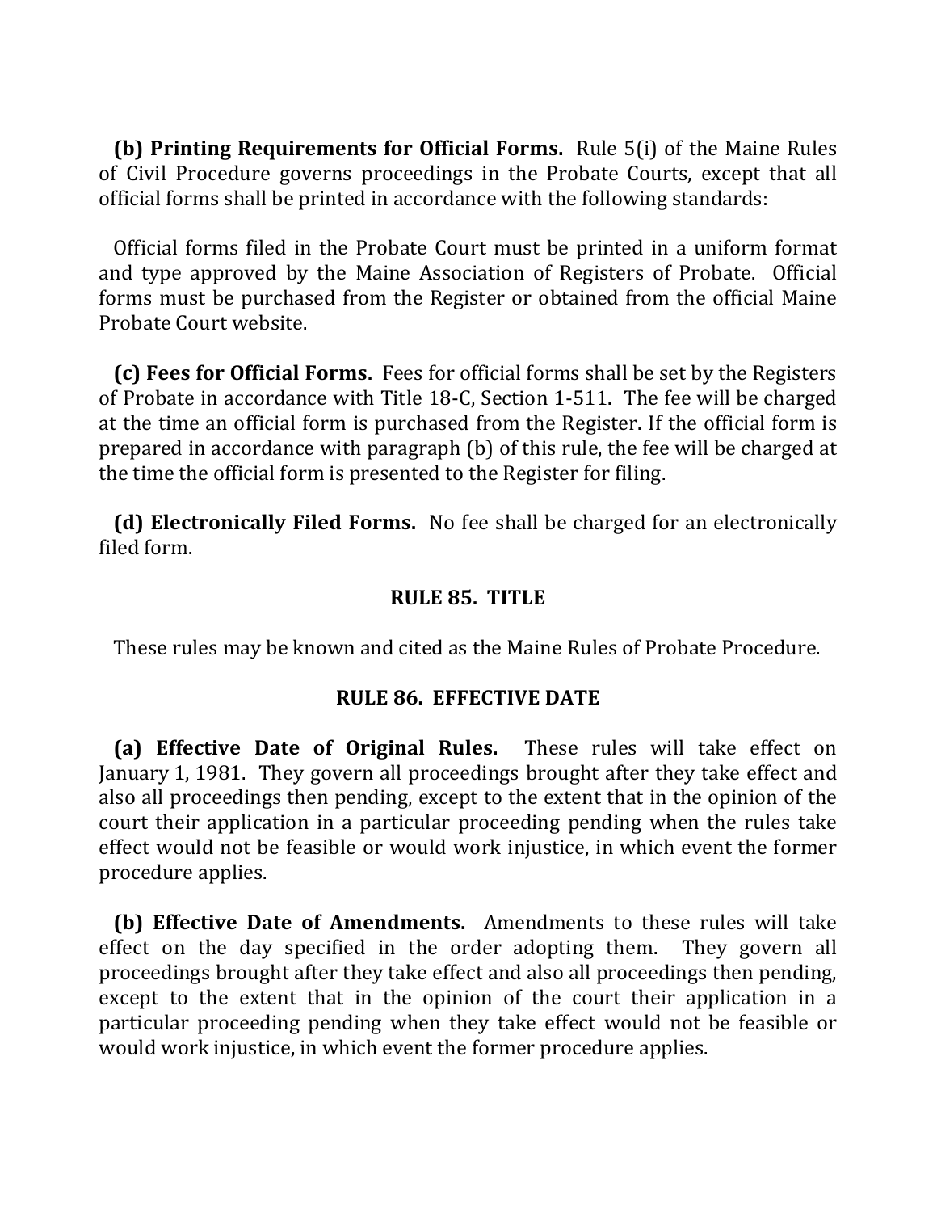**(b) Printing Requirements for Official Forms.** Rule 5(i) of the Maine Rules of Civil Procedure governs proceedings in the Probate Courts, except that all official forms shall be printed in accordance with the following standards:

Official forms filed in the Probate Court must be printed in a uniform format and type approved by the Maine Association of Registers of Probate. Official forms must be purchased from the Register or obtained from the official Maine Probate Court website.

**(c) Fees for Official Forms.** Fees for official forms shall be set by the Registers of Probate in accordance with Title 18-C, Section 1-511. The fee will be charged at the time an official form is purchased from the Register. If the official form is prepared in accordance with paragraph (b) of this rule, the fee will be charged at the time the official form is presented to the Register for filing.

**(d) Electronically Filed Forms.** No fee shall be charged for an electronically filed form.

## RULE 85. TITLE

These rules may be known and cited as the Maine Rules of Probate Procedure.

## RULE 86. EFFECTIVE DATE

**(a) Effective Date of Original Rules.** These rules will take effect on January 1, 1981. They govern all proceedings brought after they take effect and also all proceedings then pending, except to the extent that in the opinion of the court their application in a particular proceeding pending when the rules take effect would not be feasible or would work injustice, in which event the former procedure applies.

**(b) Effective Date of Amendments.** Amendments to these rules will take effect on the day specified in the order adopting them. They govern all proceedings brought after they take effect and also all proceedings then pending, except to the extent that in the opinion of the court their application in a particular proceeding pending when they take effect would not be feasible or would work injustice, in which event the former procedure applies.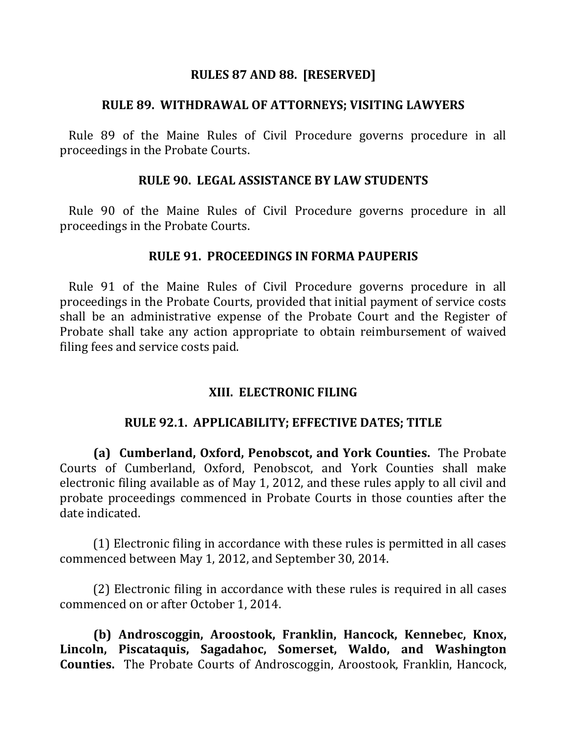## RULES 87 AND 88. [RESERVED]

## RULE 89. WITHDRAWAL OF ATTORNEYS; VISITING LAWYERS

Rule 89 of the Maine Rules of Civil Procedure governs procedure in all proceedings in the Probate Courts.

## RULE 90. LEGAL ASSISTANCE BY LAW STUDENTS

Rule 90 of the Maine Rules of Civil Procedure governs procedure in all proceedings in the Probate Courts.

## RULE 91. PROCEEDINGS IN FORMA PAUPERIS

Rule 91 of the Maine Rules of Civil Procedure governs procedure in all proceedings in the Probate Courts, provided that initial payment of service costs shall be an administrative expense of the Probate Court and the Register of Probate shall take any action appropriate to obtain reimbursement of waived filing fees and service costs paid.

# XIII. ELECTRONIC FILING

## RULE 92.1. APPLICABILITY; EFFECTIVE DATES; TITLE

**(a) Cumberland, Oxford, Penobscot, and York Counties.** The Probate Courts of Cumberland, Oxford, Penobscot, and York Counties shall make electronic filing available as of May 1, 2012, and these rules apply to all civil and probate proceedings commenced in Probate Courts in those counties after the date indicated.

(1) Electronic filing in accordance with these rules is permitted in all cases commenced between May 1, 2012, and September 30, 2014.

(2) Electronic filing in accordance with these rules is required in all cases commenced on or after October 1, 2014.

**(b) Androscoggin, Aroostook, Franklin, Hancock, Kennebec, Knox, Lincoln, Piscataquis, Sagadahoc, Somerset, Waldo, and Washington Counties.** The Probate Courts of Androscoggin, Aroostook, Franklin, Hancock,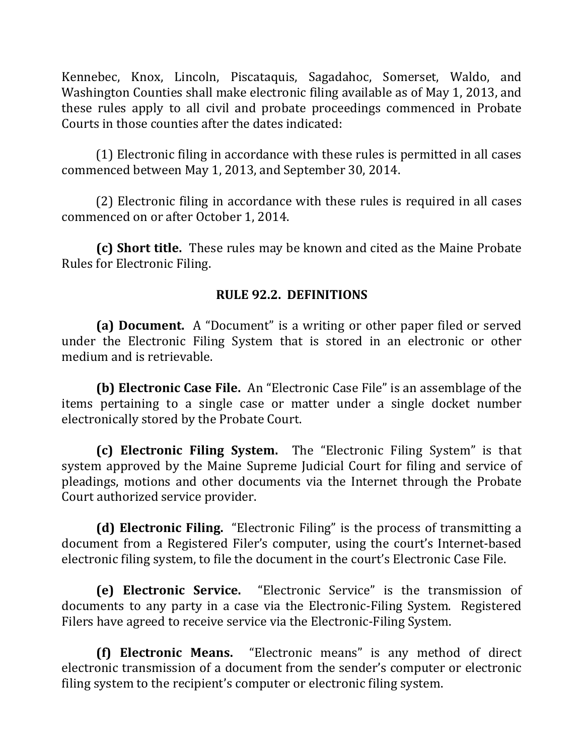Kennebec, Knox, Lincoln, Piscataquis, Sagadahoc, Somerset, Waldo, and Washington Counties shall make electronic filing available as of May 1, 2013, and these rules apply to all civil and probate proceedings commenced in Probate Courts in those counties after the dates indicated:

(1) Electronic filing in accordance with these rules is permitted in all cases commenced between May 1, 2013, and September 30, 2014.

(2) Electronic filing in accordance with these rules is required in all cases commenced on or after October 1, 2014.

**(c) Short title.** These rules may be known and cited as the Maine Probate Rules for Electronic Filing.

## RULE 92.2. DEFINITIONS

**(a) Document.** A "Document" is a writing or other paper filed or served under the Electronic Filing System that is stored in an electronic or other medium and is retrievable.

**(b) Electronic Case File.** An "Electronic Case File" is an assemblage of the items pertaining to a single case or matter under a single docket number electronically stored by the Probate Court.

**(c) Electronic Filing System.** The "Electronic Filing System" is that system approved by the Maine Supreme Judicial Court for filing and service of pleadings, motions and other documents via the Internet through the Probate Court authorized service provider.

**(d) Electronic Filing.** "Electronic Filing" is the process of transmitting a document from a Registered Filer's computer, using the court's Internet-based electronic filing system, to file the document in the court's Electronic Case File.

**(e) Electronic Service.** "Electronic Service" is the transmission of documents to any party in a case via the Electronic-Filing System. Registered Filers have agreed to receive service via the Electronic-Filing System.

**(f) Electronic Means.** "Electronic means" is any method of direct electronic transmission of a document from the sender's computer or electronic filing system to the recipient's computer or electronic filing system.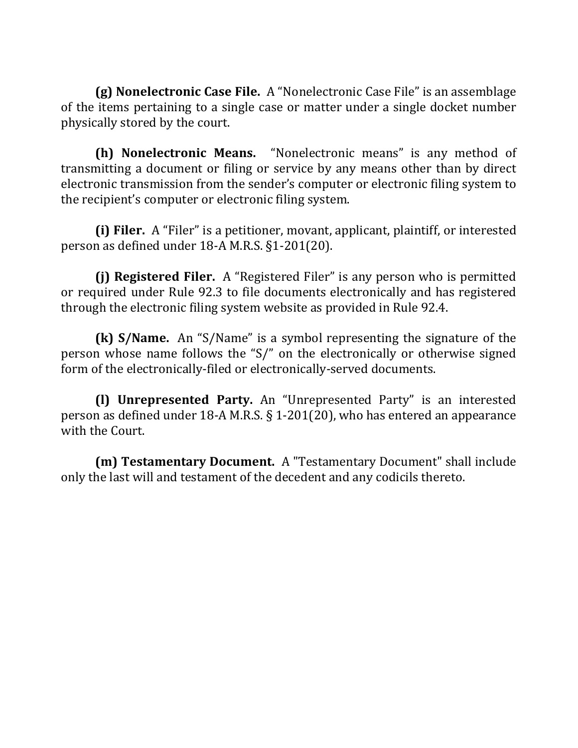**(g) Nonelectronic Case File.** A "Nonelectronic Case File" is an assemblage of the items pertaining to a single case or matter under a single docket number physically stored by the court.

**(h) Nonelectronic Means.** "Nonelectronic means" is any method of transmitting a document or filing or service by any means other than by direct electronic transmission from the sender's computer or electronic filing system to the recipient's computer or electronic filing system.

**(i) Filer.** A "Filer" is a petitioner, movant, applicant, plaintiff, or interested person as defined under 18-A M.R.S. §1-201(20).

**(j) Registered Filer.** A "Registered Filer" is any person who is permitted or required under Rule 92.3 to file documents electronically and has registered through the electronic filing system website as provided in Rule 92.4.

**(k) S/Name.** An "S/Name" is a symbol representing the signature of the person whose name follows the "S/" on the electronically or otherwise signed form of the electronically-filed or electronically-served documents.

**(l) Unrepresented Party.** An "Unrepresented Party" is an interested person as defined under 18-A M.R.S. § 1-201(20), who has entered an appearance with the Court.

**(m) Testamentary Document.** A "Testamentary Document" shall include only the last will and testament of the decedent and any codicils thereto.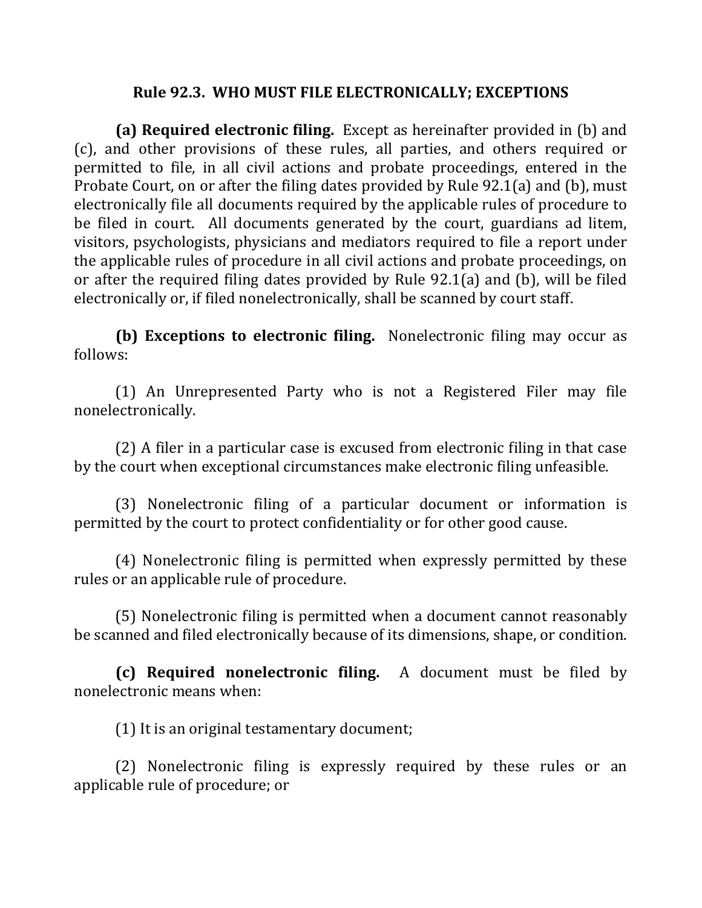### Rule 92.3. WHO MUST FILE ELECTRONICALLY; EXCEPTIONS

**(a) Required electronic filing.** Except as hereinafter provided in (b) and (c), and other provisions of these rules, all parties, and others required or permitted to file, in all civil actions and probate proceedings, entered in the Probate Court, on or after the filing dates provided by Rule 92.1(a) and (b), must electronically file all documents required by the applicable rules of procedure to be filed in court. All documents generated by the court, guardians ad litem, visitors, psychologists, physicians and mediators required to file a report under the applicable rules of procedure in all civil actions and probate proceedings, on or after the required filing dates provided by Rule 92.1(a) and (b), will be filed electronically or, if filed nonelectronically, shall be scanned by court staff.

**(b) Exceptions to electronic filing.** Nonelectronic filing may occur as follows:

(1) An Unrepresented Party who is not a Registered Filer may file nonelectronically.

(2) A filer in a particular case is excused from electronic filing in that case by the court when exceptional circumstances make electronic filing unfeasible.

(3) Nonelectronic filing of a particular document or information is permitted by the court to protect confidentiality or for other good cause.

(4) Nonelectronic filing is permitted when expressly permitted by these rules or an applicable rule of procedure.

(5) Nonelectronic filing is permitted when a document cannot reasonably be scanned and filed electronically because of its dimensions, shape, or condition.

**(c) Required nonelectronic filing.** A document must be filed by nonelectronic means when:

(1) It is an original testamentary document;

(2) Nonelectronic filing is expressly required by these rules or an applicable rule of procedure; or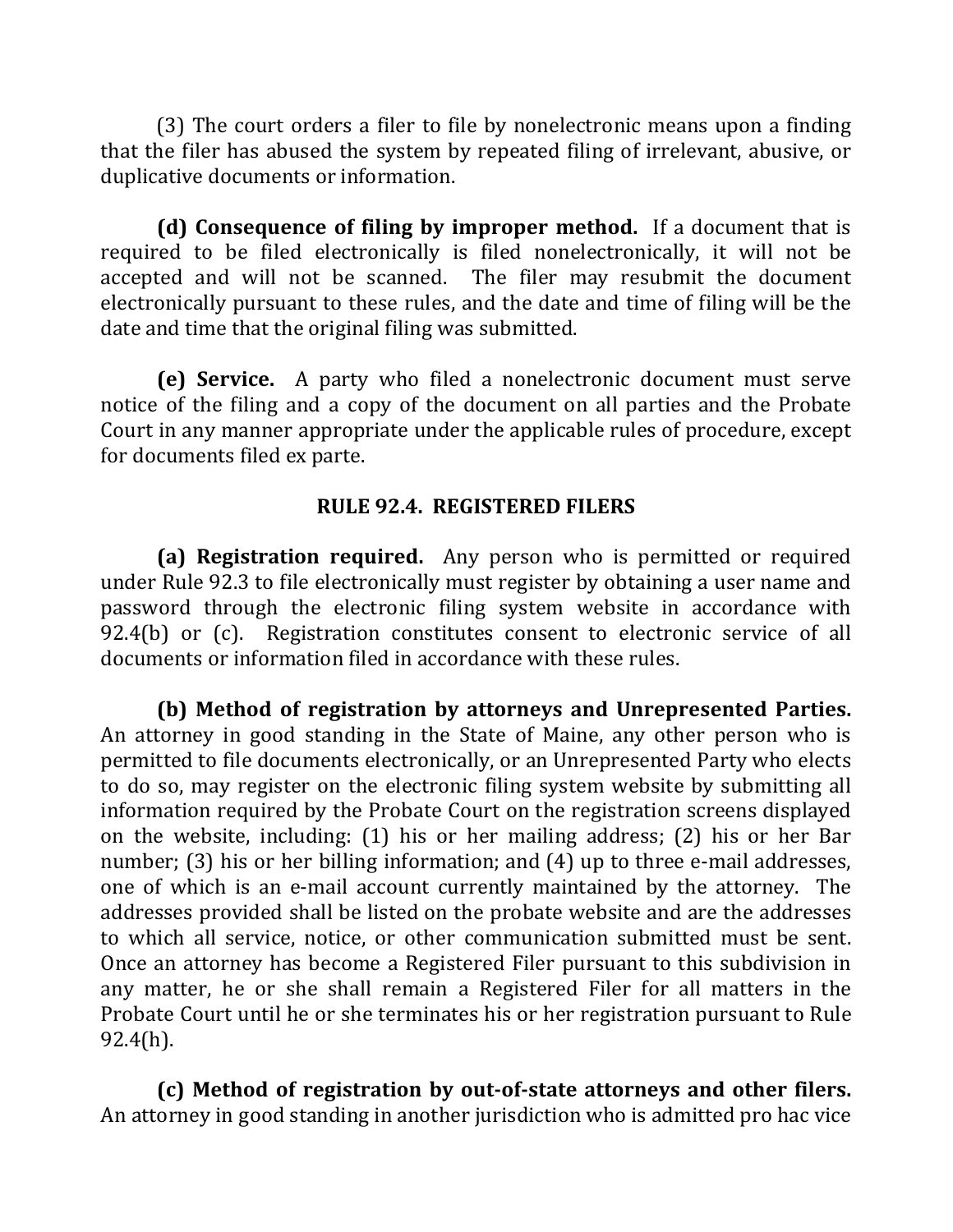(3) The court orders a filer to file by nonelectronic means upon a finding that the filer has abused the system by repeated filing of irrelevant, abusive, or duplicative documents or information.

**(d) Consequence of filing by improper method.** If a document that is required to be filed electronically is filed nonelectronically, it will not be accepted and will not be scanned. The filer may resubmit the document electronically pursuant to these rules, and the date and time of filing will be the date and time that the original filing was submitted.

**(e) Service.** A party who filed a nonelectronic document must serve notice of the filing and a copy of the document on all parties and the Probate Court in any manner appropriate under the applicable rules of procedure, except for documents filed ex parte.

## RULE 92.4. REGISTERED FILERS

**(a) Registration required.** Any person who is permitted or required under Rule 92.3 to file electronically must register by obtaining a user name and password through the electronic filing system website in accordance with 92.4(b) or (c). Registration constitutes consent to electronic service of all documents or information filed in accordance with these rules.

**(b) Method of registration by attorneys and Unrepresented Parties.** An attorney in good standing in the State of Maine, any other person who is permitted to file documents electronically, or an Unrepresented Party who elects to do so, may register on the electronic filing system website by submitting all information required by the Probate Court on the registration screens displayed on the website, including: (1) his or her mailing address; (2) his or her Bar number; (3) his or her billing information; and (4) up to three e-mail addresses, one of which is an e-mail account currently maintained by the attorney. The addresses provided shall be listed on the probate website and are the addresses to which all service, notice, or other communication submitted must be sent. Once an attorney has become a Registered Filer pursuant to this subdivision in any matter, he or she shall remain a Registered Filer for all matters in the Probate Court until he or she terminates his or her registration pursuant to Rule 92.4(h).

**(c) Method of registration by out-of-state attorneys and other filers.** An attorney in good standing in another jurisdiction who is admitted pro hac vice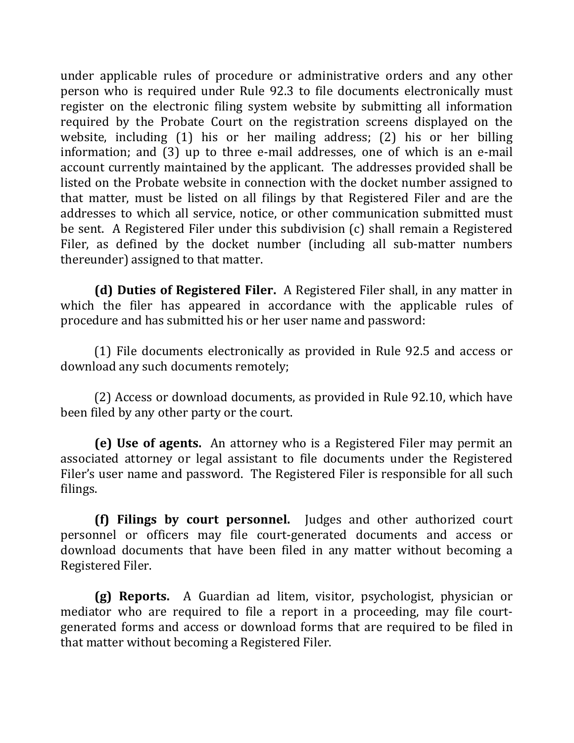under applicable rules of procedure or administrative orders and any other person who is required under Rule 92.3 to file documents electronically must register on the electronic filing system website by submitting all information required by the Probate Court on the registration screens displayed on the website, including (1) his or her mailing address; (2) his or her billing information; and (3) up to three e-mail addresses, one of which is an e-mail account currently maintained by the applicant. The addresses provided shall be listed on the Probate website in connection with the docket number assigned to that matter, must be listed on all filings by that Registered Filer and are the addresses to which all service, notice, or other communication submitted must be sent. A Registered Filer under this subdivision (c) shall remain a Registered Filer, as defined by the docket number (including all sub-matter numbers thereunder) assigned to that matter.

**(d) Duties of Registered Filer.** A Registered Filer shall, in any matter in which the filer has appeared in accordance with the applicable rules of procedure and has submitted his or her user name and password:

(1) File documents electronically as provided in Rule 92.5 and access or download any such documents remotely;

(2) Access or download documents, as provided in Rule 92.10, which have been filed by any other party or the court.

**(e) Use of agents.** An attorney who is a Registered Filer may permit an associated attorney or legal assistant to file documents under the Registered Filer's user name and password. The Registered Filer is responsible for all such filings.

**(f) Filings by court personnel.** Judges and other authorized court personnel or officers may file court-generated documents and access or download documents that have been filed in any matter without becoming a Registered Filer.

**(g) Reports.** A Guardian ad litem, visitor, psychologist, physician or mediator who are required to file a report in a proceeding, may file court-generated forms and access or download forms that are required to be filed in that matter without becoming a Registered Filer.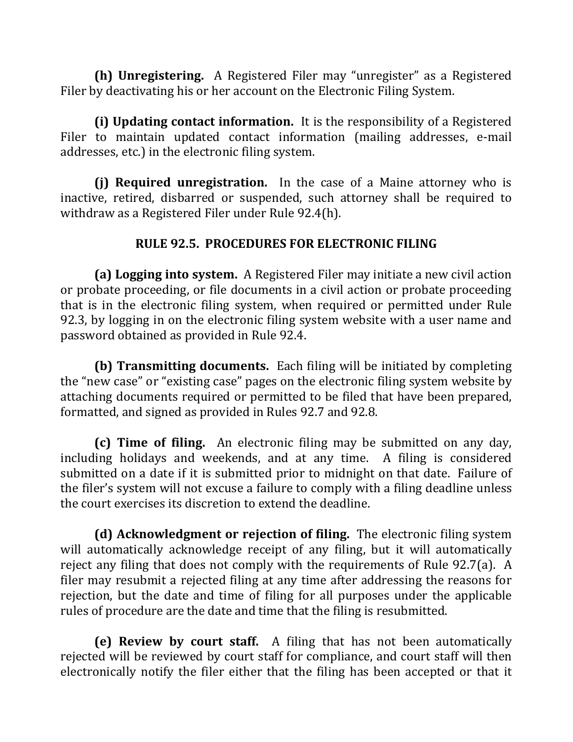**(h) Unregistering.** A Registered Filer may "unregister" as a Registered Filer by deactivating his or her account on the Electronic Filing System.

**(i) Updating contact information.** It is the responsibility of a Registered Filer to maintain updated contact information (mailing addresses, e-mail addresses, etc.) in the electronic filing system.

**(j) Required unregistration.** In the case of a Maine attorney who is inactive, retired, disbarred or suspended, such attorney shall be required to withdraw as a Registered Filer under Rule 92.4(h).

## RULE 92.5. PROCEDURES FOR ELECTRONIC FILING

**(a) Logging into system.** A Registered Filer may initiate a new civil action or probate proceeding, or file documents in a civil action or probate proceeding that is in the electronic filing system, when required or permitted under Rule 92.3, by logging in on the electronic filing system website with a user name and password obtained as provided in Rule 92.4.

**(b) Transmitting documents.** Each filing will be initiated by completing the "new case" or "existing case" pages on the electronic filing system website by attaching documents required or permitted to be filed that have been prepared, formatted, and signed as provided in Rules 92.7 and 92.8.

**(c) Time of filing.** An electronic filing may be submitted on any day, including holidays and weekends, and at any time. A filing is considered submitted on a date if it is submitted prior to midnight on that date. Failure of the filer's system will not excuse a failure to comply with a filing deadline unless the court exercises its discretion to extend the deadline.

**(d) Acknowledgment or rejection of filing.** The electronic filing system will automatically acknowledge receipt of any filing, but it will automatically reject any filing that does not comply with the requirements of Rule 92.7(a). A filer may resubmit a rejected filing at any time after addressing the reasons for rejection, but the date and time of filing for all purposes under the applicable rules of procedure are the date and time that the filing is resubmitted.

**(e) Review by court staff.** A filing that has not been automatically rejected will be reviewed by court staff for compliance, and court staff will then electronically notify the filer either that the filing has been accepted or that it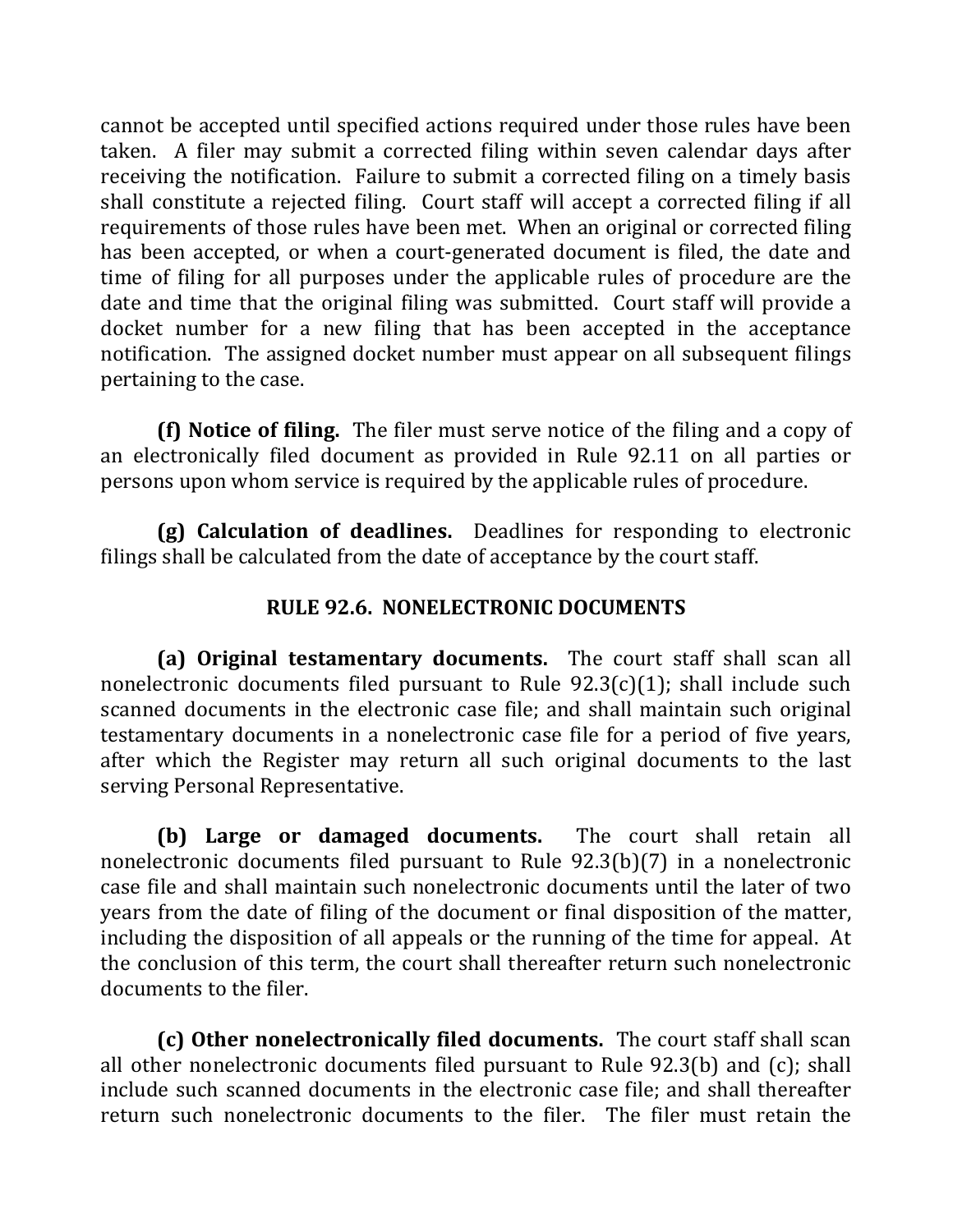cannot be accepted until specified actions required under those rules have been taken. A filer may submit a corrected filing within seven calendar days after receiving the notification. Failure to submit a corrected filing on a timely basis shall constitute a rejected filing. Court staff will accept a corrected filing if all requirements of those rules have been met. When an original or corrected filing has been accepted, or when a court-generated document is filed, the date and time of filing for all purposes under the applicable rules of procedure are the date and time that the original filing was submitted. Court staff will provide a docket number for a new filing that has been accepted in the acceptance notification. The assigned docket number must appear on all subsequent filings pertaining to the case.

**(f) Notice of filing.** The filer must serve notice of the filing and a copy of an electronically filed document as provided in Rule 92.11 on all parties or persons upon whom service is required by the applicable rules of procedure.

**(g) Calculation of deadlines.** Deadlines for responding to electronic filings shall be calculated from the date of acceptance by the court staff.

## RULE 92.6. NONELECTRONIC DOCUMENTS

**(a) Original testamentary documents.** The court staff shall scan all nonelectronic documents filed pursuant to Rule 92.3(c)(1); shall include such scanned documents in the electronic case file; and shall maintain such original testamentary documents in a nonelectronic case file for a period of five years, after which the Register may return all such original documents to the last serving Personal Representative.

**(b) Large or damaged documents.** The court shall retain all nonelectronic documents filed pursuant to Rule 92.3(b)(7) in a nonelectronic case file and shall maintain such nonelectronic documents until the later of two years from the date of filing of the document or final disposition of the matter, including the disposition of all appeals or the running of the time for appeal. At the conclusion of this term, the court shall thereafter return such nonelectronic documents to the filer.

**(c) Other nonelectronically filed documents.** The court staff shall scan all other nonelectronic documents filed pursuant to Rule 92.3(b) and (c); shall include such scanned documents in the electronic case file; and shall thereafter return such nonelectronic documents to the filer. The filer must retain the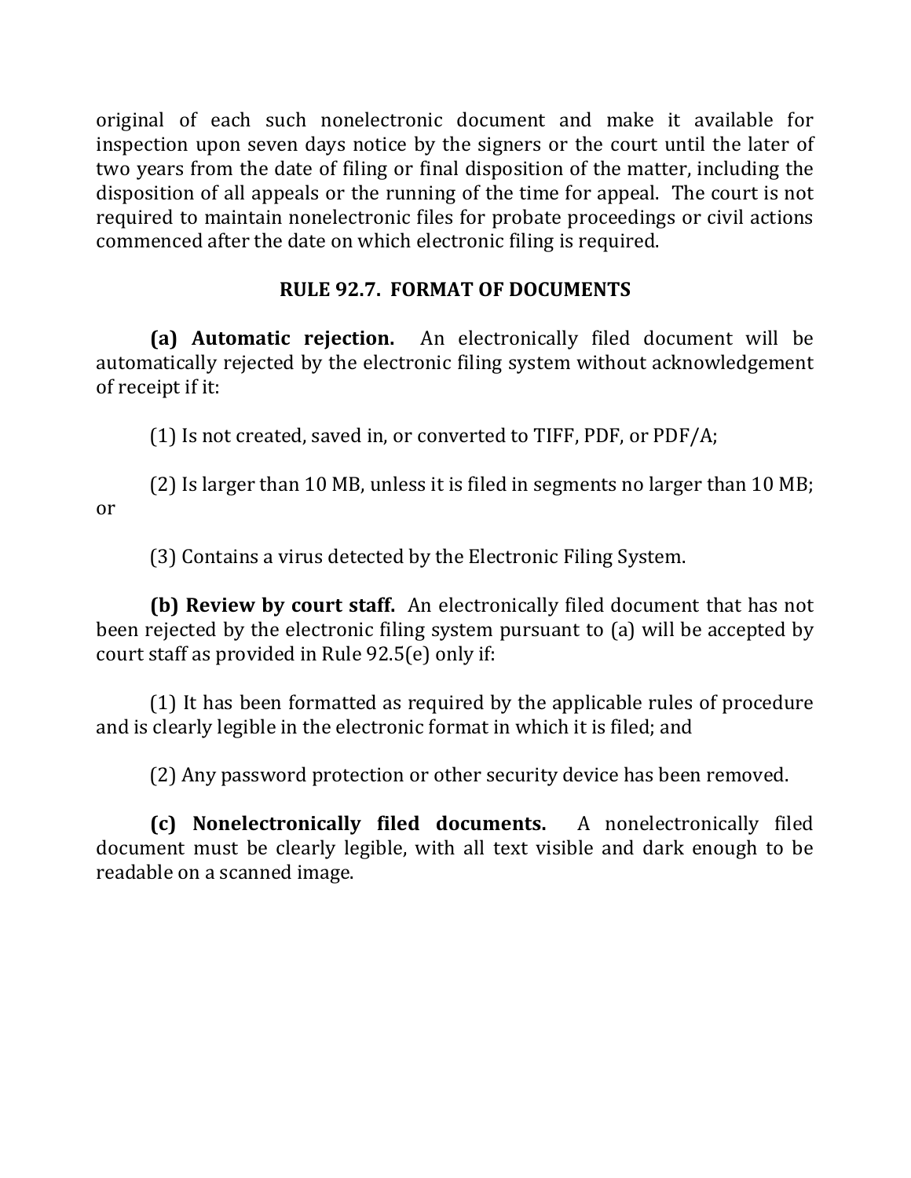original of each such nonelectronic document and make it available for inspection upon seven days notice by the signers or the court until the later of two years from the date of filing or final disposition of the matter, including the disposition of all appeals or the running of the time for appeal. The court is not required to maintain nonelectronic files for probate proceedings or civil actions commenced after the date on which electronic filing is required.

## RULE 92.7. FORMAT OF DOCUMENTS

**(a) Automatic rejection.** An electronically filed document will be automatically rejected by the electronic filing system without acknowledgement of receipt if it:

(1) Is not created, saved in, or converted to TIFF, PDF, or PDF/A;

(2) Is larger than 10 MB, unless it is filed in segments no larger than 10 MB; or

(3) Contains a virus detected by the Electronic Filing System.

**(b) Review by court staff.** An electronically filed document that has not been rejected by the electronic filing system pursuant to (a) will be accepted by court staff as provided in Rule 92.5(e) only if:

(1) It has been formatted as required by the applicable rules of procedure and is clearly legible in the electronic format in which it is filed; and

(2) Any password protection or other security device has been removed.

**(c) Nonelectronically filed documents.** A nonelectronically filed document must be clearly legible, with all text visible and dark enough to be readable on a scanned image.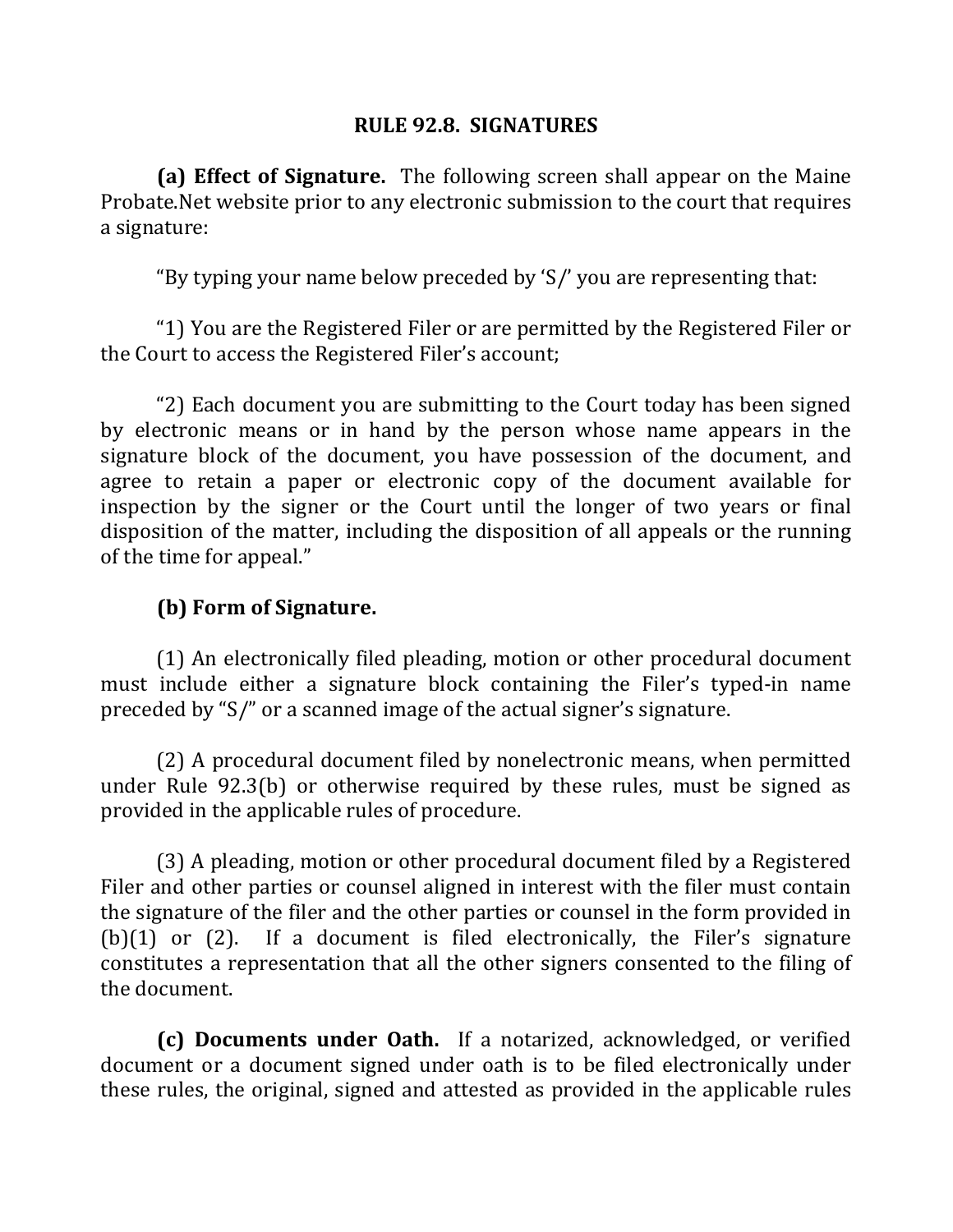## RULE 92.8. SIGNATURES

**(a) Effect of Signature.** The following screen shall appear on the Maine Probate.Net website prior to any electronic submission to the court that requires a signature:

"By typing your name below preceded by 'S/' you are representing that:

"1) You are the Registered Filer or are permitted by the Registered Filer or the Court to access the Registered Filer's account;

"2) Each document you are submitting to the Court today has been signed by electronic means or in hand by the person whose name appears in the signature block of the document, you have possession of the document, and agree to retain a paper or electronic copy of the document available for inspection by the signer or the Court until the longer of two years or final disposition of the matter, including the disposition of all appeals or the running of the time for appeal."

**(b) Form of Signature.**

(1) An electronically filed pleading, motion or other procedural document must include either a signature block containing the Filer's typed-in name preceded by "S/" or a scanned image of the actual signer's signature.

(2) A procedural document filed by nonelectronic means, when permitted under Rule 92.3(b) or otherwise required by these rules, must be signed as provided in the applicable rules of procedure.

(3) A pleading, motion or other procedural document filed by a Registered Filer and other parties or counsel aligned in interest with the filer must contain the signature of the filer and the other parties or counsel in the form provided in (b)(1) or (2). If a document is filed electronically, the Filer's signature constitutes a representation that all the other signers consented to the filing of the document.

**(c) Documents under Oath.** If a notarized, acknowledged, or verified document or a document signed under oath is to be filed electronically under these rules, the original, signed and attested as provided in the applicable rules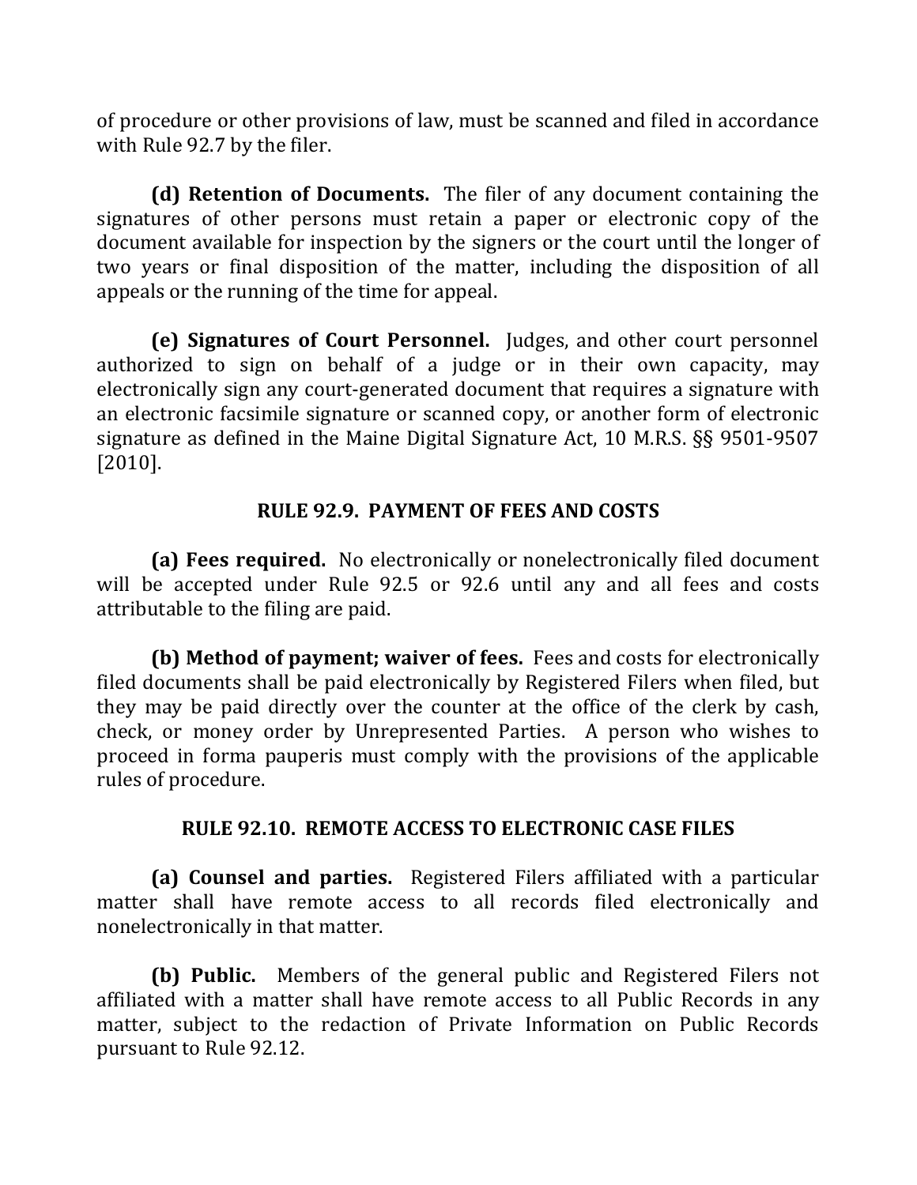of procedure or other provisions of law, must be scanned and filed in accordance with Rule 92.7 by the filer.

**(d) Retention of Documents.** The filer of any document containing the signatures of other persons must retain a paper or electronic copy of the document available for inspection by the signers or the court until the longer of two years or final disposition of the matter, including the disposition of all appeals or the running of the time for appeal.

**(e) Signatures of Court Personnel.** Judges, and other court personnel authorized to sign on behalf of a judge or in their own capacity, may electronically sign any court-generated document that requires a signature with an electronic facsimile signature or scanned copy, or another form of electronic signature as defined in the Maine Digital Signature Act, 10 M.R.S. §§ 9501-9507 [2010].

## RULE 92.9. PAYMENT OF FEES AND COSTS

**(a) Fees required.** No electronically or nonelectronically filed document will be accepted under Rule 92.5 or 92.6 until any and all fees and costs attributable to the filing are paid.

**(b) Method of payment; waiver of fees.** Fees and costs for electronically filed documents shall be paid electronically by Registered Filers when filed, but they may be paid directly over the counter at the office of the clerk by cash, check, or money order by Unrepresented Parties. A person who wishes to proceed in forma pauperis must comply with the provisions of the applicable rules of procedure.

## RULE 92.10. REMOTE ACCESS TO ELECTRONIC CASE FILES

**(a) Counsel and parties.** Registered Filers affiliated with a particular matter shall have remote access to all records filed electronically and nonelectronically in that matter.

**(b) Public.** Members of the general public and Registered Filers not affiliated with a matter shall have remote access to all Public Records in any matter, subject to the redaction of Private Information on Public Records pursuant to Rule 92.12.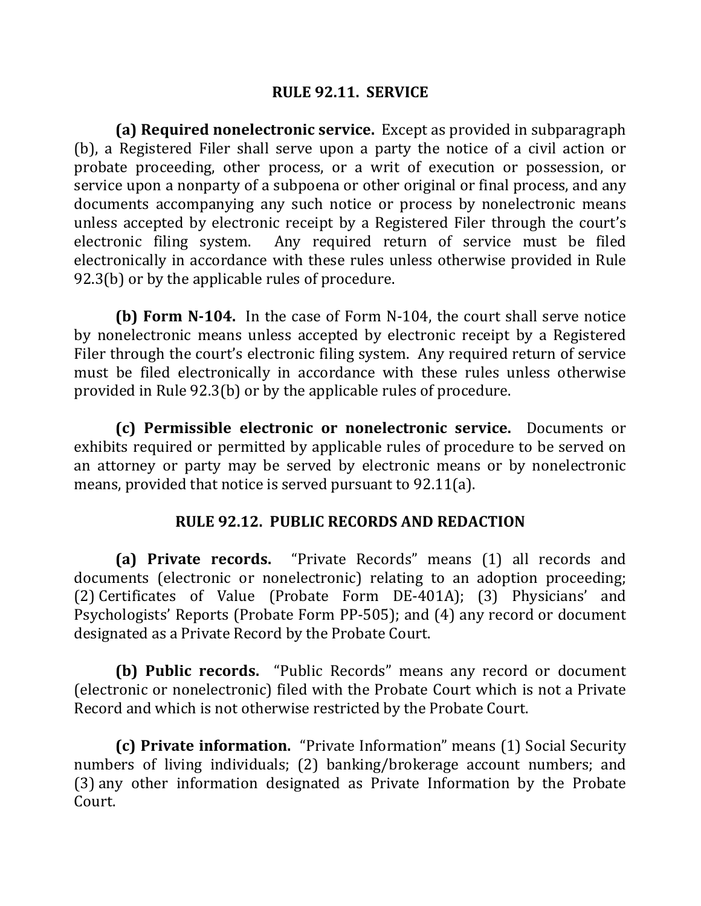## RULE 92.11. SERVICE

**(a) Required nonelectronic service.** Except as provided in subparagraph (b), a Registered Filer shall serve upon a party the notice of a civil action or probate proceeding, other process, or a writ of execution or possession, or service upon a nonparty of a subpoena or other original or final process, and any documents accompanying any such notice or process by nonelectronic means unless accepted by electronic receipt by a Registered Filer through the court's electronic filing system. Any required return of service must be filed electronically in accordance with these rules unless otherwise provided in Rule 92.3(b) or by the applicable rules of procedure.

**(b) Form N-104.** In the case of Form N-104, the court shall serve notice by nonelectronic means unless accepted by electronic receipt by a Registered Filer through the court's electronic filing system. Any required return of service must be filed electronically in accordance with these rules unless otherwise provided in Rule 92.3(b) or by the applicable rules of procedure.

**(c) Permissible electronic or nonelectronic service.** Documents or exhibits required or permitted by applicable rules of procedure to be served on an attorney or party may be served by electronic means or by nonelectronic means, provided that notice is served pursuant to 92.11(a).

## RULE 92.12. PUBLIC RECORDS AND REDACTION

**(a) Private records.** "Private Records" means (1) all records and documents (electronic or nonelectronic) relating to an adoption proceeding; (2) Certificates of Value (Probate Form DE-401A); (3) Physicians' and Psychologists' Reports (Probate Form PP-505); and (4) any record or document designated as a Private Record by the Probate Court.

**(b) Public records.** "Public Records" means any record or document (electronic or nonelectronic) filed with the Probate Court which is not a Private Record and which is not otherwise restricted by the Probate Court.

**(c) Private information.** "Private Information" means (1) Social Security numbers of living individuals; (2) banking/brokerage account numbers; and (3) any other information designated as Private Information by the Probate Court.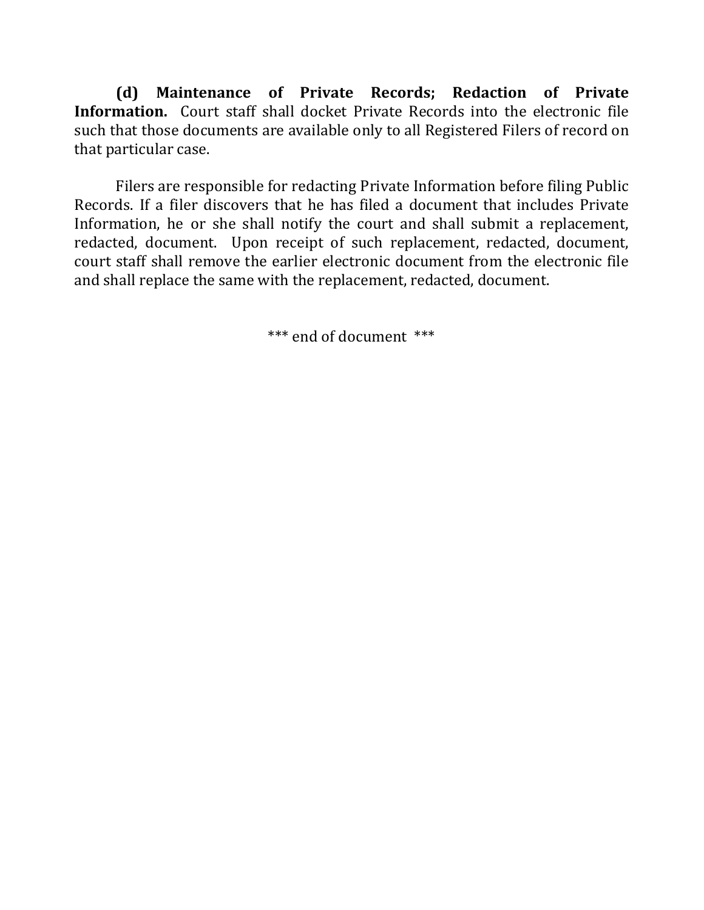**(d) Maintenance of Private Records; Redaction of Private Information.** Court staff shall docket Private Records into the electronic file such that those documents are available only to all Registered Filers of record on that particular case.

Filers are responsible for redacting Private Information before filing Public Records. If a filer discovers that he has filed a document that includes Private Information, he or she shall notify the court and shall submit a replacement, redacted, document. Upon receipt of such replacement, redacted, document, court staff shall remove the earlier electronic document from the electronic file and shall replace the same with the replacement, redacted, document.

*** end of document ***